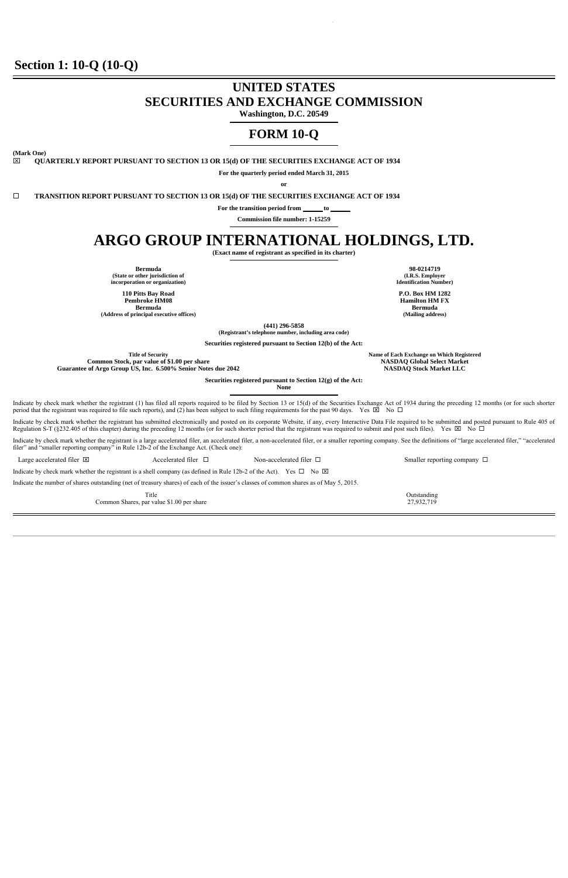# Section 1: 10-Q (10-Q)

# UNITED STATES
# SECURITIES AND EXCHANGE COMMISSION

**Washington, D.C. 20549**

## FORM 10-Q

**(Mark One)**

☒ **QUARTERLY REPORT PURSUANT TO SECTION 13 OR 15(d) OF THE SECURITIES EXCHANGE ACT OF 1934**

**For the quarterly period ended March 31, 2015**

**or**

☐ **TRANSITION REPORT PURSUANT TO SECTION 13 OR 15(d) OF THE SECURITIES EXCHANGE ACT OF 1934**

**For the transition period from ______ to ______**

**Commission file number: 1-15259**

# ARGO GROUP INTERNATIONAL HOLDINGS, LTD.

**(Exact name of registrant as specified in its charter)**

| | |
|---|---|
| **Bermuda**<br>**(State or other jurisdiction of incorporation or organization)** | **98-0214719**<br>**(I.R.S. Employer Identification Number)** |
| **110 Pitts Bay Road**<br>**Pembroke HM08**<br>**Bermuda**<br>**(Address of principal executive offices)** | **P.O. Box HM 1282**<br>**Hamilton HM FX**<br>**Bermuda**<br>**(Mailing address)** |

**(441) 296-5858**
**(Registrant's telephone number, including area code)**

**Securities registered pursuant to Section 12(b) of the Act:**

| Title of Security | Name of Each Exchange on Which Registered |
|---|---|
| Common Stock, par value of $1.00 per share | NASDAQ Global Select Market |
| Guarantee of Argo Group US, Inc. 6.500% Senior Notes due 2042 | NASDAQ Stock Market LLC |

**Securities registered pursuant to Section 12(g) of the Act:**
**None**

Indicate by check mark whether the registrant (1) has filed all reports required to be filed by Section 13 or 15(d) of the Securities Exchange Act of 1934 during the preceding 12 months (or for such shorter period that the registrant was required to file such reports), and (2) has been subject to such filing requirements for the past 90 days. Yes ☒ No ☐

Indicate by check mark whether the registrant has submitted electronically and posted on its corporate Website, if any, every Interactive Data File required to be submitted and posted pursuant to Rule 405 of Regulation S-T (§232.405 of this chapter) during the preceding 12 months (or for such shorter period that the registrant was required to submit and post such files). Yes ☒ No ☐

Indicate by check mark whether the registrant is a large accelerated filer, an accelerated filer, a non-accelerated filer, or a smaller reporting company. See the definitions of "large accelerated filer," "accelerated filer" and "smaller reporting company" in Rule 12b-2 of the Exchange Act. (Check one):

Large accelerated filer ☒ Accelerated filer ☐ Non-accelerated filer ☐ Smaller reporting company ☐

Indicate by check mark whether the registrant is a shell company (as defined in Rule 12b-2 of the Act). Yes ☐ No ☒

Indicate the number of shares outstanding (net of treasury shares) of each of the issuer's classes of common shares as of May 5, 2015.

| Title | Outstanding |
|---|---|
| Common Shares, par value $1.00 per share | 27,932,719 |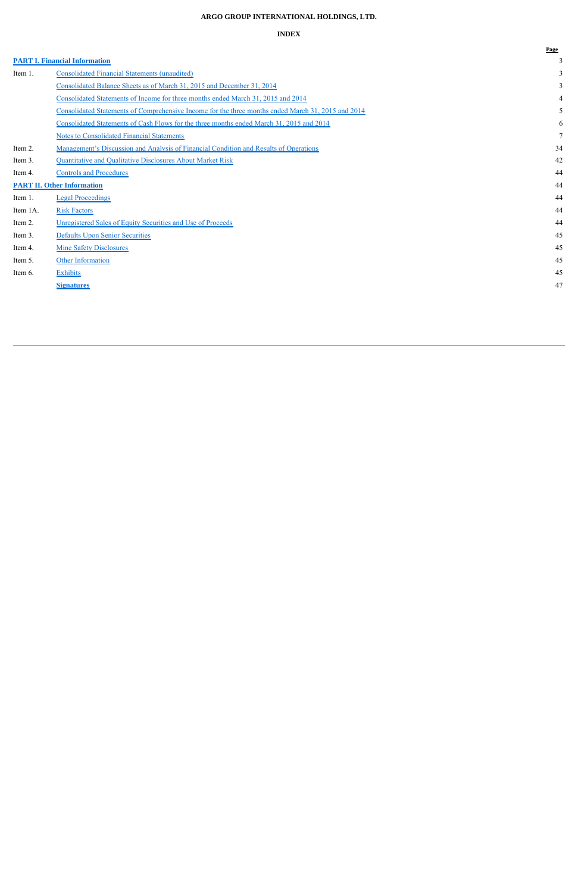**ARGO GROUP INTERNATIONAL HOLDINGS, LTD.**

**INDEX**

| | | Page |
|---|---|---|
| **PART I. Financial Information** | | 3 |
| Item 1. | Consolidated Financial Statements (unaudited) | 3 |
| | Consolidated Balance Sheets as of March 31, 2015 and December 31, 2014 | 3 |
| | Consolidated Statements of Income for three months ended March 31, 2015 and 2014 | 4 |
| | Consolidated Statements of Comprehensive Income for the three months ended March 31, 2015 and 2014 | 5 |
| | Consolidated Statements of Cash Flows for the three months ended March 31, 2015 and 2014 | 6 |
| | Notes to Consolidated Financial Statements | 7 |
| Item 2. | Management's Discussion and Analysis of Financial Condition and Results of Operations | 34 |
| Item 3. | Quantitative and Qualitative Disclosures About Market Risk | 42 |
| Item 4. | Controls and Procedures | 44 |
| **PART II. Other Information** | | 44 |
| Item 1. | Legal Proceedings | 44 |
| Item 1A. | Risk Factors | 44 |
| Item 2. | Unregistered Sales of Equity Securities and Use of Proceeds | 44 |
| Item 3. | Defaults Upon Senior Securities | 45 |
| Item 4. | Mine Safety Disclosures | 45 |
| Item 5. | Other Information | 45 |
| Item 6. | Exhibits | 45 |
| | **Signatures** | 47 |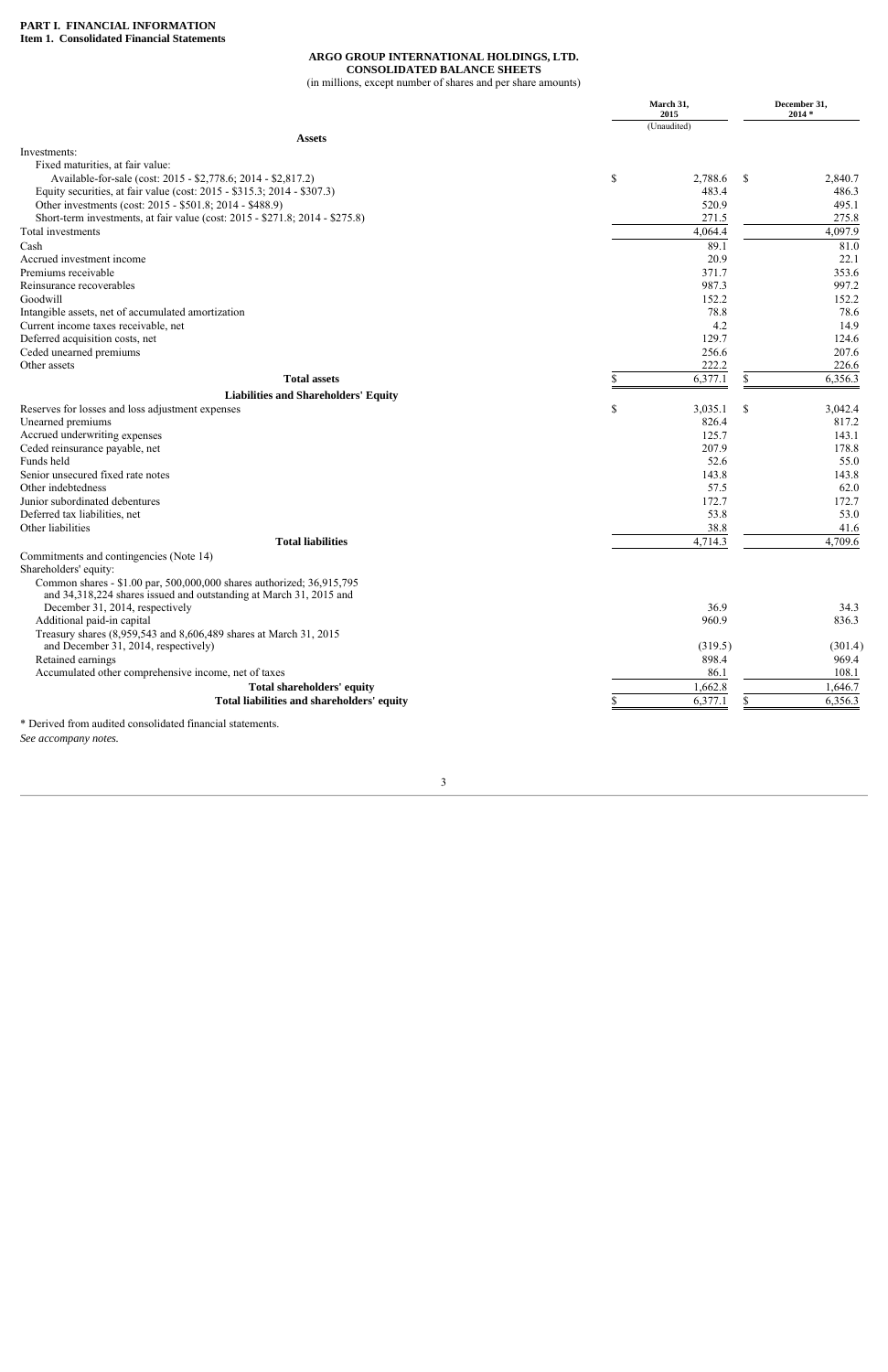**PART I. FINANCIAL INFORMATION**
**Item 1. Consolidated Financial Statements**

**ARGO GROUP INTERNATIONAL HOLDINGS, LTD.**
**CONSOLIDATED BALANCE SHEETS**
(in millions, except number of shares and per share amounts)

| | March 31, 2015 (Unaudited) | December 31, 2014 * |
|---|---|---|
| **Assets** | | |
| Investments: | | |
| Fixed maturities, at fair value: | | |
| Available-for-sale (cost: 2015 - $2,778.6; 2014 - $2,817.2) | $ 2,788.6 | $ 2,840.7 |
| Equity securities, at fair value (cost: 2015 - $315.3; 2014 - $307.3) | 483.4 | 486.3 |
| Other investments (cost: 2015 - $501.8; 2014 - $488.9) | 520.9 | 495.1 |
| Short-term investments, at fair value (cost: 2015 - $271.8; 2014 - $275.8) | 271.5 | 275.8 |
| Total investments | 4,064.4 | 4,097.9 |
| Cash | 89.1 | 81.0 |
| Accrued investment income | 20.9 | 22.1 |
| Premiums receivable | 371.7 | 353.6 |
| Reinsurance recoverables | 987.3 | 997.2 |
| Goodwill | 152.2 | 152.2 |
| Intangible assets, net of accumulated amortization | 78.8 | 78.6 |
| Current income taxes receivable, net | 4.2 | 14.9 |
| Deferred acquisition costs, net | 129.7 | 124.6 |
| Ceded unearned premiums | 256.6 | 207.6 |
| Other assets | 222.2 | 226.6 |
| **Total assets** | $ 6,377.1 | $ 6,356.3 |
| **Liabilities and Shareholders' Equity** | | |
| Reserves for losses and loss adjustment expenses | $ 3,035.1 | $ 3,042.4 |
| Unearned premiums | 826.4 | 817.2 |
| Accrued underwriting expenses | 125.7 | 143.1 |
| Ceded reinsurance payable, net | 207.9 | 178.8 |
| Funds held | 52.6 | 55.0 |
| Senior unsecured fixed rate notes | 143.8 | 143.8 |
| Other indebtedness | 57.5 | 62.0 |
| Junior subordinated debentures | 172.7 | 172.7 |
| Deferred tax liabilities, net | 53.8 | 53.0 |
| Other liabilities | 38.8 | 41.6 |
| **Total liabilities** | 4,714.3 | 4,709.6 |
| Commitments and contingencies (Note 14) | | |
| Shareholders' equity: | | |
| Common shares - $1.00 par, 500,000,000 shares authorized; 36,915,795 and 34,318,224 shares issued and outstanding at March 31, 2015 and December 31, 2014, respectively | 36.9 | 34.3 |
| Additional paid-in capital | 960.9 | 836.3 |
| Treasury shares (8,959,543 and 8,606,489 shares at March 31, 2015 and December 31, 2014, respectively) | (319.5) | (301.4) |
| Retained earnings | 898.4 | 969.4 |
| Accumulated other comprehensive income, net of taxes | 86.1 | 108.1 |
| **Total shareholders' equity** | 1,662.8 | 1,646.7 |
| **Total liabilities and shareholders' equity** | $ 6,377.1 | $ 6,356.3 |

\* Derived from audited consolidated financial statements.

*See accompany notes.*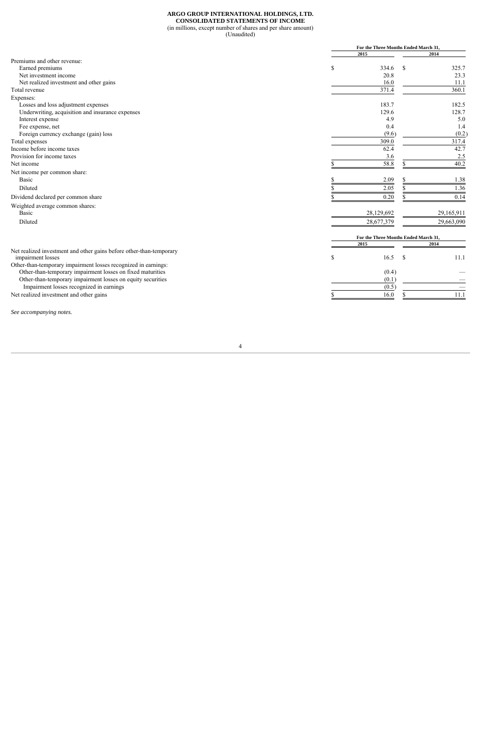**ARGO GROUP INTERNATIONAL HOLDINGS, LTD.**
**CONSOLIDATED STATEMENTS OF INCOME**
(in millions, except number of shares and per share amount)
(Unaudited)

| | For the Three Months Ended March 31, | |
|---|---|---|
| | 2015 | 2014 |
| Premiums and other revenue: | | |
| Earned premiums | $ 334.6 | $ 325.7 |
| Net investment income | 20.8 | 23.3 |
| Net realized investment and other gains | 16.0 | 11.1 |
| Total revenue | 371.4 | 360.1 |
| Expenses: | | |
| Losses and loss adjustment expenses | 183.7 | 182.5 |
| Underwriting, acquisition and insurance expenses | 129.6 | 128.7 |
| Interest expense | 4.9 | 5.0 |
| Fee expense, net | 0.4 | 1.4 |
| Foreign currency exchange (gain) loss | (9.6) | (0.2) |
| Total expenses | 309.0 | 317.4 |
| Income before income taxes | 62.4 | 42.7 |
| Provision for income taxes | 3.6 | 2.5 |
| Net income | $ 58.8 | $ 40.2 |
| Net income per common share: | | |
| Basic | $ 2.09 | $ 1.38 |
| Diluted | $ 2.05 | $ 1.36 |
| Dividend declared per common share | $ 0.20 | $ 0.14 |
| Weighted average common shares: | | |
| Basic | 28,129,692 | 29,165,911 |
| Diluted | 28,677,379 | 29,663,090 |

| | For the Three Months Ended March 31, | |
|---|---|---|
| | 2015 | 2014 |
| Net realized investment and other gains before other-than-temporary impairment losses | $ 16.5 | $ 11.1 |
| Other-than-temporary impairment losses recognized in earnings: | | |
| Other-than-temporary impairment losses on fixed maturities | (0.4) | — |
| Other-than-temporary impairment losses on equity securities | (0.1) | — |
| Impairment losses recognized in earnings | (0.5) | — |
| Net realized investment and other gains | $ 16.0 | $ 11.1 |

*See accompanying notes.*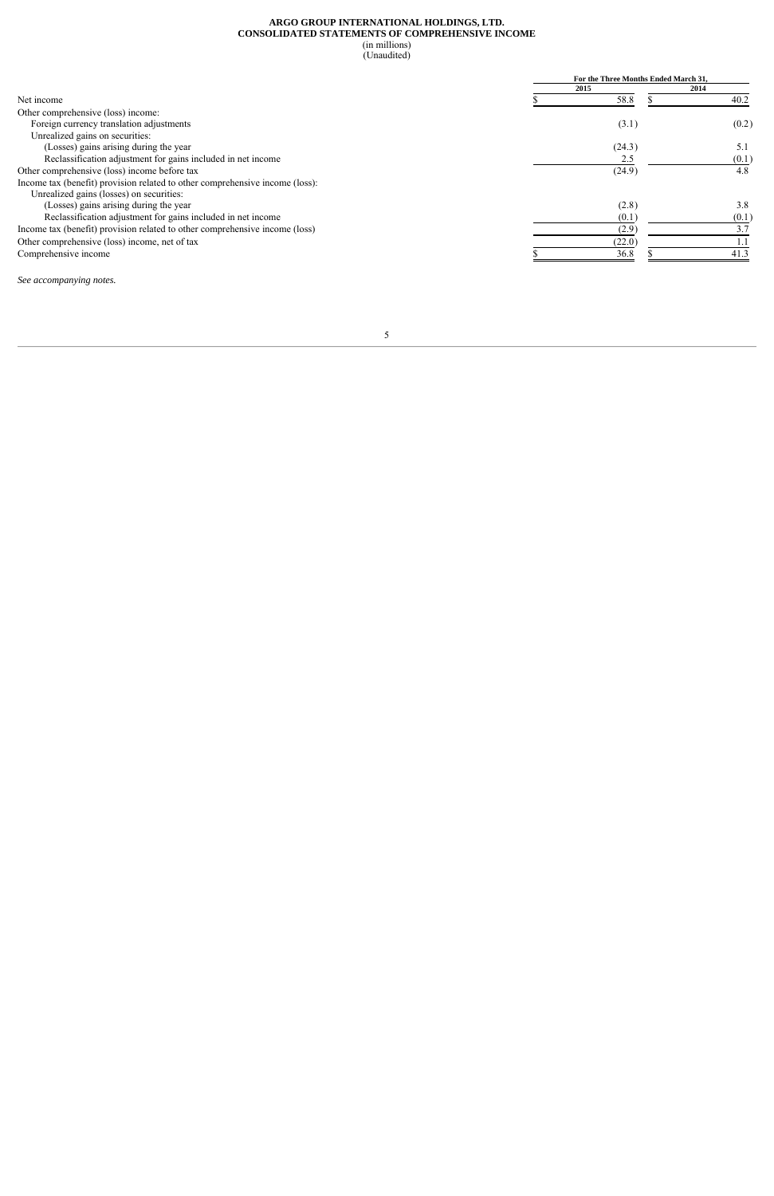**ARGO GROUP INTERNATIONAL HOLDINGS, LTD.**
**CONSOLIDATED STATEMENTS OF COMPREHENSIVE INCOME**
(in millions)
(Unaudited)

| | For the Three Months Ended March 31, | |
|---|---|---|
| | 2015 | 2014 |
| Net income | $ 58.8 | $ 40.2 |
| Other comprehensive (loss) income: | | |
| Foreign currency translation adjustments | (3.1) | (0.2) |
| Unrealized gains on securities: | | |
| (Losses) gains arising during the year | (24.3) | 5.1 |
| Reclassification adjustment for gains included in net income | 2.5 | (0.1) |
| Other comprehensive (loss) income before tax | (24.9) | 4.8 |
| Income tax (benefit) provision related to other comprehensive income (loss): | | |
| Unrealized gains (losses) on securities: | | |
| (Losses) gains arising during the year | (2.8) | 3.8 |
| Reclassification adjustment for gains included in net income | (0.1) | (0.1) |
| Income tax (benefit) provision related to other comprehensive income (loss) | (2.9) | 3.7 |
| Other comprehensive (loss) income, net of tax | (22.0) | 1.1 |
| Comprehensive income | $ 36.8 | $ 41.3 |

*See accompanying notes.*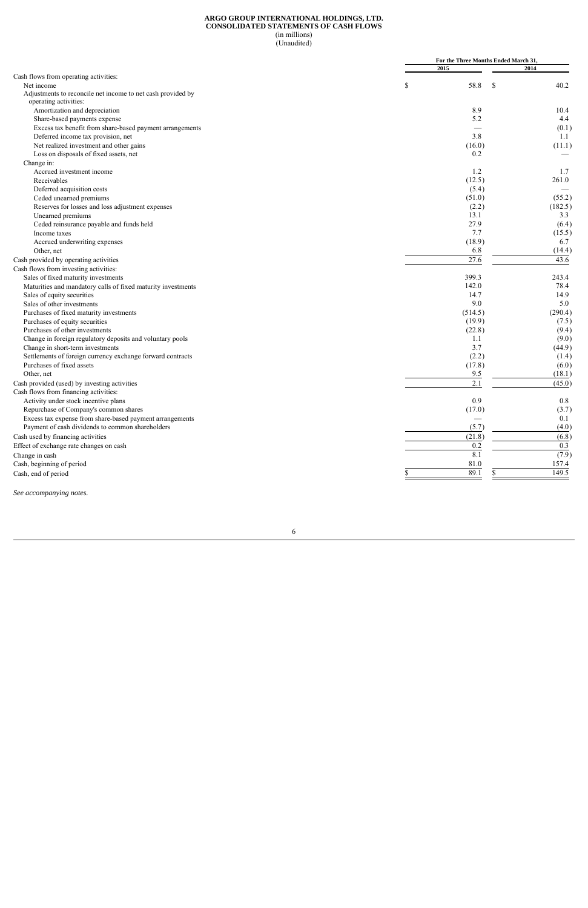**ARGO GROUP INTERNATIONAL HOLDINGS, LTD.**
**CONSOLIDATED STATEMENTS OF CASH FLOWS**
(in millions)
(Unaudited)

| | For the Three Months Ended March 31, | |
|---|---|---|
| | 2015 | 2014 |
| Cash flows from operating activities: | | |
| Net income | $ 58.8 | $ 40.2 |
| Adjustments to reconcile net income to net cash provided by operating activities: | | |
| Amortization and depreciation | 8.9 | 10.4 |
| Share-based payments expense | 5.2 | 4.4 |
| Excess tax benefit from share-based payment arrangements | — | (0.1) |
| Deferred income tax provision, net | 3.8 | 1.1 |
| Net realized investment and other gains | (16.0) | (11.1) |
| Loss on disposals of fixed assets, net | 0.2 | — |
| Change in: | | |
| Accrued investment income | 1.2 | 1.7 |
| Receivables | (12.5) | 261.0 |
| Deferred acquisition costs | (5.4) | — |
| Ceded unearned premiums | (51.0) | (55.2) |
| Reserves for losses and loss adjustment expenses | (2.2) | (182.5) |
| Unearned premiums | 13.1 | 3.3 |
| Ceded reinsurance payable and funds held | 27.9 | (6.4) |
| Income taxes | 7.7 | (15.5) |
| Accrued underwriting expenses | (18.9) | 6.7 |
| Other, net | 6.8 | (14.4) |
| Cash provided by operating activities | 27.6 | 43.6 |
| Cash flows from investing activities: | | |
| Sales of fixed maturity investments | 399.3 | 243.4 |
| Maturities and mandatory calls of fixed maturity investments | 142.0 | 78.4 |
| Sales of equity securities | 14.7 | 14.9 |
| Sales of other investments | 9.0 | 5.0 |
| Purchases of fixed maturity investments | (514.5) | (290.4) |
| Purchases of equity securities | (19.9) | (7.5) |
| Purchases of other investments | (22.8) | (9.4) |
| Change in foreign regulatory deposits and voluntary pools | 1.1 | (9.0) |
| Change in short-term investments | 3.7 | (44.9) |
| Settlements of foreign currency exchange forward contracts | (2.2) | (1.4) |
| Purchases of fixed assets | (17.8) | (6.0) |
| Other, net | 9.5 | (18.1) |
| Cash provided (used) by investing activities | 2.1 | (45.0) |
| Cash flows from financing activities: | | |
| Activity under stock incentive plans | 0.9 | 0.8 |
| Repurchase of Company's common shares | (17.0) | (3.7) |
| Excess tax expense from share-based payment arrangements | — | 0.1 |
| Payment of cash dividends to common shareholders | (5.7) | (4.0) |
| Cash used by financing activities | (21.8) | (6.8) |
| Effect of exchange rate changes on cash | 0.2 | 0.3 |
| Change in cash | 8.1 | (7.9) |
| Cash, beginning of period | 81.0 | 157.4 |
| Cash, end of period | $ 89.1 | $ 149.5 |

*See accompanying notes.*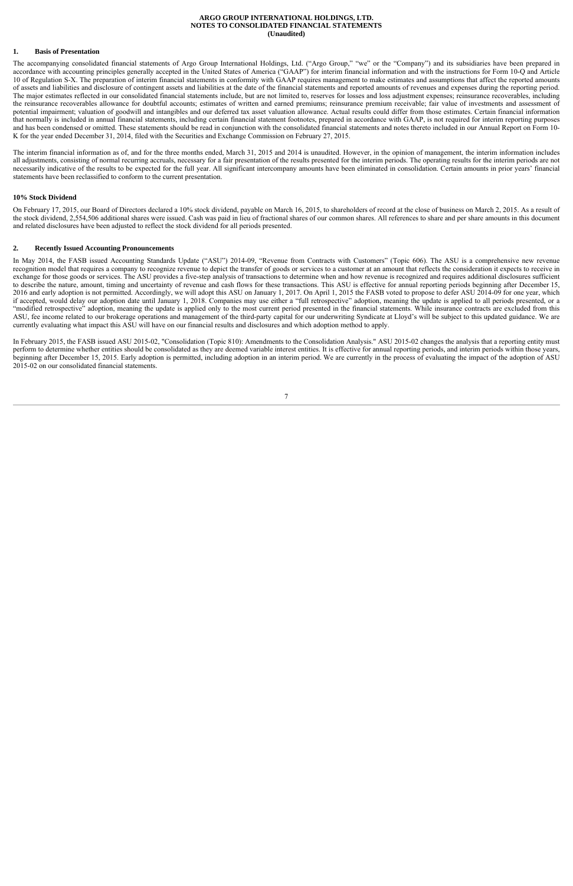**ARGO GROUP INTERNATIONAL HOLDINGS, LTD.**
**NOTES TO CONSOLIDATED FINANCIAL STATEMENTS**
**(Unaudited)**

## 1. Basis of Presentation

The accompanying consolidated financial statements of Argo Group International Holdings, Ltd. ("Argo Group," "we" or the "Company") and its subsidiaries have been prepared in accordance with accounting principles generally accepted in the United States of America ("GAAP") for interim financial information and with the instructions for Form 10-Q and Article 10 of Regulation S-X. The preparation of interim financial statements in conformity with GAAP requires management to make estimates and assumptions that affect the reported amounts of assets and liabilities and disclosure of contingent assets and liabilities at the date of the financial statements and reported amounts of revenues and expenses during the reporting period. The major estimates reflected in our consolidated financial statements include, but are not limited to, reserves for losses and loss adjustment expenses; reinsurance recoverables, including the reinsurance recoverables allowance for doubtful accounts; estimates of written and earned premiums; reinsurance premium receivable; fair value of investments and assessment of potential impairment; valuation of goodwill and intangibles and our deferred tax asset valuation allowance. Actual results could differ from those estimates. Certain financial information that normally is included in annual financial statements, including certain financial statement footnotes, prepared in accordance with GAAP, is not required for interim reporting purposes and has been condensed or omitted. These statements should be read in conjunction with the consolidated financial statements and notes thereto included in our Annual Report on Form 10-K for the year ended December 31, 2014, filed with the Securities and Exchange Commission on February 27, 2015.

The interim financial information as of, and for the three months ended, March 31, 2015 and 2014 is unaudited. However, in the opinion of management, the interim information includes all adjustments, consisting of normal recurring accruals, necessary for a fair presentation of the results presented for the interim periods. The operating results for the interim periods are not necessarily indicative of the results to be expected for the full year. All significant intercompany amounts have been eliminated in consolidation. Certain amounts in prior years' financial statements have been reclassified to conform to the current presentation.

### 10% Stock Dividend

On February 17, 2015, our Board of Directors declared a 10% stock dividend, payable on March 16, 2015, to shareholders of record at the close of business on March 2, 2015. As a result of the stock dividend, 2,554,506 additional shares were issued. Cash was paid in lieu of fractional shares of our common shares. All references to share and per share amounts in this document and related disclosures have been adjusted to reflect the stock dividend for all periods presented.

## 2. Recently Issued Accounting Pronouncements

In May 2014, the FASB issued Accounting Standards Update ("ASU") 2014-09, "Revenue from Contracts with Customers" (Topic 606). The ASU is a comprehensive new revenue recognition model that requires a company to recognize revenue to depict the transfer of goods or services to a customer at an amount that reflects the consideration it expects to receive in exchange for those goods or services. The ASU provides a five-step analysis of transactions to determine when and how revenue is recognized and requires additional disclosures sufficient to describe the nature, amount, timing and uncertainty of revenue and cash flows for these transactions. This ASU is effective for annual reporting periods beginning after December 15, 2016 and early adoption is not permitted. Accordingly, we will adopt this ASU on January 1, 2017. On April 1, 2015 the FASB voted to propose to defer ASU 2014-09 for one year, which if accepted, would delay our adoption date until January 1, 2018. Companies may use either a "full retrospective" adoption, meaning the update is applied to all periods presented, or a "modified retrospective" adoption, meaning the update is applied only to the most current period presented in the financial statements. While insurance contracts are excluded from this ASU, fee income related to our brokerage operations and management of the third-party capital for our underwriting Syndicate at Lloyd's will be subject to this updated guidance. We are currently evaluating what impact this ASU will have on our financial results and disclosures and which adoption method to apply.

In February 2015, the FASB issued ASU 2015-02, "Consolidation (Topic 810): Amendments to the Consolidation Analysis." ASU 2015-02 changes the analysis that a reporting entity must perform to determine whether entities should be consolidated as they are deemed variable interest entities. It is effective for annual reporting periods, and interim periods within those years, beginning after December 15, 2015. Early adoption is permitted, including adoption in an interim period. We are currently in the process of evaluating the impact of the adoption of ASU 2015-02 on our consolidated financial statements.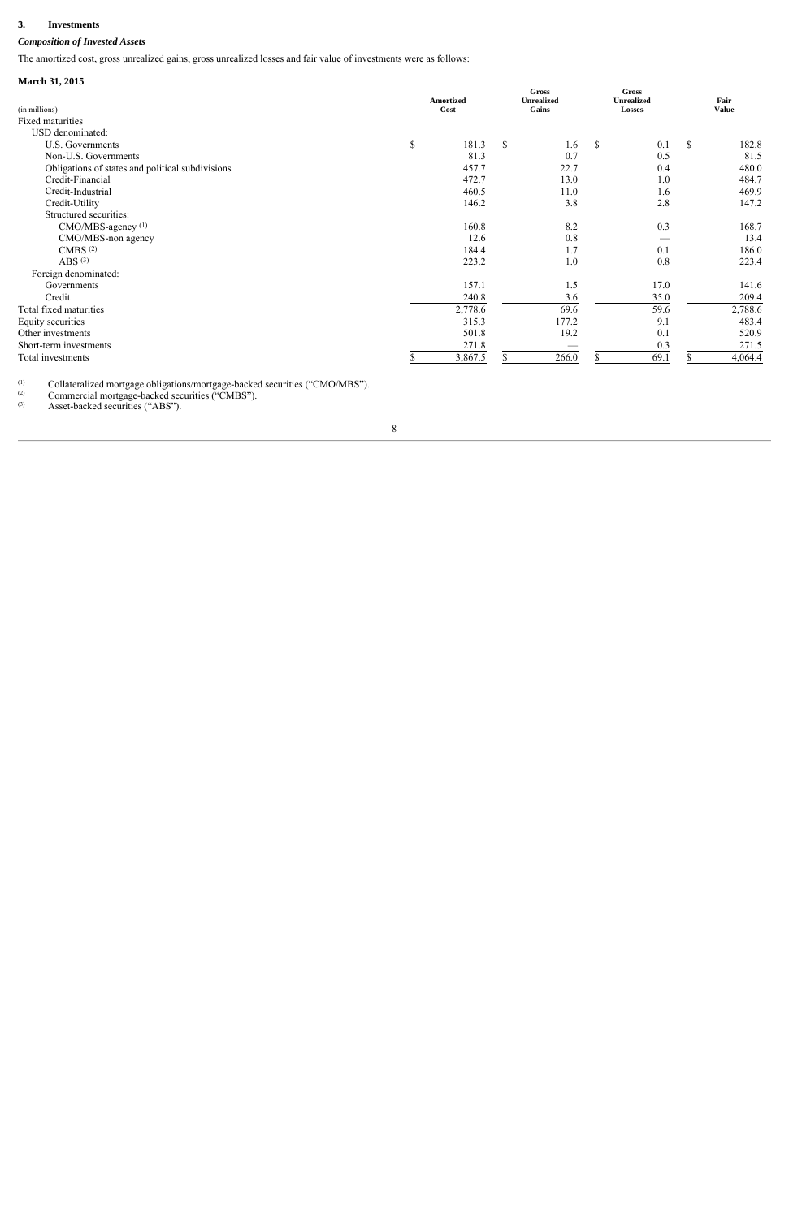### 3. Investments

***Composition of Invested Assets***

The amortized cost, gross unrealized gains, gross unrealized losses and fair value of investments were as follows:

**March 31, 2015**

| (in millions) | Amortized Cost | Gross Unrealized Gains | Gross Unrealized Losses | Fair Value |
|---|---|---|---|---|
| Fixed maturities | | | | |
| USD denominated: | | | | |
| U.S. Governments | $ 181.3 | $ 1.6 | $ 0.1 | $ 182.8 |
| Non-U.S. Governments | 81.3 | 0.7 | 0.5 | 81.5 |
| Obligations of states and political subdivisions | 457.7 | 22.7 | 0.4 | 480.0 |
| Credit-Financial | 472.7 | 13.0 | 1.0 | 484.7 |
| Credit-Industrial | 460.5 | 11.0 | 1.6 | 469.9 |
| Credit-Utility | 146.2 | 3.8 | 2.8 | 147.2 |
| Structured securities: | | | | |
| CMO/MBS-agency [(1)] | 160.8 | 8.2 | 0.3 | 168.7 |
| CMO/MBS-non agency | 12.6 | 0.8 | — | 13.4 |
| CMBS [(2)] | 184.4 | 1.7 | 0.1 | 186.0 |
| ABS [(3)] | 223.2 | 1.0 | 0.8 | 223.4 |
| Foreign denominated: | | | | |
| Governments | 157.1 | 1.5 | 17.0 | 141.6 |
| Credit | 240.8 | 3.6 | 35.0 | 209.4 |
| Total fixed maturities | 2,778.6 | 69.6 | 59.6 | 2,788.6 |
| Equity securities | 315.3 | 177.2 | 9.1 | 483.4 |
| Other investments | 501.8 | 19.2 | 0.1 | 520.9 |
| Short-term investments | 271.8 | — | 0.3 | 271.5 |
| Total investments | $ 3,867.5 | $ 266.0 | $ 69.1 | $ 4,064.4 |

(1) Collateralized mortgage obligations/mortgage-backed securities ("CMO/MBS").
(2) Commercial mortgage-backed securities ("CMBS").
(3) Asset-backed securities ("ABS").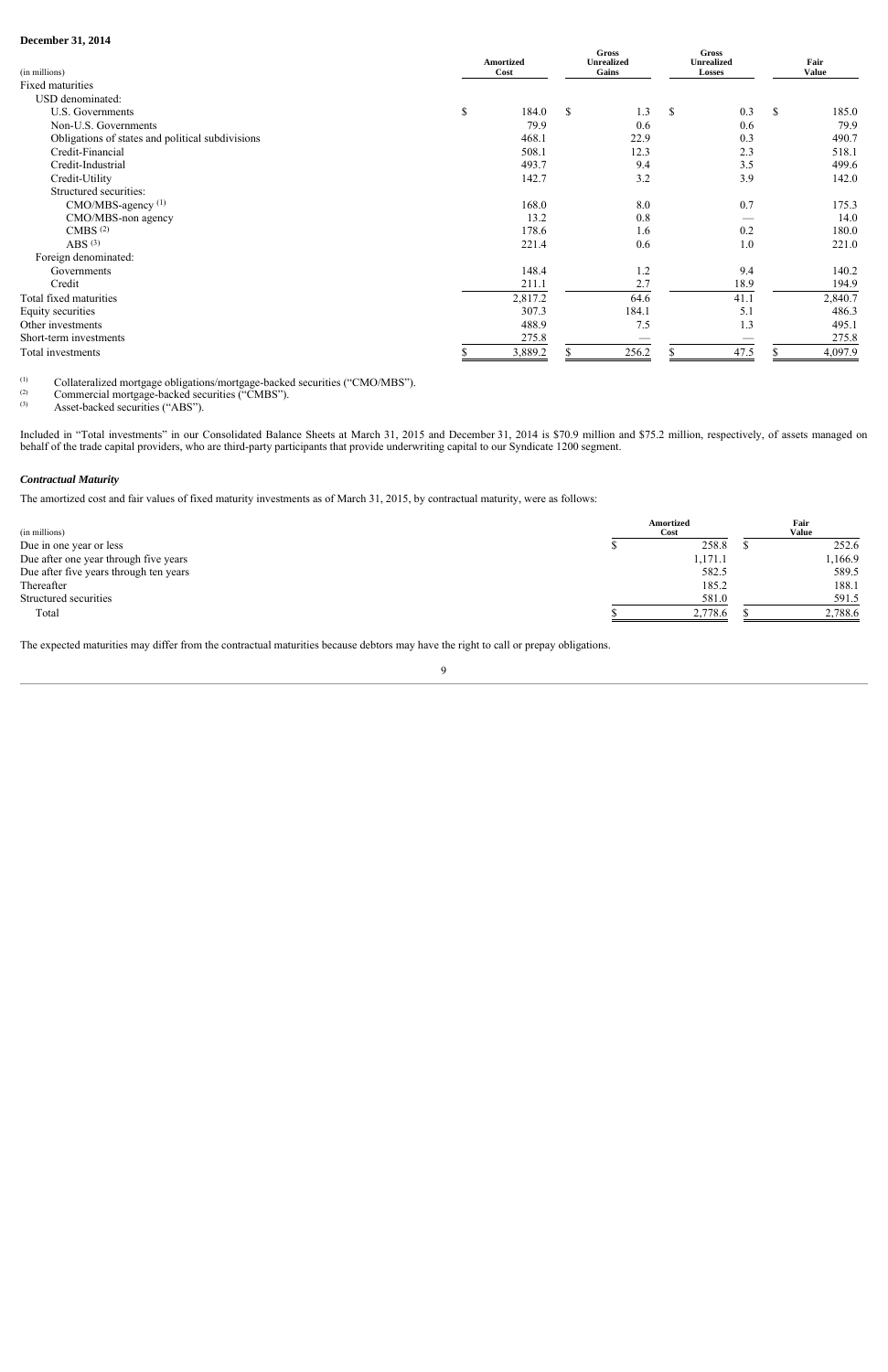**December 31, 2014**

| (in millions) | Amortized Cost | Gross Unrealized Gains | Gross Unrealized Losses | Fair Value |
|---|---|---|---|---|
| Fixed maturities | | | | |
| USD denominated: | | | | |
| U.S. Governments | $ 184.0 | $ 1.3 | $ 0.3 | $ 185.0 |
| Non-U.S. Governments | 79.9 | 0.6 | 0.6 | 79.9 |
| Obligations of states and political subdivisions | 468.1 | 22.9 | 0.3 | 490.7 |
| Credit-Financial | 508.1 | 12.3 | 2.3 | 518.1 |
| Credit-Industrial | 493.7 | 9.4 | 3.5 | 499.6 |
| Credit-Utility | 142.7 | 3.2 | 3.9 | 142.0 |
| Structured securities: | | | | |
| CMO/MBS-agency [(1)] | 168.0 | 8.0 | 0.7 | 175.3 |
| CMO/MBS-non agency | 13.2 | 0.8 | — | 14.0 |
| CMBS [(2)] | 178.6 | 1.6 | 0.2 | 180.0 |
| ABS [(3)] | 221.4 | 0.6 | 1.0 | 221.0 |
| Foreign denominated: | | | | |
| Governments | 148.4 | 1.2 | 9.4 | 140.2 |
| Credit | 211.1 | 2.7 | 18.9 | 194.9 |
| Total fixed maturities | 2,817.2 | 64.6 | 41.1 | 2,840.7 |
| Equity securities | 307.3 | 184.1 | 5.1 | 486.3 |
| Other investments | 488.9 | 7.5 | 1.3 | 495.1 |
| Short-term investments | 275.8 | — | — | 275.8 |
| Total investments | $ 3,889.2 | $ 256.2 | $ 47.5 | $ 4,097.9 |

(1) Collateralized mortgage obligations/mortgage-backed securities ("CMO/MBS").
(2) Commercial mortgage-backed securities ("CMBS").
(3) Asset-backed securities ("ABS").

Included in "Total investments" in our Consolidated Balance Sheets at March 31, 2015 and December 31, 2014 is $70.9 million and $75.2 million, respectively, of assets managed on behalf of the trade capital providers, who are third-party participants that provide underwriting capital to our Syndicate 1200 segment.

***Contractual Maturity***

The amortized cost and fair values of fixed maturity investments as of March 31, 2015, by contractual maturity, were as follows:

| (in millions) | Amortized Cost | Fair Value |
|---|---|---|
| Due in one year or less | $ 258.8 | $ 252.6 |
| Due after one year through five years | 1,171.1 | 1,166.9 |
| Due after five years through ten years | 582.5 | 589.5 |
| Thereafter | 185.2 | 188.1 |
| Structured securities | 581.0 | 591.5 |
| Total | $ 2,778.6 | $ 2,788.6 |

The expected maturities may differ from the contractual maturities because debtors may have the right to call or prepay obligations.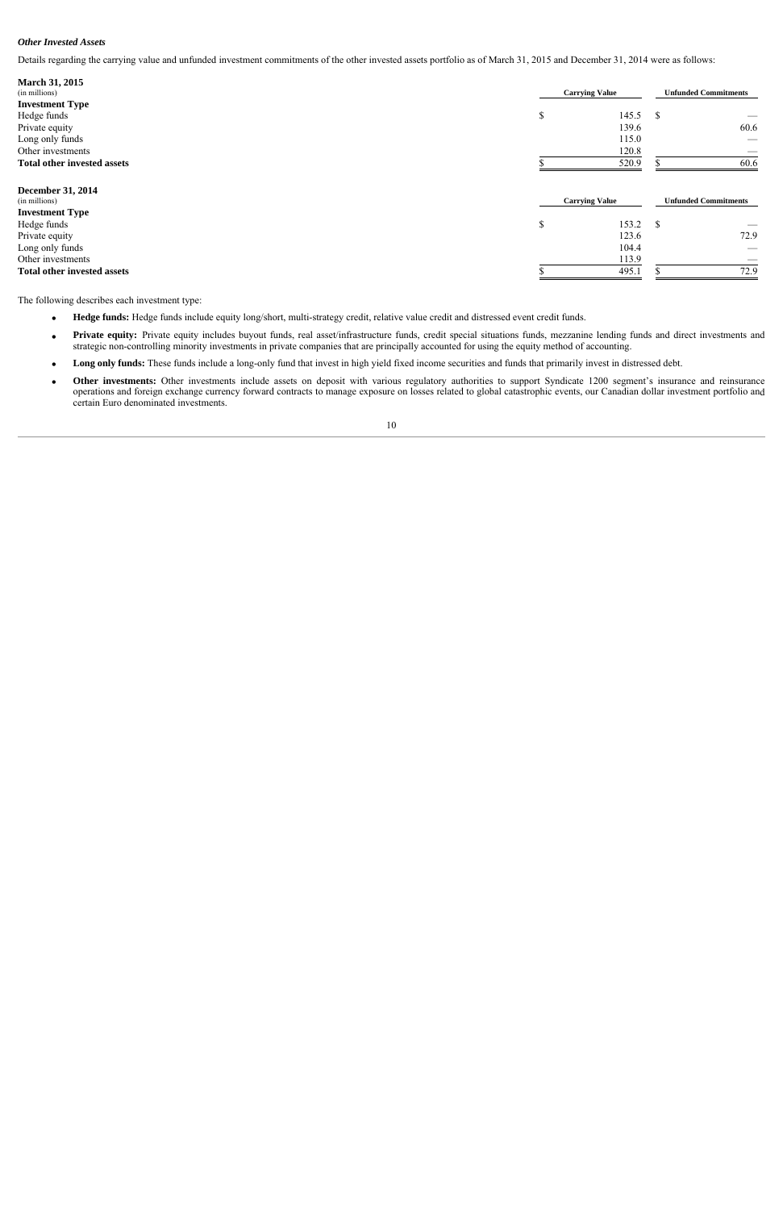*Other Invested Assets*

Details regarding the carrying value and unfunded investment commitments of the other invested assets portfolio as of March 31, 2015 and December 31, 2014 were as follows:

| **March 31, 2015** (in millions) | Carrying Value | Unfunded Commitments |
|---|---|---|
| **Investment Type** | | |
| Hedge funds | $ 145.5 | $ — |
| Private equity | 139.6 | 60.6 |
| Long only funds | 115.0 | — |
| Other investments | 120.8 | — |
| **Total other invested assets** | $ 520.9 | $ 60.6 |

| **December 31, 2014** (in millions) | Carrying Value | Unfunded Commitments |
|---|---|---|
| **Investment Type** | | |
| Hedge funds | $ 153.2 | $ — |
| Private equity | 123.6 | 72.9 |
| Long only funds | 104.4 | — |
| Other investments | 113.9 | — |
| **Total other invested assets** | $ 495.1 | $ 72.9 |

The following describes each investment type:

- **Hedge funds:** Hedge funds include equity long/short, multi-strategy credit, relative value credit and distressed event credit funds.
- **Private equity:** Private equity includes buyout funds, real asset/infrastructure funds, credit special situations funds, mezzanine lending funds and direct investments and strategic non-controlling minority investments in private companies that are principally accounted for using the equity method of accounting.
- **Long only funds:** These funds include a long-only fund that invest in high yield fixed income securities and funds that primarily invest in distressed debt.
- **Other investments:** Other investments include assets on deposit with various regulatory authorities to support Syndicate 1200 segment's insurance and reinsurance operations and foreign exchange currency forward contracts to manage exposure on losses related to global catastrophic events, our Canadian dollar investment portfolio and certain Euro denominated investments.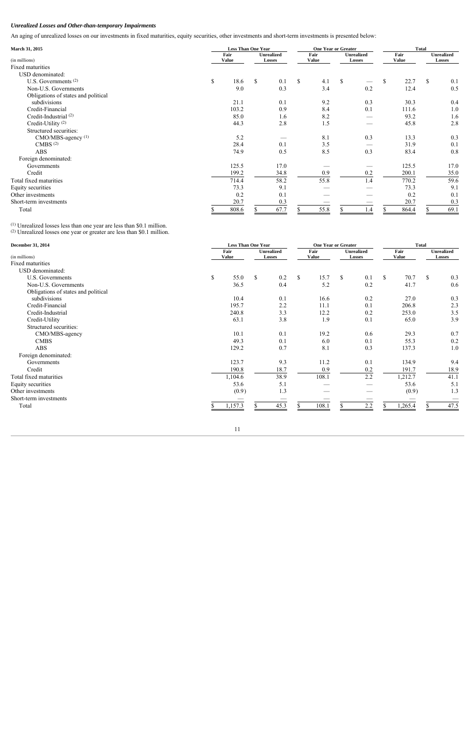***Unrealized Losses and Other-than-temporary Impairments***

An aging of unrealized losses on our investments in fixed maturities, equity securities, other investments and short-term investments is presented below:

| March 31, 2015 | Less Than One Year | | One Year or Greater | | Total | |
|---|---|---|---|---|---|---|
| (in millions) | Fair Value | Unrealized Losses | Fair Value | Unrealized Losses | Fair Value | Unrealized Losses |
| Fixed maturities | | | | | | |
| USD denominated: | | | | | | |
| U.S. Governments [(2)] | $ 18.6 | $ 0.1 | $ 4.1 | $ — | $ 22.7 | $ 0.1 |
| Non-U.S. Governments | 9.0 | 0.3 | 3.4 | 0.2 | 12.4 | 0.5 |
| Obligations of states and political subdivisions | 21.1 | 0.1 | 9.2 | 0.3 | 30.3 | 0.4 |
| Credit-Financial | 103.2 | 0.9 | 8.4 | 0.1 | 111.6 | 1.0 |
| Credit-Industrial [(2)] | 85.0 | 1.6 | 8.2 | — | 93.2 | 1.6 |
| Credit-Utility [(2)] | 44.3 | 2.8 | 1.5 | — | 45.8 | 2.8 |
| Structured securities: | | | | | | |
| CMO/MBS-agency [(1)] | 5.2 | — | 8.1 | 0.3 | 13.3 | 0.3 |
| CMBS [(2)] | 28.4 | 0.1 | 3.5 | — | 31.9 | 0.1 |
| ABS | 74.9 | 0.5 | 8.5 | 0.3 | 83.4 | 0.8 |
| Foreign denominated: | | | | | | |
| Governments | 125.5 | 17.0 | — | — | 125.5 | 17.0 |
| Credit | 199.2 | 34.8 | 0.9 | 0.2 | 200.1 | 35.0 |
| Total fixed maturities | 714.4 | 58.2 | 55.8 | 1.4 | 770.2 | 59.6 |
| Equity securities | 73.3 | 9.1 | — | — | 73.3 | 9.1 |
| Other investments | 0.2 | 0.1 | — | — | 0.2 | 0.1 |
| Short-term investments | 20.7 | 0.3 | — | — | 20.7 | 0.3 |
| Total | $ 808.6 | $ 67.7 | $ 55.8 | $ 1.4 | $ 864.4 | $ 69.1 |

[(1)] Unrealized losses less than one year are less than $0.1 million.
[(2)] Unrealized losses one year or greater are less than $0.1 million.

| December 31, 2014 | Less Than One Year | | One Year or Greater | | Total | |
|---|---|---|---|---|---|---|
| (in millions) | Fair Value | Unrealized Losses | Fair Value | Unrealized Losses | Fair Value | Unrealized Losses |
| Fixed maturities | | | | | | |
| USD denominated: | | | | | | |
| U.S. Governments | $ 55.0 | $ 0.2 | $ 15.7 | $ 0.1 | $ 70.7 | $ 0.3 |
| Non-U.S. Governments | 36.5 | 0.4 | 5.2 | 0.2 | 41.7 | 0.6 |
| Obligations of states and political subdivisions | 10.4 | 0.1 | 16.6 | 0.2 | 27.0 | 0.3 |
| Credit-Financial | 195.7 | 2.2 | 11.1 | 0.1 | 206.8 | 2.3 |
| Credit-Industrial | 240.8 | 3.3 | 12.2 | 0.2 | 253.0 | 3.5 |
| Credit-Utility | 63.1 | 3.8 | 1.9 | 0.1 | 65.0 | 3.9 |
| Structured securities: | | | | | | |
| CMO/MBS-agency | 10.1 | 0.1 | 19.2 | 0.6 | 29.3 | 0.7 |
| CMBS | 49.3 | 0.1 | 6.0 | 0.1 | 55.3 | 0.2 |
| ABS | 129.2 | 0.7 | 8.1 | 0.3 | 137.3 | 1.0 |
| Foreign denominated: | | | | | | |
| Governments | 123.7 | 9.3 | 11.2 | 0.1 | 134.9 | 9.4 |
| Credit | 190.8 | 18.7 | 0.9 | 0.2 | 191.7 | 18.9 |
| Total fixed maturities | 1,104.6 | 38.9 | 108.1 | 2.2 | 1,212.7 | 41.1 |
| Equity securities | 53.6 | 5.1 | — | — | 53.6 | 5.1 |
| Other investments | (0.9) | 1.3 | — | — | (0.9) | 1.3 |
| Short-term investments | — | — | — | — | — | — |
| Total | $ 1,157.3 | $ 45.3 | $ 108.1 | $ 2.2 | $ 1,265.4 | $ 47.5 |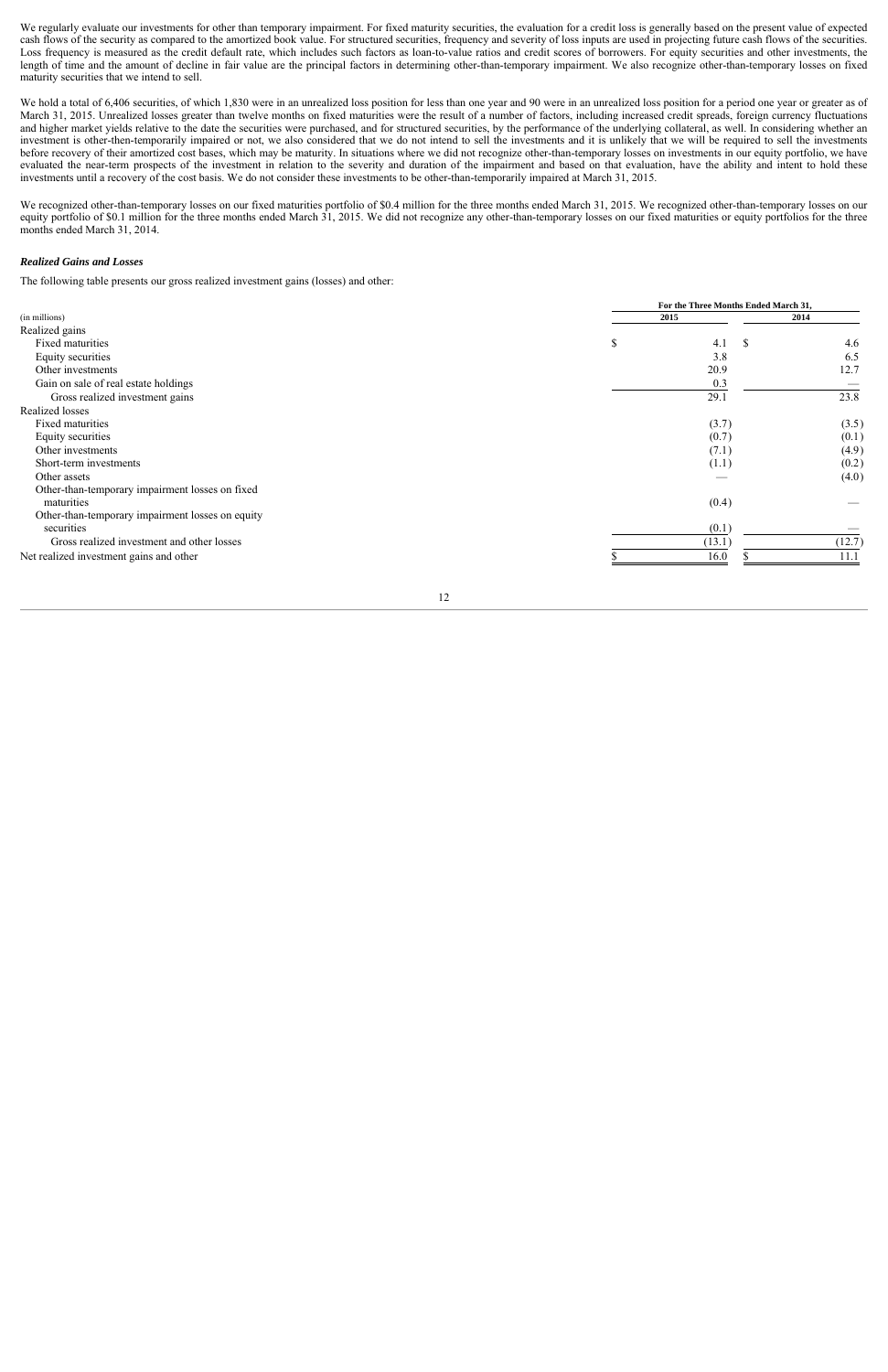We regularly evaluate our investments for other than temporary impairment. For fixed maturity securities, the evaluation for a credit loss is generally based on the present value of expected cash flows of the security as compared to the amortized book value. For structured securities, frequency and severity of loss inputs are used in projecting future cash flows of the securities. Loss frequency is measured as the credit default rate, which includes such factors as loan-to-value ratios and credit scores of borrowers. For equity securities and other investments, the length of time and the amount of decline in fair value are the principal factors in determining other-than-temporary impairment. We also recognize other-than-temporary losses on fixed maturity securities that we intend to sell.

We hold a total of 6,406 securities, of which 1,830 were in an unrealized loss position for less than one year and 90 were in an unrealized loss position for a period one year or greater as of March 31, 2015. Unrealized losses greater than twelve months on fixed maturities were the result of a number of factors, including increased credit spreads, foreign currency fluctuations and higher market yields relative to the date the securities were purchased, and for structured securities, by the performance of the underlying collateral, as well. In considering whether an investment is other-then-temporarily impaired or not, we also considered that we do not intend to sell the investments and it is unlikely that we will be required to sell the investments before recovery of their amortized cost bases, which may be maturity. In situations where we did not recognize other-than-temporary losses on investments in our equity portfolio, we have evaluated the near-term prospects of the investment in relation to the severity and duration of the impairment and based on that evaluation, have the ability and intent to hold these investments until a recovery of the cost basis. We do not consider these investments to be other-than-temporarily impaired at March 31, 2015.

We recognized other-than-temporary losses on our fixed maturities portfolio of $0.4 million for the three months ended March 31, 2015. We recognized other-than-temporary losses on our equity portfolio of $0.1 million for the three months ended March 31, 2015. We did not recognize any other-than-temporary losses on our fixed maturities or equity portfolios for the three months ended March 31, 2014.

***Realized Gains and Losses***

The following table presents our gross realized investment gains (losses) and other:

| (in millions) | For the Three Months Ended March 31, 2015 | 2014 |
|---|---|---|
| Realized gains | | |
| Fixed maturities | $ 4.1 | $ 4.6 |
| Equity securities | 3.8 | 6.5 |
| Other investments | 20.9 | 12.7 |
| Gain on sale of real estate holdings | 0.3 | — |
| Gross realized investment gains | 29.1 | 23.8 |
| Realized losses | | |
| Fixed maturities | (3.7) | (3.5) |
| Equity securities | (0.7) | (0.1) |
| Other investments | (7.1) | (4.9) |
| Short-term investments | (1.1) | (0.2) |
| Other assets | — | (4.0) |
| Other-than-temporary impairment losses on fixed maturities | (0.4) | — |
| Other-than-temporary impairment losses on equity securities | (0.1) | — |
| Gross realized investment and other losses | (13.1) | (12.7) |
| Net realized investment gains and other | $ 16.0 | $ 11.1 |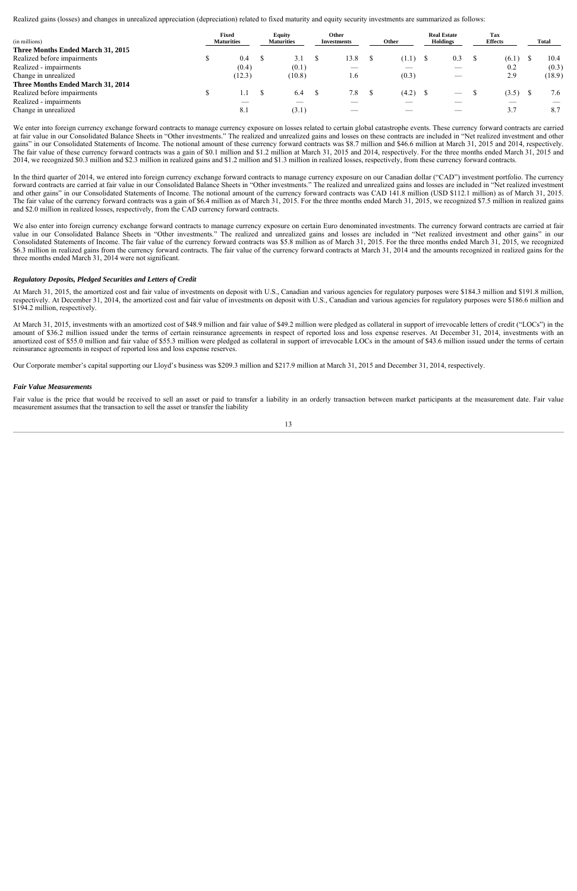Realized gains (losses) and changes in unrealized appreciation (depreciation) related to fixed maturity and equity security investments are summarized as follows:

| (in millions) | Fixed Maturities | Equity Maturities | Other Investments | Other | Real Estate Holdings | Tax Effects | Total |
|---|---|---|---|---|---|---|---|
| **Three Months Ended March 31, 2015** | | | | | | | |
| Realized before impairments | $ 0.4 | $ 3.1 | $ 13.8 | $ (1.1) | $ 0.3 | $ (6.1) | $ 10.4 |
| Realized - impairments | (0.4) | (0.1) | — | — | — | 0.2 | (0.3) |
| Change in unrealized | (12.3) | (10.8) | 1.6 | (0.3) | — | 2.9 | (18.9) |
| **Three Months Ended March 31, 2014** | | | | | | | |
| Realized before impairments | $ 1.1 | $ 6.4 | $ 7.8 | $ (4.2) | $ — | $ (3.5) | $ 7.6 |
| Realized - impairments | — | — | — | — | — | — | — |
| Change in unrealized | 8.1 | (3.1) | — | — | — | 3.7 | 8.7 |

We enter into foreign currency exchange forward contracts to manage currency exposure on losses related to certain global catastrophe events. These currency forward contracts are carried at fair value in our Consolidated Balance Sheets in "Other investments." The realized and unrealized gains and losses on these contracts are included in "Net realized investment and other gains" in our Consolidated Statements of Income. The notional amount of these currency forward contracts was $8.7 million and $46.6 million at March 31, 2015 and 2014, respectively. The fair value of these currency forward contracts was a gain of $0.1 million and $1.2 million at March 31, 2015 and 2014, respectively. For the three months ended March 31, 2015 and 2014, we recognized $0.3 million and $2.3 million in realized gains and $1.2 million and $1.3 million in realized losses, respectively, from these currency forward contracts.

In the third quarter of 2014, we entered into foreign currency exchange forward contracts to manage currency exposure on our Canadian dollar ("CAD") investment portfolio. The currency forward contracts are carried at fair value in our Consolidated Balance Sheets in "Other investments." The realized and unrealized gains and losses are included in "Net realized investment and other gains" in our Consolidated Statements of Income. The notional amount of the currency forward contracts was CAD 141.8 million (USD $112.1 million) as of March 31, 2015. The fair value of the currency forward contracts was a gain of $6.4 million as of March 31, 2015. For the three months ended March 31, 2015, we recognized $7.5 million in realized gains and $2.0 million in realized losses, respectively, from the CAD currency forward contracts.

We also enter into foreign currency exchange forward contracts to manage currency exposure on certain Euro denominated investments. The currency forward contracts are carried at fair value in our Consolidated Balance Sheets in "Other investments." The realized and unrealized gains and losses are included in "Net realized investment and other gains" in our Consolidated Statements of Income. The fair value of the currency forward contracts was $5.8 million as of March 31, 2015. For the three months ended March 31, 2015, we recognized $6.3 million in realized gains from the currency forward contracts. The fair value of the currency forward contracts at March 31, 2014 and the amounts recognized in realized gains for the three months ended March 31, 2014 were not significant.

### *Regulatory Deposits, Pledged Securities and Letters of Credit*

At March 31, 2015, the amortized cost and fair value of investments on deposit with U.S., Canadian and various agencies for regulatory purposes were $184.3 million and $191.8 million, respectively. At December 31, 2014, the amortized cost and fair value of investments on deposit with U.S., Canadian and various agencies for regulatory purposes were $186.6 million and $194.2 million, respectively.

At March 31, 2015, investments with an amortized cost of $48.9 million and fair value of $49.2 million were pledged as collateral in support of irrevocable letters of credit ("LOCs") in the amount of $36.2 million issued under the terms of certain reinsurance agreements in respect of reported loss and loss expense reserves. At December 31, 2014, investments with an amortized cost of $55.0 million and fair value of $55.3 million were pledged as collateral in support of irrevocable LOCs in the amount of $43.6 million issued under the terms of certain reinsurance agreements in respect of reported loss and loss expense reserves.

Our Corporate member's capital supporting our Lloyd's business was $209.3 million and $217.9 million at March 31, 2015 and December 31, 2014, respectively.

### *Fair Value Measurements*

Fair value is the price that would be received to sell an asset or paid to transfer a liability in an orderly transaction between market participants at the measurement date. Fair value measurement assumes that the transaction to sell the asset or transfer the liability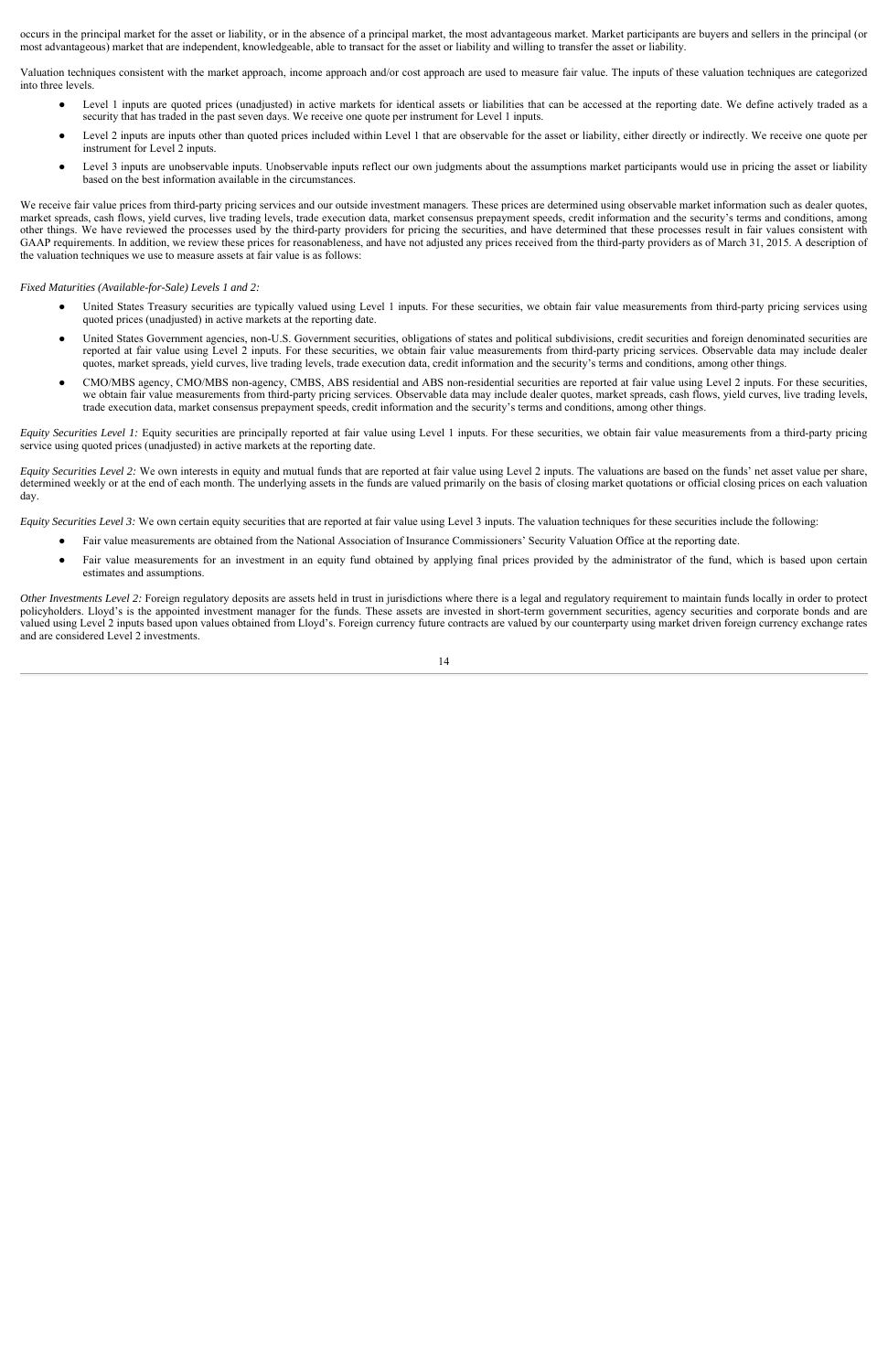occurs in the principal market for the asset or liability, or in the absence of a principal market, the most advantageous market. Market participants are buyers and sellers in the principal (or most advantageous) market that are independent, knowledgeable, able to transact for the asset or liability and willing to transfer the asset or liability.

Valuation techniques consistent with the market approach, income approach and/or cost approach are used to measure fair value. The inputs of these valuation techniques are categorized into three levels.

- Level 1 inputs are quoted prices (unadjusted) in active markets for identical assets or liabilities that can be accessed at the reporting date. We define actively traded as a security that has traded in the past seven days. We receive one quote per instrument for Level 1 inputs.
- Level 2 inputs are inputs other than quoted prices included within Level 1 that are observable for the asset or liability, either directly or indirectly. We receive one quote per instrument for Level 2 inputs.
- Level 3 inputs are unobservable inputs. Unobservable inputs reflect our own judgments about the assumptions market participants would use in pricing the asset or liability based on the best information available in the circumstances.

We receive fair value prices from third-party pricing services and our outside investment managers. These prices are determined using observable market information such as dealer quotes, market spreads, cash flows, yield curves, live trading levels, trade execution data, market consensus prepayment speeds, credit information and the security's terms and conditions, among other things. We have reviewed the processes used by the third-party providers for pricing the securities, and have determined that these processes result in fair values consistent with GAAP requirements. In addition, we review these prices for reasonableness, and have not adjusted any prices received from the third-party providers as of March 31, 2015. A description of the valuation techniques we use to measure assets at fair value is as follows:

*Fixed Maturities (Available-for-Sale) Levels 1 and 2:*

- United States Treasury securities are typically valued using Level 1 inputs. For these securities, we obtain fair value measurements from third-party pricing services using quoted prices (unadjusted) in active markets at the reporting date.
- United States Government agencies, non-U.S. Government securities, obligations of states and political subdivisions, credit securities and foreign denominated securities are reported at fair value using Level 2 inputs. For these securities, we obtain fair value measurements from third-party pricing services. Observable data may include dealer quotes, market spreads, yield curves, live trading levels, trade execution data, credit information and the security's terms and conditions, among other things.
- CMO/MBS agency, CMO/MBS non-agency, CMBS, ABS residential and ABS non-residential securities are reported at fair value using Level 2 inputs. For these securities, we obtain fair value measurements from third-party pricing services. Observable data may include dealer quotes, market spreads, cash flows, yield curves, live trading levels, trade execution data, market consensus prepayment speeds, credit information and the security's terms and conditions, among other things.

*Equity Securities Level 1:* Equity securities are principally reported at fair value using Level 1 inputs. For these securities, we obtain fair value measurements from a third-party pricing service using quoted prices (unadjusted) in active markets at the reporting date.

*Equity Securities Level 2:* We own interests in equity and mutual funds that are reported at fair value using Level 2 inputs. The valuations are based on the funds' net asset value per share, determined weekly or at the end of each month. The underlying assets in the funds are valued primarily on the basis of closing market quotations or official closing prices on each valuation day.

*Equity Securities Level 3:* We own certain equity securities that are reported at fair value using Level 3 inputs. The valuation techniques for these securities include the following:

- Fair value measurements are obtained from the National Association of Insurance Commissioners' Security Valuation Office at the reporting date.
- Fair value measurements for an investment in an equity fund obtained by applying final prices provided by the administrator of the fund, which is based upon certain estimates and assumptions.

*Other Investments Level 2:* Foreign regulatory deposits are assets held in trust in jurisdictions where there is a legal and regulatory requirement to maintain funds locally in order to protect policyholders. Lloyd's is the appointed investment manager for the funds. These assets are invested in short-term government securities, agency securities and corporate bonds and are valued using Level 2 inputs based upon values obtained from Lloyd's. Foreign currency future contracts are valued by our counterparty using market driven foreign currency exchange rates and are considered Level 2 investments.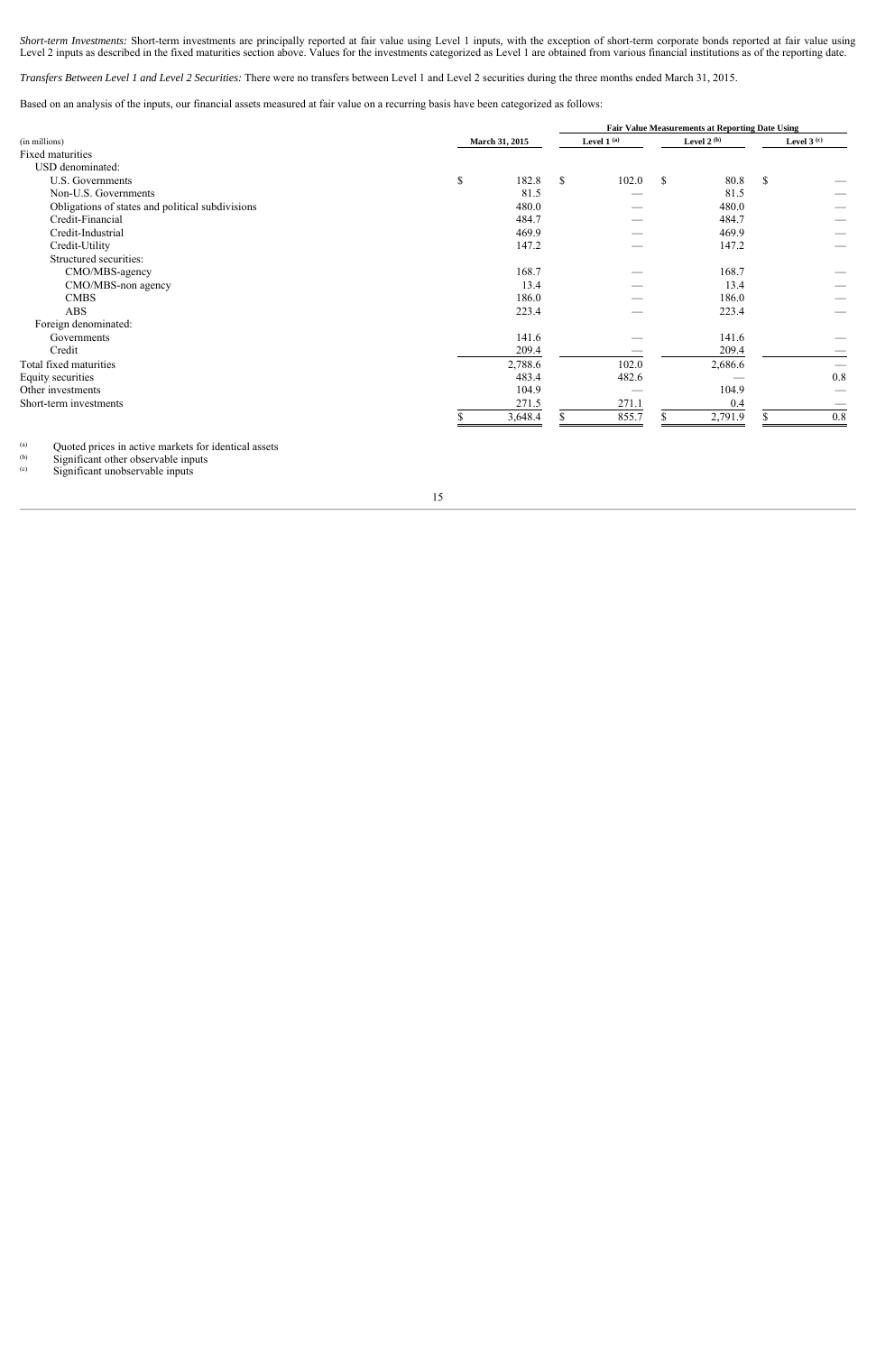*Short-term Investments:* Short-term investments are principally reported at fair value using Level 1 inputs, with the exception of short-term corporate bonds reported at fair value using Level 2 inputs as described in the fixed maturities section above. Values for the investments categorized as Level 1 are obtained from various financial institutions as of the reporting date.

*Transfers Between Level 1 and Level 2 Securities:* There were no transfers between Level 1 and Level 2 securities during the three months ended March 31, 2015.

Based on an analysis of the inputs, our financial assets measured at fair value on a recurring basis have been categorized as follows:

| (in millions) | March 31, 2015 | Fair Value Measurements at Reporting Date Using | | |
|---|---|---|---|---|
| | | Level 1 [(a)] | Level 2 [(b)] | Level 3 [(c)] |
| Fixed maturities | | | | |
| USD denominated: | | | | |
| U.S. Governments | $ 182.8 | $ 102.0 | $ 80.8 | $ — |
| Non-U.S. Governments | 81.5 | — | 81.5 | — |
| Obligations of states and political subdivisions | 480.0 | — | 480.0 | — |
| Credit-Financial | 484.7 | — | 484.7 | — |
| Credit-Industrial | 469.9 | — | 469.9 | — |
| Credit-Utility | 147.2 | — | 147.2 | — |
| Structured securities: | | | | |
| CMO/MBS-agency | 168.7 | — | 168.7 | — |
| CMO/MBS-non agency | 13.4 | — | 13.4 | — |
| CMBS | 186.0 | — | 186.0 | — |
| ABS | 223.4 | — | 223.4 | — |
| Foreign denominated: | | | | |
| Governments | 141.6 | — | 141.6 | — |
| Credit | 209.4 | — | 209.4 | — |
| Total fixed maturities | 2,788.6 | 102.0 | 2,686.6 | — |
| Equity securities | 483.4 | 482.6 | — | 0.8 |
| Other investments | 104.9 | — | 104.9 | — |
| Short-term investments | 271.5 | 271.1 | 0.4 | — |
| | $ 3,648.4 | $ 855.7 | $ 2,791.9 | $ 0.8 |

(a) Quoted prices in active markets for identical assets
(b) Significant other observable inputs
(c) Significant unobservable inputs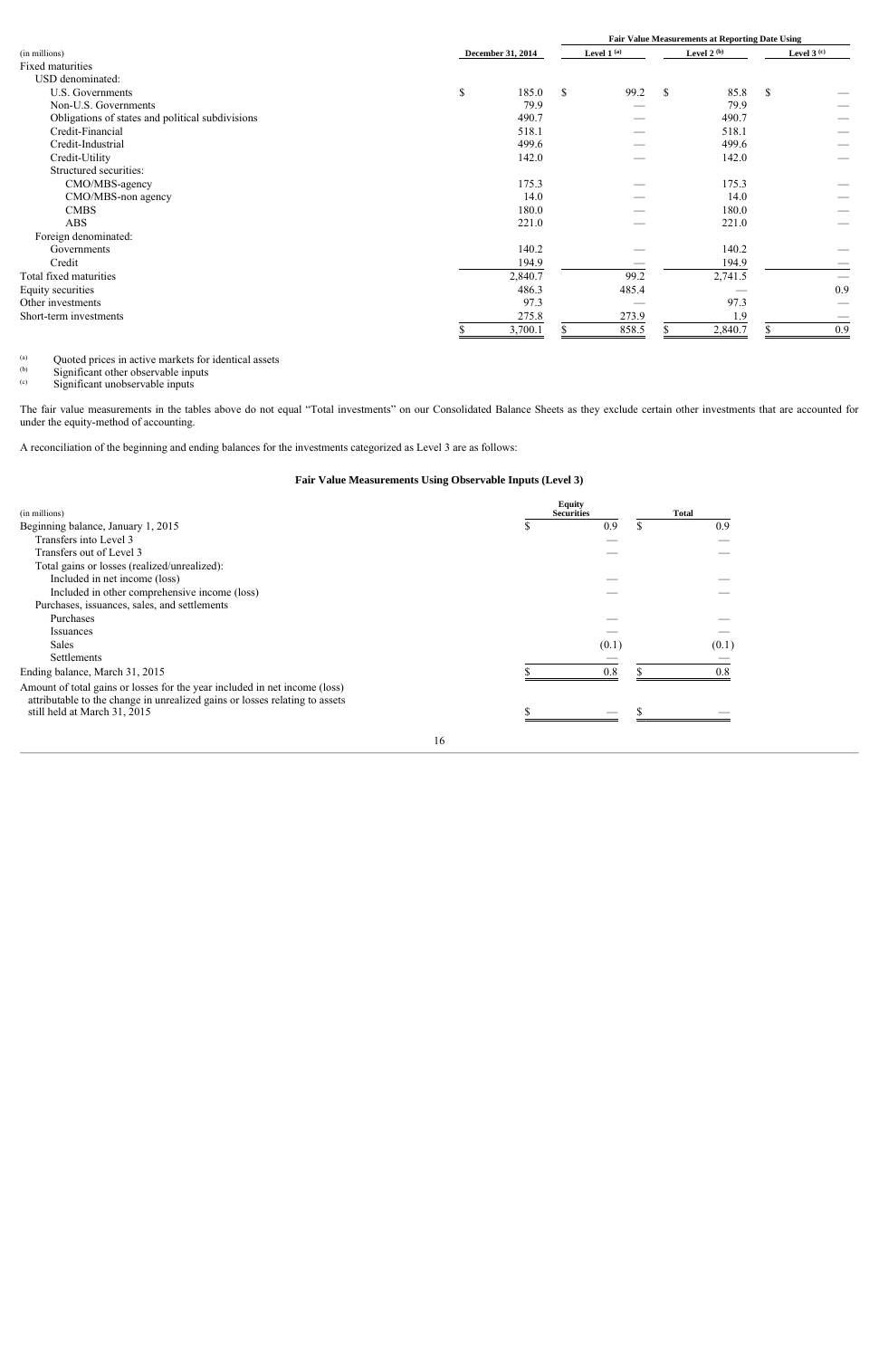| (in millions) | December 31, 2014 | Fair Value Measurements at Reporting Date Using | | |
|---|---|---|---|---|
| | | Level 1 [(a)] | Level 2 [(b)] | Level 3 [(c)] |
| Fixed maturities | | | | |
| USD denominated: | | | | |
| U.S. Governments | $ 185.0 | $ 99.2 | $ 85.8 | $ — |
| Non-U.S. Governments | 79.9 | — | 79.9 | — |
| Obligations of states and political subdivisions | 490.7 | — | 490.7 | — |
| Credit-Financial | 518.1 | — | 518.1 | — |
| Credit-Industrial | 499.6 | — | 499.6 | — |
| Credit-Utility | 142.0 | — | 142.0 | — |
| Structured securities: | | | | |
| CMO/MBS-agency | 175.3 | — | 175.3 | — |
| CMO/MBS-non agency | 14.0 | — | 14.0 | — |
| CMBS | 180.0 | — | 180.0 | — |
| ABS | 221.0 | — | 221.0 | — |
| Foreign denominated: | | | | |
| Governments | 140.2 | — | 140.2 | — |
| Credit | 194.9 | — | 194.9 | — |
| Total fixed maturities | 2,840.7 | 99.2 | 2,741.5 | — |
| Equity securities | 486.3 | 485.4 | — | 0.9 |
| Other investments | 97.3 | — | 97.3 | — |
| Short-term investments | 275.8 | 273.9 | 1.9 | — |
| | $ 3,700.1 | $ 858.5 | $ 2,840.7 | $ 0.9 |

(a) Quoted prices in active markets for identical assets
(b) Significant other observable inputs
(c) Significant unobservable inputs

The fair value measurements in the tables above do not equal "Total investments" on our Consolidated Balance Sheets as they exclude certain other investments that are accounted for under the equity-method of accounting.

A reconciliation of the beginning and ending balances for the investments categorized as Level 3 are as follows:

**Fair Value Measurements Using Observable Inputs (Level 3)**

| (in millions) | Equity Securities | Total |
|---|---|---|
| Beginning balance, January 1, 2015 | $ 0.9 | $ 0.9 |
| Transfers into Level 3 | — | — |
| Transfers out of Level 3 | — | — |
| Total gains or losses (realized/unrealized): | | |
| Included in net income (loss) | — | — |
| Included in other comprehensive income (loss) | — | — |
| Purchases, issuances, sales, and settlements | | |
| Purchases | — | — |
| Issuances | — | — |
| Sales | (0.1) | (0.1) |
| Settlements | — | — |
| Ending balance, March 31, 2015 | $ 0.8 | $ 0.8 |
| Amount of total gains or losses for the year included in net income (loss) attributable to the change in unrealized gains or losses relating to assets still held at March 31, 2015 | $ — | $ — |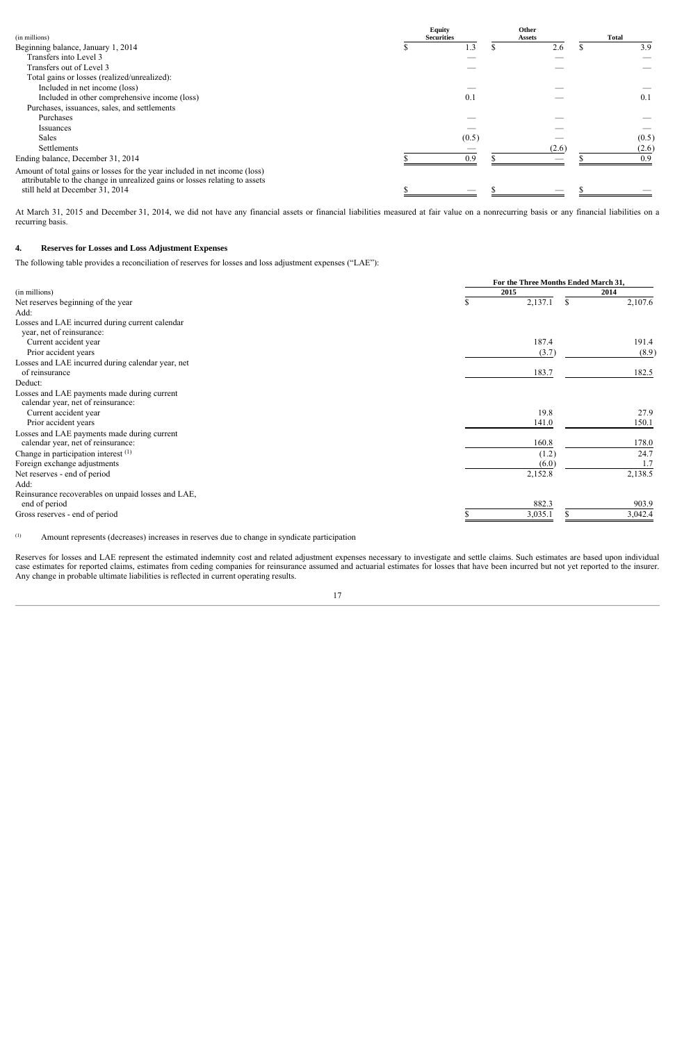| (in millions) | Equity Securities | Other Assets | Total |
|---|---|---|---|
| Beginning balance, January 1, 2014 | $ 1.3 | $ 2.6 | $ 3.9 |
| Transfers into Level 3 | — | — | — |
| Transfers out of Level 3 | — | — | — |
| Total gains or losses (realized/unrealized): | | | |
| Included in net income (loss) | — | — | — |
| Included in other comprehensive income (loss) | 0.1 | — | 0.1 |
| Purchases, issuances, sales, and settlements | | | |
| Purchases | — | — | — |
| Issuances | — | — | — |
| Sales | (0.5) | — | (0.5) |
| Settlements | — | (2.6) | (2.6) |
| Ending balance, December 31, 2014 | $ 0.9 | $ — | $ 0.9 |
| Amount of total gains or losses for the year included in net income (loss) attributable to the change in unrealized gains or losses relating to assets still held at December 31, 2014 | $ — | $ — | $ — |

At March 31, 2015 and December 31, 2014, we did not have any financial assets or financial liabilities measured at fair value on a nonrecurring basis or any financial liabilities on a recurring basis.

## 4. Reserves for Losses and Loss Adjustment Expenses

The following table provides a reconciliation of reserves for losses and loss adjustment expenses ("LAE"):

| | For the Three Months Ended March 31, | |
|---|---|---|
| (in millions) | 2015 | 2014 |
| Net reserves beginning of the year | $ 2,137.1 | $ 2,107.6 |
| Add: | | |
| Losses and LAE incurred during current calendar year, net of reinsurance: | | |
| Current accident year | 187.4 | 191.4 |
| Prior accident years | (3.7) | (8.9) |
| Losses and LAE incurred during calendar year, net of reinsurance | 183.7 | 182.5 |
| Deduct: | | |
| Losses and LAE payments made during current calendar year, net of reinsurance: | | |
| Current accident year | 19.8 | 27.9 |
| Prior accident years | 141.0 | 150.1 |
| Losses and LAE payments made during current calendar year, net of reinsurance: | 160.8 | 178.0 |
| Change in participation interest [(1)] | (1.2) | 24.7 |
| Foreign exchange adjustments | (6.0) | 1.7 |
| Net reserves - end of period | 2,152.8 | 2,138.5 |
| Add: | | |
| Reinsurance recoverables on unpaid losses and LAE, end of period | 882.3 | 903.9 |
| Gross reserves - end of period | $ 3,035.1 | $ 3,042.4 |

(1) Amount represents (decreases) increases in reserves due to change in syndicate participation

Reserves for losses and LAE represent the estimated indemnity cost and related adjustment expenses necessary to investigate and settle claims. Such estimates are based upon individual case estimates for reported claims, estimates from ceding companies for reinsurance assumed and actuarial estimates for losses that have been incurred but not yet reported to the insurer. Any change in probable ultimate liabilities is reflected in current operating results.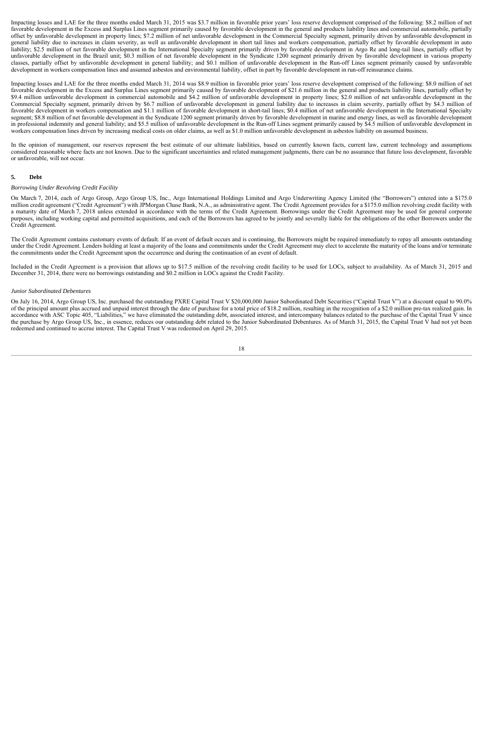Impacting losses and LAE for the three months ended March 31, 2015 was $3.7 million in favorable prior years' loss reserve development comprised of the following: $8.2 million of net favorable development in the Excess and Surplus Lines segment primarily caused by favorable development in the general and products liability lines and commercial automobile, partially offset by unfavorable development in property lines; $7.2 million of net unfavorable development in the Commercial Specialty segment, primarily driven by unfavorable development in general liability due to increases in claim severity, as well as unfavorable development in short tail lines and workers compensation, partially offset by favorable development in auto liability; $2.5 million of net favorable development in the International Specialty segment primarily driven by favorable development in Argo Re and long-tail lines, partially offset by unfavorable development in the Brazil unit; $0.3 million of net favorable development in the Syndicate 1200 segment primarily driven by favorable development in various property classes, partially offset by unfavorable development in general liability; and $0.1 million of unfavorable development in the Run-off Lines segment primarily caused by unfavorable development in workers compensation lines and assumed asbestos and environmental liability, offset in part by favorable development in run-off reinsurance claims.

Impacting losses and LAE for the three months ended March 31, 2014 was $8.9 million in favorable prior years' loss reserve development comprised of the following: $8.0 million of net favorable development in the Excess and Surplus Lines segment primarily caused by favorable development of $21.6 million in the general and products liability lines, partially offset by $9.4 million unfavorable development in commercial automobile and $4.2 million of unfavorable development in property lines; $2.0 million of net unfavorable development in the Commercial Specialty segment, primarily driven by $6.7 million of unfavorable development in general liability due to increases in claim severity, partially offset by $4.3 million of favorable development in workers compensation and $1.1 million of favorable development in short-tail lines; $0.4 million of net unfavorable development in the International Specialty segment; $8.8 million of net favorable development in the Syndicate 1200 segment primarily driven by favorable development in marine and energy lines, as well as favorable development in professional indemnity and general liability; and $5.5 million of unfavorable development in the Run-off Lines segment primarily caused by $4.5 million of unfavorable development in workers compensation lines driven by increasing medical costs on older claims, as well as $1.0 million unfavorable development in asbestos liability on assumed business.

In the opinion of management, our reserves represent the best estimate of our ultimate liabilities, based on currently known facts, current law, current technology and assumptions considered reasonable where facts are not known. Due to the significant uncertainties and related management judgments, there can be no assurance that future loss development, favorable or unfavorable, will not occur.

## 5. Debt

*Borrowing Under Revolving Credit Facility*

On March 7, 2014, each of Argo Group, Argo Group US, Inc., Argo International Holdings Limited and Argo Underwriting Agency Limited (the "Borrowers") entered into a $175.0 million credit agreement ("Credit Agreement") with JPMorgan Chase Bank, N.A., as administrative agent. The Credit Agreement provides for a $175.0 million revolving credit facility with a maturity date of March 7, 2018 unless extended in accordance with the terms of the Credit Agreement. Borrowings under the Credit Agreement may be used for general corporate purposes, including working capital and permitted acquisitions, and each of the Borrowers has agreed to be jointly and severally liable for the obligations of the other Borrowers under the Credit Agreement.

The Credit Agreement contains customary events of default. If an event of default occurs and is continuing, the Borrowers might be required immediately to repay all amounts outstanding under the Credit Agreement. Lenders holding at least a majority of the loans and commitments under the Credit Agreement may elect to accelerate the maturity of the loans and/or terminate the commitments under the Credit Agreement upon the occurrence and during the continuation of an event of default.

Included in the Credit Agreement is a provision that allows up to $17.5 million of the revolving credit facility to be used for LOCs, subject to availability. As of March 31, 2015 and December 31, 2014, there were no borrowings outstanding and $0.2 million in LOCs against the Credit Facility.

*Junior Subordinated Debentures*

On July 16, 2014, Argo Group US, Inc. purchased the outstanding PXRE Capital Trust V $20,000,000 Junior Subordinated Debt Securities ("Capital Trust V") at a discount equal to 90.0% of the principal amount plus accrued and unpaid interest through the date of purchase for a total price of $18.2 million, resulting in the recognition of a $2.0 million pre-tax realized gain. In accordance with ASC Topic 405, "Liabilities," we have eliminated the outstanding debt, associated interest, and intercompany balances related to the purchase of the Capital Trust V since the purchase by Argo Group US, Inc., in essence, reduces our outstanding debt related to the Junior Subordinated Debentures. As of March 31, 2015, the Capital Trust V had not yet been redeemed and continued to accrue interest. The Capital Trust V was redeemed on April 29, 2015.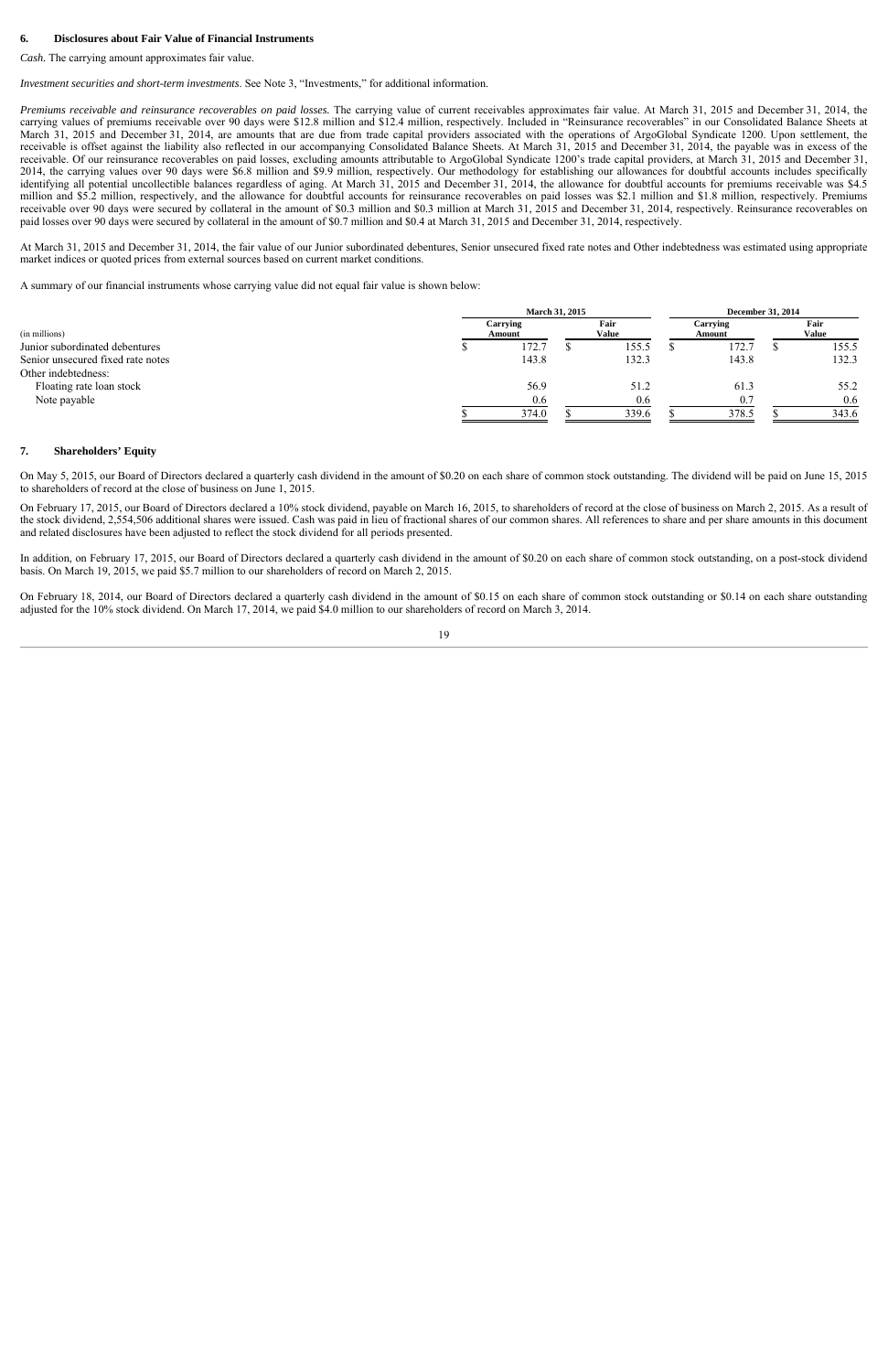## 6. Disclosures about Fair Value of Financial Instruments

*Cash.* The carrying amount approximates fair value.

*Investment securities and short-term investments*. See Note 3, "Investments," for additional information.

*Premiums receivable and reinsurance recoverables on paid losses.* The carrying value of current receivables approximates fair value. At March 31, 2015 and December 31, 2014, the carrying values of premiums receivable over 90 days were $12.8 million and $12.4 million, respectively. Included in "Reinsurance recoverables" in our Consolidated Balance Sheets at March 31, 2015 and December 31, 2014, are amounts that are due from trade capital providers associated with the operations of ArgoGlobal Syndicate 1200. Upon settlement, the receivable is offset against the liability also reflected in our accompanying Consolidated Balance Sheets. At March 31, 2015 and December 31, 2014, the payable was in excess of the receivable. Of our reinsurance recoverables on paid losses, excluding amounts attributable to ArgoGlobal Syndicate 1200's trade capital providers, at March 31, 2015 and December 31, 2014, the carrying values over 90 days were $6.8 million and $9.9 million, respectively. Our methodology for establishing our allowances for doubtful accounts includes specifically identifying all potential uncollectible balances regardless of aging. At March 31, 2015 and December 31, 2014, the allowance for doubtful accounts for premiums receivable was $4.5 million and $5.2 million, respectively, and the allowance for doubtful accounts for reinsurance recoverables on paid losses was $2.1 million and $1.8 million, respectively. Premiums receivable over 90 days were secured by collateral in the amount of $0.3 million and $0.3 million at March 31, 2015 and December 31, 2014, respectively. Reinsurance recoverables on paid losses over 90 days were secured by collateral in the amount of $0.7 million and $0.4 at March 31, 2015 and December 31, 2014, respectively.

At March 31, 2015 and December 31, 2014, the fair value of our Junior subordinated debentures, Senior unsecured fixed rate notes and Other indebtedness was estimated using appropriate market indices or quoted prices from external sources based on current market conditions.

A summary of our financial instruments whose carrying value did not equal fair value is shown below:

| | March 31, 2015 | | December 31, 2014 | |
|---|---|---|---|---|
| (in millions) | Carrying Amount | Fair Value | Carrying Amount | Fair Value |
| Junior subordinated debentures | $ 172.7 | $ 155.5 | $ 172.7 | $ 155.5 |
| Senior unsecured fixed rate notes | 143.8 | 132.3 | 143.8 | 132.3 |
| Other indebtedness: | | | | |
| Floating rate loan stock | 56.9 | 51.2 | 61.3 | 55.2 |
| Note payable | 0.6 | 0.6 | 0.7 | 0.6 |
| | $ 374.0 | $ 339.6 | $ 378.5 | $ 343.6 |

## 7. Shareholders' Equity

On May 5, 2015, our Board of Directors declared a quarterly cash dividend in the amount of $0.20 on each share of common stock outstanding. The dividend will be paid on June 15, 2015 to shareholders of record at the close of business on June 1, 2015.

On February 17, 2015, our Board of Directors declared a 10% stock dividend, payable on March 16, 2015, to shareholders of record at the close of business on March 2, 2015. As a result of the stock dividend, 2,554,506 additional shares were issued. Cash was paid in lieu of fractional shares of our common shares. All references to share and per share amounts in this document and related disclosures have been adjusted to reflect the stock dividend for all periods presented.

In addition, on February 17, 2015, our Board of Directors declared a quarterly cash dividend in the amount of $0.20 on each share of common stock outstanding, on a post-stock dividend basis. On March 19, 2015, we paid $5.7 million to our shareholders of record on March 2, 2015.

On February 18, 2014, our Board of Directors declared a quarterly cash dividend in the amount of $0.15 on each share of common stock outstanding or $0.14 on each share outstanding adjusted for the 10% stock dividend. On March 17, 2014, we paid $4.0 million to our shareholders of record on March 3, 2014.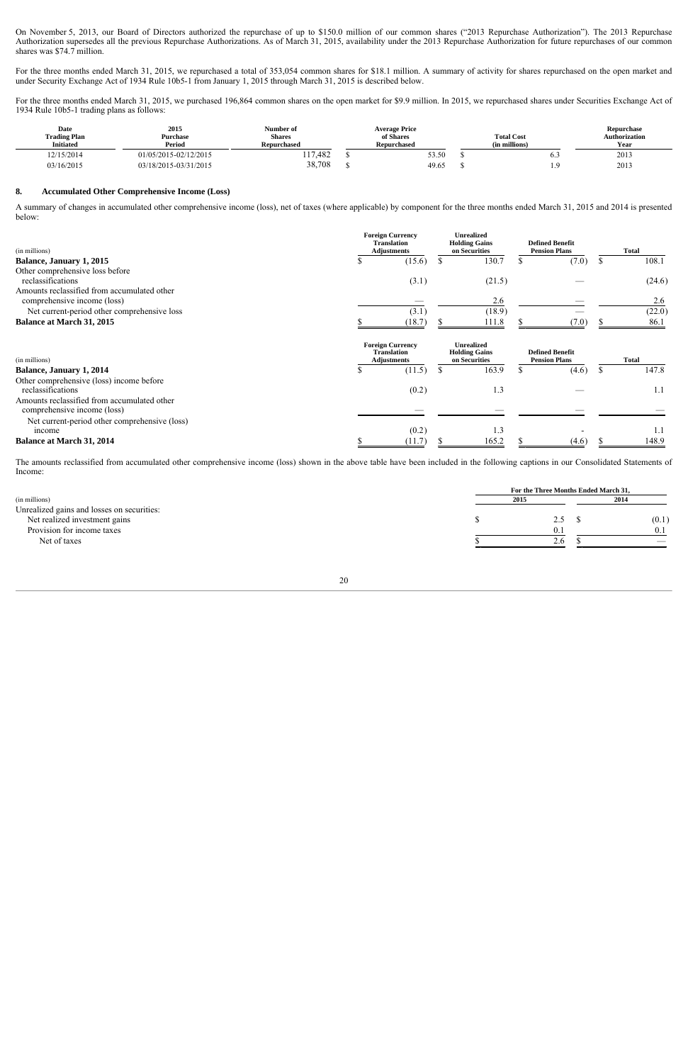On November 5, 2013, our Board of Directors authorized the repurchase of up to $150.0 million of our common shares ("2013 Repurchase Authorization"). The 2013 Repurchase Authorization supersedes all the previous Repurchase Authorizations. As of March 31, 2015, availability under the 2013 Repurchase Authorization for future repurchases of our common shares was $74.7 million.

For the three months ended March 31, 2015, we repurchased a total of 353,054 common shares for $18.1 million. A summary of activity for shares repurchased on the open market and under Security Exchange Act of 1934 Rule 10b5-1 from January 1, 2015 through March 31, 2015 is described below.

For the three months ended March 31, 2015, we purchased 196,864 common shares on the open market for $9.9 million. In 2015, we repurchased shares under Securities Exchange Act of 1934 Rule 10b5-1 trading plans as follows:

| Date Trading Plan Initiated | 2015 Purchase Period | Number of Shares Repurchased | Average Price of Shares Repurchased | Total Cost (in millions) | Repurchase Authorization Year |
|---|---|---|---|---|---|
| 12/15/2014 | 01/05/2015-02/12/2015 | 117,482 | $ 53.50 | $ 6.3 | 2013 |
| 03/16/2015 | 03/18/2015-03/31/2015 | 38,708 | $ 49.65 | $ 1.9 | 2013 |

## 8. Accumulated Other Comprehensive Income (Loss)

A summary of changes in accumulated other comprehensive income (loss), net of taxes (where applicable) by component for the three months ended March 31, 2015 and 2014 is presented below:

| (in millions) | Foreign Currency Translation Adjustments | Unrealized Holding Gains on Securities | Defined Benefit Pension Plans | Total |
|---|---|---|---|---|
| **Balance, January 1, 2015** | $ (15.6) | $ 130.7 | $ (7.0) | $ 108.1 |
| Other comprehensive loss before reclassifications | (3.1) | (21.5) | — | (24.6) |
| Amounts reclassified from accumulated other comprehensive income (loss) | — | 2.6 | — | 2.6 |
| Net current-period other comprehensive loss | (3.1) | (18.9) | — | (22.0) |
| **Balance at March 31, 2015** | $ (18.7) | $ 111.8 | $ (7.0) | $ 86.1 |

| (in millions) | Foreign Currency Translation Adjustments | Unrealized Holding Gains on Securities | Defined Benefit Pension Plans | Total |
|---|---|---|---|---|
| **Balance, January 1, 2014** | $ (11.5) | $ 163.9 | $ (4.6) | $ 147.8 |
| Other comprehensive (loss) income before reclassifications | (0.2) | 1.3 | — | 1.1 |
| Amounts reclassified from accumulated other comprehensive income (loss) | — | — | — | — |
| Net current-period other comprehensive (loss) income | (0.2) | 1.3 | - | 1.1 |
| **Balance at March 31, 2014** | $ (11.7) | $ 165.2 | $ (4.6) | $ 148.9 |

The amounts reclassified from accumulated other comprehensive income (loss) shown in the above table have been included in the following captions in our Consolidated Statements of Income:

| (in millions) | For the Three Months Ended March 31, 2015 | 2014 |
|---|---|---|
| Unrealized gains and losses on securities: | | |
| Net realized investment gains | $ 2.5 | $ (0.1) |
| Provision for income taxes | 0.1 | 0.1 |
| Net of taxes | $ 2.6 | $ — |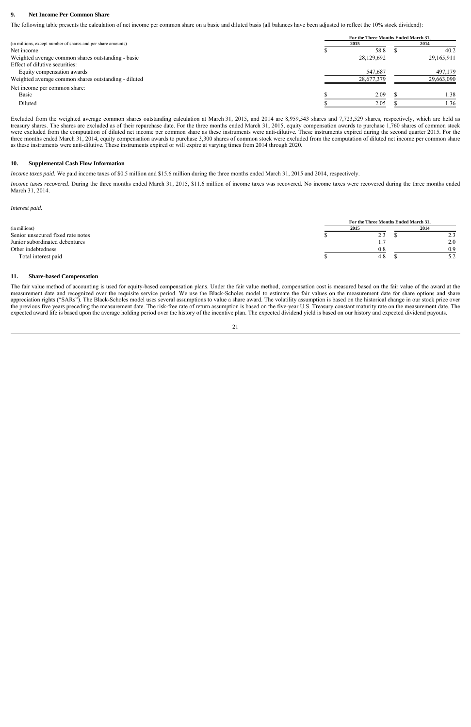## 9. Net Income Per Common Share

The following table presents the calculation of net income per common share on a basic and diluted basis (all balances have been adjusted to reflect the 10% stock dividend):

| (in millions, except number of shares and per share amounts) | For the Three Months Ended March 31, 2015 | 2014 |
|---|---|---|
| Net income | $ 58.8 | $ 40.2 |
| Weighted average common shares outstanding - basic | 28,129,692 | 29,165,911 |
| Effect of dilutive securities: | | |
| Equity compensation awards | 547,687 | 497,179 |
| Weighted average common shares outstanding - diluted | 28,677,379 | 29,663,090 |
| Net income per common share: | | |
| Basic | $ 2.09 | $ 1.38 |
| Diluted | $ 2.05 | $ 1.36 |

Excluded from the weighted average common shares outstanding calculation at March 31, 2015, and 2014 are 8,959,543 shares and 7,723,529 shares, respectively, which are held as treasury shares. The shares are excluded as of their repurchase date. For the three months ended March 31, 2015, equity compensation awards to purchase 1,760 shares of common stock were excluded from the computation of diluted net income per common share as these instruments were anti-dilutive. These instruments expired during the second quarter 2015. For the three months ended March 31, 2014, equity compensation awards to purchase 3,300 shares of common stock were excluded from the computation of diluted net income per common share as these instruments were anti-dilutive. These instruments expired or will expire at varying times from 2014 through 2020.

## 10. Supplemental Cash Flow Information

*Income taxes paid.* We paid income taxes of $0.5 million and $15.6 million during the three months ended March 31, 2015 and 2014, respectively.

*Income taxes recovered*. During the three months ended March 31, 2015, $11.6 million of income taxes was recovered. No income taxes were recovered during the three months ended March 31, 2014.

*Interest paid.*

| (in millions) | For the Three Months Ended March 31, 2015 | 2014 |
|---|---|---|
| Senior unsecured fixed rate notes | $ 2.3 | $ 2.3 |
| Junior subordinated debentures | 1.7 | 2.0 |
| Other indebtedness | 0.8 | 0.9 |
| Total interest paid | $ 4.8 | $ 5.2 |

## 11. Share-based Compensation

The fair value method of accounting is used for equity-based compensation plans. Under the fair value method, compensation cost is measured based on the fair value of the award at the measurement date and recognized over the requisite service period. We use the Black-Scholes model to estimate the fair values on the measurement date for share options and share appreciation rights ("SARs"). The Black-Scholes model uses several assumptions to value a share award. The volatility assumption is based on the historical change in our stock price over the previous five years preceding the measurement date. The risk-free rate of return assumption is based on the five-year U.S. Treasury constant maturity rate on the measurement date. The expected award life is based upon the average holding period over the history of the incentive plan. The expected dividend yield is based on our history and expected dividend payouts.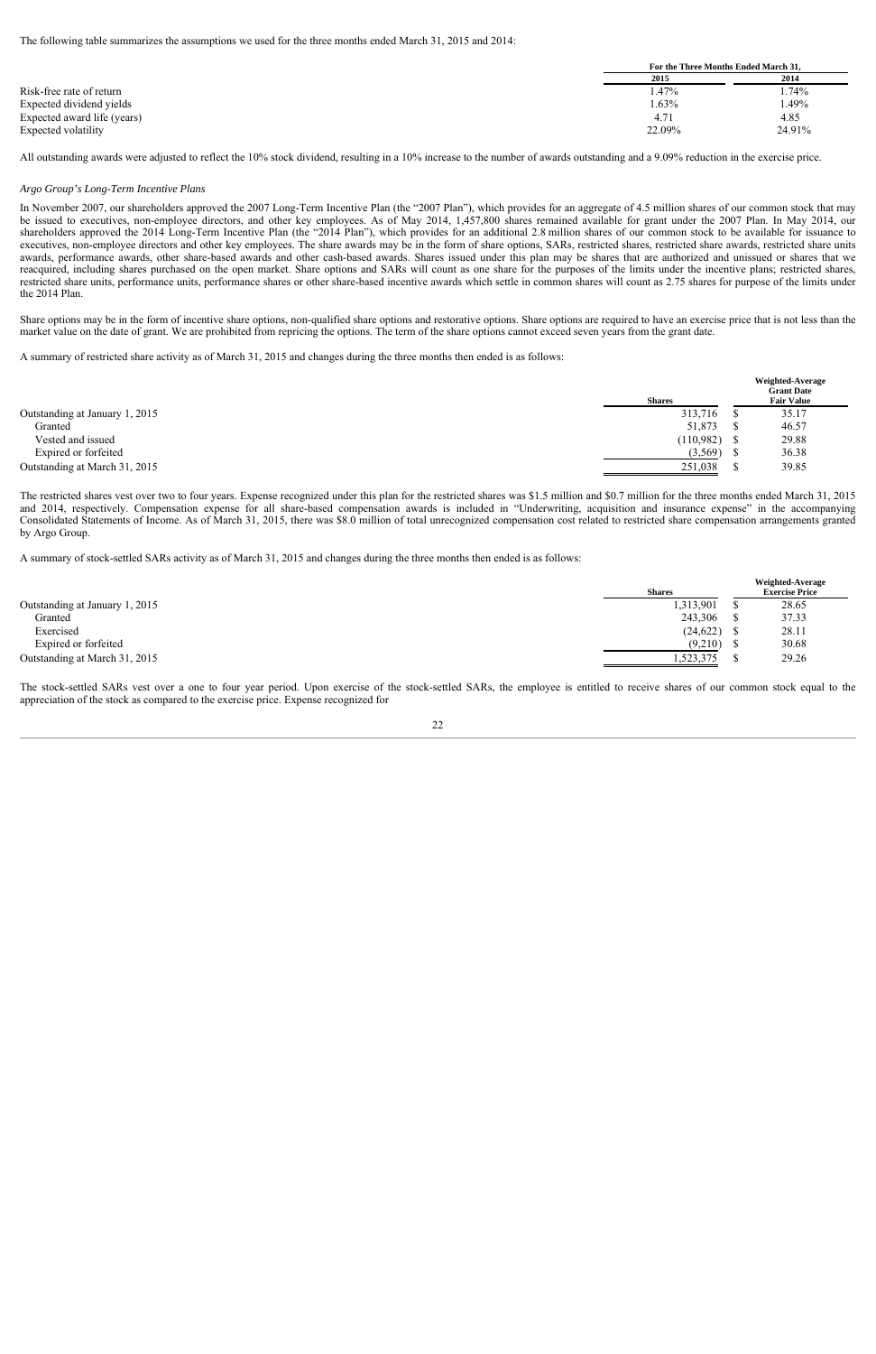The following table summarizes the assumptions we used for the three months ended March 31, 2015 and 2014:

| | For the Three Months Ended March 31, | |
|---|---|---|
| | 2015 | 2014 |
| Risk-free rate of return | 1.47% | 1.74% |
| Expected dividend yields | 1.63% | 1.49% |
| Expected award life (years) | 4.71 | 4.85 |
| Expected volatility | 22.09% | 24.91% |

All outstanding awards were adjusted to reflect the 10% stock dividend, resulting in a 10% increase to the number of awards outstanding and a 9.09% reduction in the exercise price.

*Argo Group's Long-Term Incentive Plans*

In November 2007, our shareholders approved the 2007 Long-Term Incentive Plan (the "2007 Plan"), which provides for an aggregate of 4.5 million shares of our common stock that may be issued to executives, non-employee directors, and other key employees. As of May 2014, 1,457,800 shares remained available for grant under the 2007 Plan. In May 2014, our shareholders approved the 2014 Long-Term Incentive Plan (the "2014 Plan"), which provides for an additional 2.8 million shares of our common stock to be available for issuance to executives, non-employee directors and other key employees. The share awards may be in the form of share options, SARs, restricted shares, restricted share awards, restricted share units awards, performance awards, other share-based awards and other cash-based awards. Shares issued under this plan may be shares that are authorized and unissued or shares that we reacquired, including shares purchased on the open market. Share options and SARs will count as one share for the purposes of the limits under the incentive plans; restricted shares, restricted share units, performance units, performance shares or other share-based incentive awards which settle in common shares will count as 2.75 shares for purpose of the limits under the 2014 Plan.

Share options may be in the form of incentive share options, non-qualified share options and restorative options. Share options are required to have an exercise price that is not less than the market value on the date of grant. We are prohibited from repricing the options. The term of the share options cannot exceed seven years from the grant date.

A summary of restricted share activity as of March 31, 2015 and changes during the three months then ended is as follows:

| | Shares | Weighted-Average Grant Date Fair Value |
|---|---|---|
| Outstanding at January 1, 2015 | 313,716 | $ 35.17 |
| Granted | 51,873 | $ 46.57 |
| Vested and issued | (110,982) | $ 29.88 |
| Expired or forfeited | (3,569) | $ 36.38 |
| Outstanding at March 31, 2015 | 251,038 | $ 39.85 |

The restricted shares vest over two to four years. Expense recognized under this plan for the restricted shares was $1.5 million and $0.7 million for the three months ended March 31, 2015 and 2014, respectively. Compensation expense for all share-based compensation awards is included in "Underwriting, acquisition and insurance expense" in the accompanying Consolidated Statements of Income. As of March 31, 2015, there was $8.0 million of total unrecognized compensation cost related to restricted share compensation arrangements granted by Argo Group.

A summary of stock-settled SARs activity as of March 31, 2015 and changes during the three months then ended is as follows:

| | Shares | Weighted-Average Exercise Price |
|---|---|---|
| Outstanding at January 1, 2015 | 1,313,901 | $ 28.65 |
| Granted | 243,306 | $ 37.33 |
| Exercised | (24,622) | $ 28.11 |
| Expired or forfeited | (9,210) | $ 30.68 |
| Outstanding at March 31, 2015 | 1,523,375 | $ 29.26 |

The stock-settled SARs vest over a one to four year period. Upon exercise of the stock-settled SARs, the employee is entitled to receive shares of our common stock equal to the appreciation of the stock as compared to the exercise price. Expense recognized for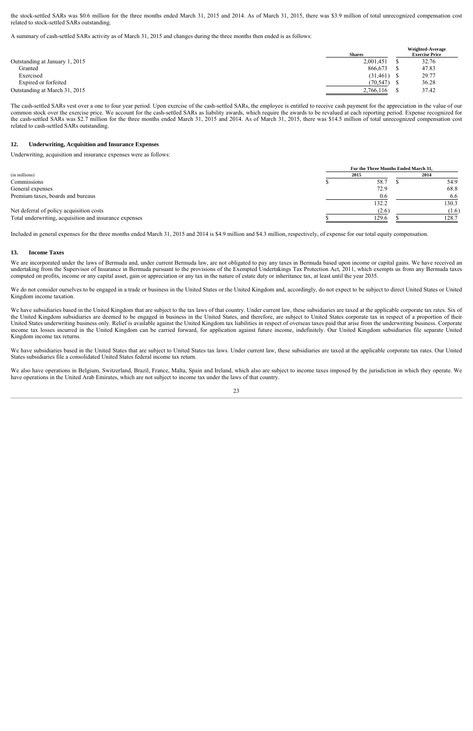the stock-settled SARs was $0.6 million for the three months ended March 31, 2015 and 2014. As of March 31, 2015, there was $3.9 million of total unrecognized compensation cost related to stock-settled SARs outstanding.

A summary of cash-settled SARs activity as of March 31, 2015 and changes during the three months then ended is as follows:

| | Shares | Weighted-Average Exercise Price |
|---|---|---|
| Outstanding at January 1, 2015 | 2,001,451 | $ 32.76 |
| Granted | 866,673 | $ 47.83 |
| Exercised | (31,461) | $ 29.77 |
| Expired or forfeited | (70,547) | $ 36.28 |
| Outstanding at March 31, 2015 | 2,766,116 | $ 37.42 |

The cash-settled SARs vest over a one to four year period. Upon exercise of the cash-settled SARs, the employee is entitled to receive cash payment for the appreciation in the value of our common stock over the exercise price. We account for the cash-settled SARs as liability awards, which require the awards to be revalued at each reporting period. Expense recognized for the cash-settled SARs was $2.7 million for the three months ended March 31, 2015 and 2014. As of March 31, 2015, there was $14.5 million of total unrecognized compensation cost related to cash-settled SARs outstanding.

## 12. Underwriting, Acquisition and Insurance Expenses

Underwriting, acquisition and insurance expenses were as follows:

| | For the Three Months Ended March 31, | |
|---|---|---|
| (in millions) | 2015 | 2014 |
| Commissions | $ 58.7 | $ 54.9 |
| General expenses | 72.9 | 68.8 |
| Premium taxes, boards and bureaus | 0.6 | 6.6 |
| | 132.2 | 130.3 |
| Net deferral of policy acquisition costs | (2.6) | (1.6) |
| Total underwriting, acquisition and insurance expenses | $ 129.6 | $ 128.7 |

Included in general expenses for the three months ended March 31, 2015 and 2014 is $4.9 million and $4.3 million, respectively, of expense for our total equity compensation.

## 13. Income Taxes

We are incorporated under the laws of Bermuda and, under current Bermuda law, are not obligated to pay any taxes in Bermuda based upon income or capital gains. We have received an undertaking from the Supervisor of Insurance in Bermuda pursuant to the provisions of the Exempted Undertakings Tax Protection Act, 2011, which exempts us from any Bermuda taxes computed on profits, income or any capital asset, gain or appreciation or any tax in the nature of estate duty or inheritance tax, at least until the year 2035.

We do not consider ourselves to be engaged in a trade or business in the United States or the United Kingdom and, accordingly, do not expect to be subject to direct United States or United Kingdom income taxation.

We have subsidiaries based in the United Kingdom that are subject to the tax laws of that country. Under current law, these subsidiaries are taxed at the applicable corporate tax rates. Six of the United Kingdom subsidiaries are deemed to be engaged in business in the United States, and therefore, are subject to United States corporate tax in respect of a proportion of their United States underwriting business only. Relief is available against the United Kingdom tax liabilities in respect of overseas taxes paid that arise from the underwriting business. Corporate income tax losses incurred in the United Kingdom can be carried forward, for application against future income, indefinitely. Our United Kingdom subsidiaries file separate United Kingdom income tax returns.

We have subsidiaries based in the United States that are subject to United States tax laws. Under current law, these subsidiaries are taxed at the applicable corporate tax rates. Our United States subsidiaries file a consolidated United States federal income tax return.

We also have operations in Belgium, Switzerland, Brazil, France, Malta, Spain and Ireland, which also are subject to income taxes imposed by the jurisdiction in which they operate. We have operations in the United Arab Emirates, which are not subject to income tax under the laws of that country.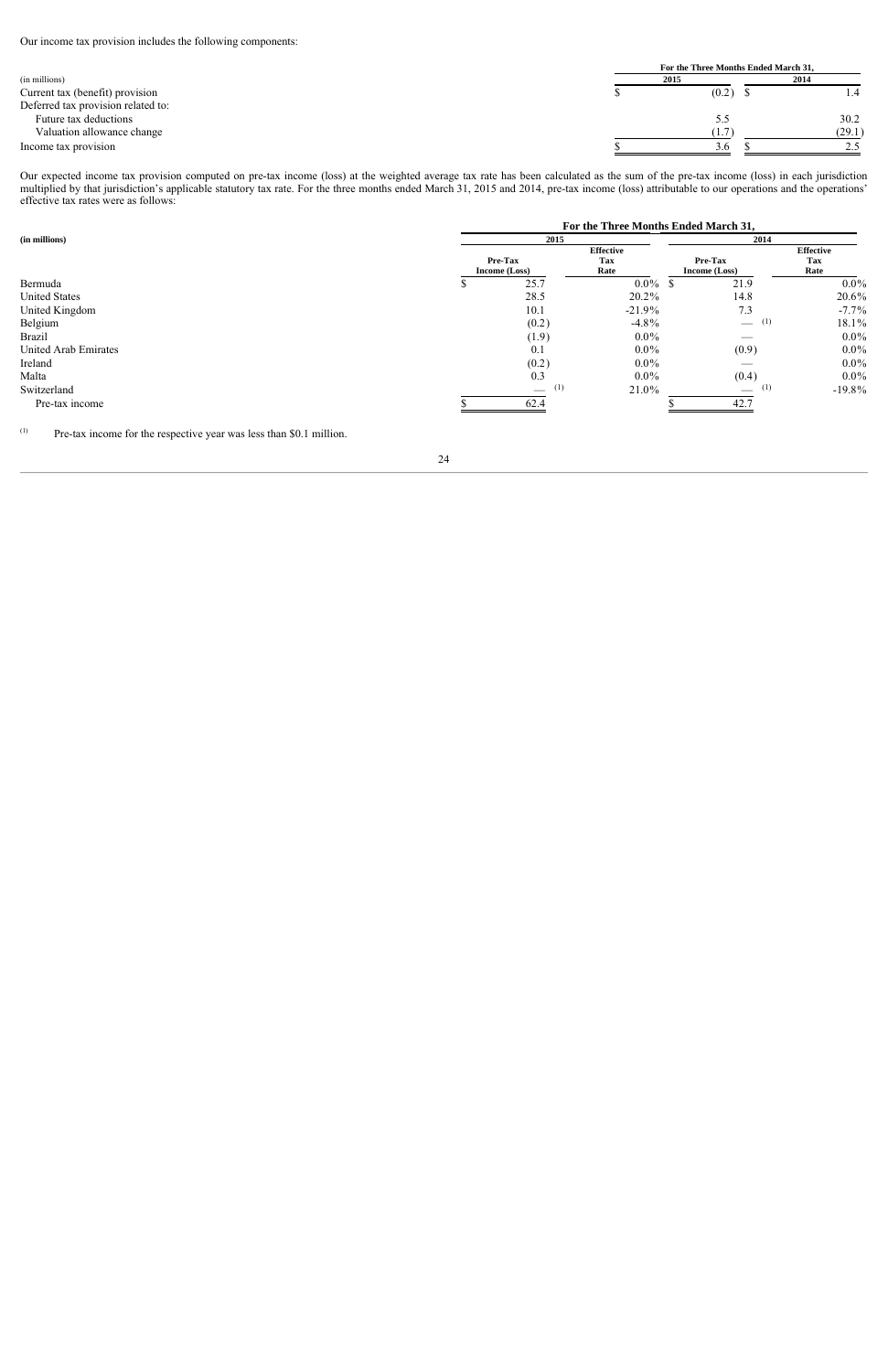Our income tax provision includes the following components:

| (in millions) | For the Three Months Ended March 31, 2015 | 2014 |
|---|---|---|
| Current tax (benefit) provision | $ (0.2) | $ 1.4 |
| Deferred tax provision related to: | | |
| Future tax deductions | 5.5 | 30.2 |
| Valuation allowance change | (1.7) | (29.1) |
| Income tax provision | $ 3.6 | $ 2.5 |

Our expected income tax provision computed on pre-tax income (loss) at the weighted average tax rate has been calculated as the sum of the pre-tax income (loss) in each jurisdiction multiplied by that jurisdiction's applicable statutory tax rate. For the three months ended March 31, 2015 and 2014, pre-tax income (loss) attributable to our operations and the operations' effective tax rates were as follows:

| (in millions) | For the Three Months Ended March 31, | | | |
|---|---|---|---|---|
| | 2015 | | 2014 | |
| | Pre-Tax Income (Loss) | Effective Tax Rate | Pre-Tax Income (Loss) | Effective Tax Rate |
| Bermuda | $ 25.7 | 0.0% | $ 21.9 | 0.0% |
| United States | 28.5 | 20.2% | 14.8 | 20.6% |
| United Kingdom | 10.1 | -21.9% | 7.3 | -7.7% |
| Belgium | (0.2) | -4.8% | — (1) | 18.1% |
| Brazil | (1.9) | 0.0% | — | 0.0% |
| United Arab Emirates | 0.1 | 0.0% | (0.9) | 0.0% |
| Ireland | (0.2) | 0.0% | — | 0.0% |
| Malta | 0.3 | 0.0% | (0.4) | 0.0% |
| Switzerland | — (1) | 21.0% | — (1) | -19.8% |
| Pre-tax income | $ 62.4 | | $ 42.7 | |

(1) Pre-tax income for the respective year was less than $0.1 million.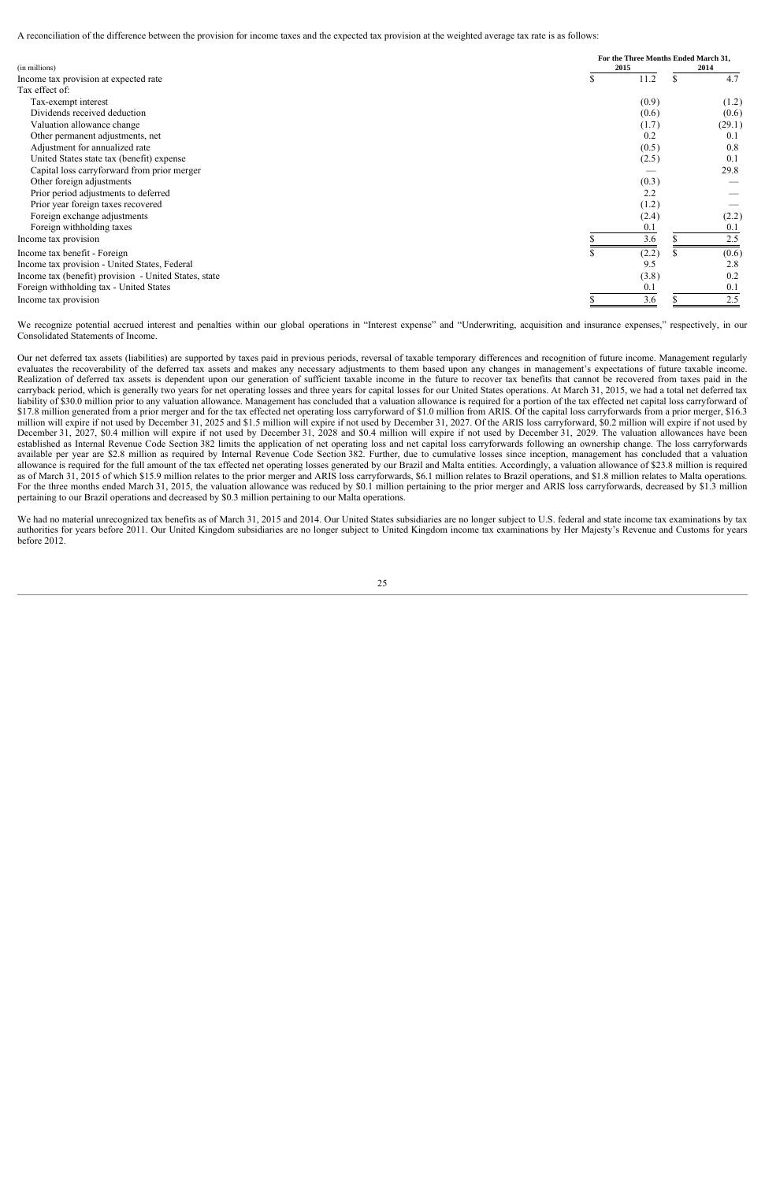A reconciliation of the difference between the provision for income taxes and the expected tax provision at the weighted average tax rate is as follows:

| (in millions) | For the Three Months Ended March 31, 2015 | 2014 |
|---|---|---|
| Income tax provision at expected rate | $ 11.2 | $ 4.7 |
| Tax effect of: | | |
| Tax-exempt interest | (0.9) | (1.2) |
| Dividends received deduction | (0.6) | (0.6) |
| Valuation allowance change | (1.7) | (29.1) |
| Other permanent adjustments, net | 0.2 | 0.1 |
| Adjustment for annualized rate | (0.5) | 0.8 |
| United States state tax (benefit) expense | (2.5) | 0.1 |
| Capital loss carryforward from prior merger | — | 29.8 |
| Other foreign adjustments | (0.3) | — |
| Prior period adjustments to deferred | 2.2 | — |
| Prior year foreign taxes recovered | (1.2) | — |
| Foreign exchange adjustments | (2.4) | (2.2) |
| Foreign withholding taxes | 0.1 | 0.1 |
| Income tax provision | $ 3.6 | $ 2.5 |
| Income tax benefit - Foreign | $ (2.2) | $ (0.6) |
| Income tax provision - United States, Federal | 9.5 | 2.8 |
| Income tax (benefit) provision - United States, state | (3.8) | 0.2 |
| Foreign withholding tax - United States | 0.1 | 0.1 |
| Income tax provision | $ 3.6 | $ 2.5 |

We recognize potential accrued interest and penalties within our global operations in "Interest expense" and "Underwriting, acquisition and insurance expenses," respectively, in our Consolidated Statements of Income.

Our net deferred tax assets (liabilities) are supported by taxes paid in previous periods, reversal of taxable temporary differences and recognition of future income. Management regularly evaluates the recoverability of the deferred tax assets and makes any necessary adjustments to them based upon any changes in management's expectations of future taxable income. Realization of deferred tax assets is dependent upon our generation of sufficient taxable income in the future to recover tax benefits that cannot be recovered from taxes paid in the carryback period, which is generally two years for net operating losses and three years for capital losses for our United States operations. At March 31, 2015, we had a total net deferred tax liability of $30.0 million prior to any valuation allowance. Management has concluded that a valuation allowance is required for a portion of the tax effected net capital loss carryforward of $17.8 million generated from a prior merger and for the tax effected net operating loss carryforward of $1.0 million from ARIS. Of the capital loss carryforwards from a prior merger, $16.3 million will expire if not used by December 31, 2025 and $1.5 million will expire if not used by December 31, 2027. Of the ARIS loss carryforward, $0.2 million will expire if not used by December 31, 2027, $0.4 million will expire if not used by December 31, 2028 and $0.4 million will expire if not used by December 31, 2029. The valuation allowances have been established as Internal Revenue Code Section 382 limits the application of net operating loss and net capital loss carryforwards following an ownership change. The loss carryforwards available per year are $2.8 million as required by Internal Revenue Code Section 382. Further, due to cumulative losses since inception, management has concluded that a valuation allowance is required for the full amount of the tax effected net operating losses generated by our Brazil and Malta entities. Accordingly, a valuation allowance of $23.8 million is required as of March 31, 2015 of which $15.9 million relates to the prior merger and ARIS loss carryforwards, $6.1 million relates to Brazil operations, and $1.8 million relates to Malta operations. For the three months ended March 31, 2015, the valuation allowance was reduced by $0.1 million pertaining to the prior merger and ARIS loss carryforwards, decreased by $1.3 million pertaining to our Brazil operations and decreased by $0.3 million pertaining to our Malta operations.

We had no material unrecognized tax benefits as of March 31, 2015 and 2014. Our United States subsidiaries are no longer subject to U.S. federal and state income tax examinations by tax authorities for years before 2011. Our United Kingdom subsidiaries are no longer subject to United Kingdom income tax examinations by Her Majesty's Revenue and Customs for years before 2012.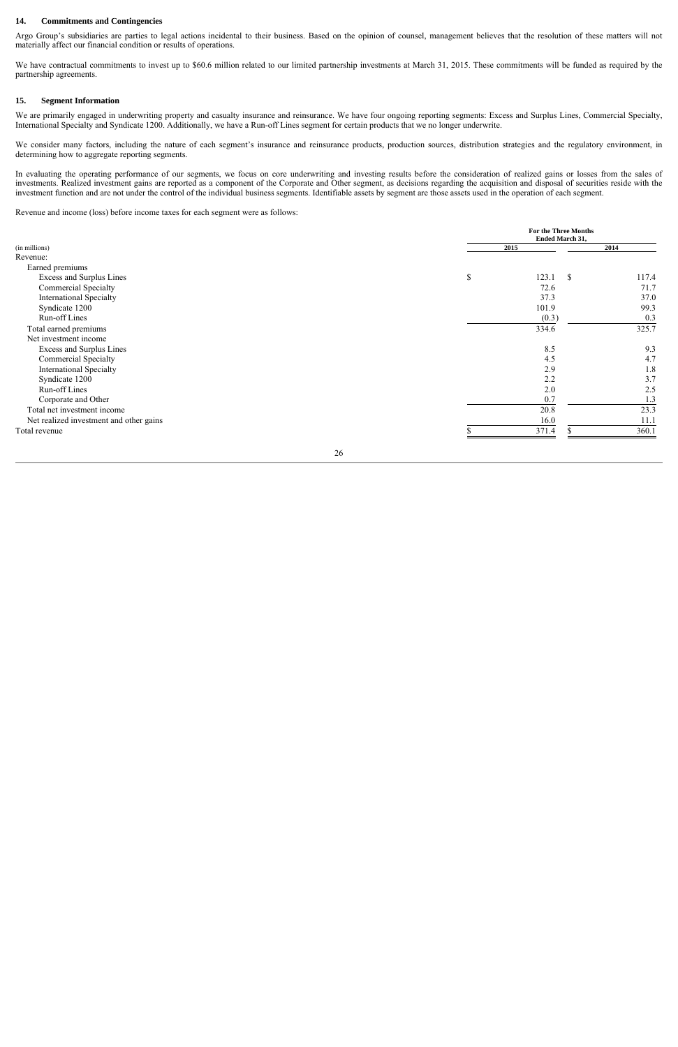## 14. Commitments and Contingencies

Argo Group's subsidiaries are parties to legal actions incidental to their business. Based on the opinion of counsel, management believes that the resolution of these matters will not materially affect our financial condition or results of operations.

We have contractual commitments to invest up to $60.6 million related to our limited partnership investments at March 31, 2015. These commitments will be funded as required by the partnership agreements.

## 15. Segment Information

We are primarily engaged in underwriting property and casualty insurance and reinsurance. We have four ongoing reporting segments: Excess and Surplus Lines, Commercial Specialty, International Specialty and Syndicate 1200. Additionally, we have a Run-off Lines segment for certain products that we no longer underwrite.

We consider many factors, including the nature of each segment's insurance and reinsurance products, production sources, distribution strategies and the regulatory environment, in determining how to aggregate reporting segments.

In evaluating the operating performance of our segments, we focus on core underwriting and investing results before the consideration of realized gains or losses from the sales of investments. Realized investment gains are reported as a component of the Corporate and Other segment, as decisions regarding the acquisition and disposal of securities reside with the investment function and are not under the control of the individual business segments. Identifiable assets by segment are those assets used in the operation of each segment.

Revenue and income (loss) before income taxes for each segment were as follows:

| (in millions) | For the Three Months Ended March 31, 2015 | 2014 |
|---|---|---|
| Revenue: | | |
| Earned premiums | | |
| Excess and Surplus Lines | $ 123.1 | $ 117.4 |
| Commercial Specialty | 72.6 | 71.7 |
| International Specialty | 37.3 | 37.0 |
| Syndicate 1200 | 101.9 | 99.3 |
| Run-off Lines | (0.3) | 0.3 |
| Total earned premiums | 334.6 | 325.7 |
| Net investment income | | |
| Excess and Surplus Lines | 8.5 | 9.3 |
| Commercial Specialty | 4.5 | 4.7 |
| International Specialty | 2.9 | 1.8 |
| Syndicate 1200 | 2.2 | 3.7 |
| Run-off Lines | 2.0 | 2.5 |
| Corporate and Other | 0.7 | 1.3 |
| Total net investment income | 20.8 | 23.3 |
| Net realized investment and other gains | 16.0 | 11.1 |
| Total revenue | $ 371.4 | $ 360.1 |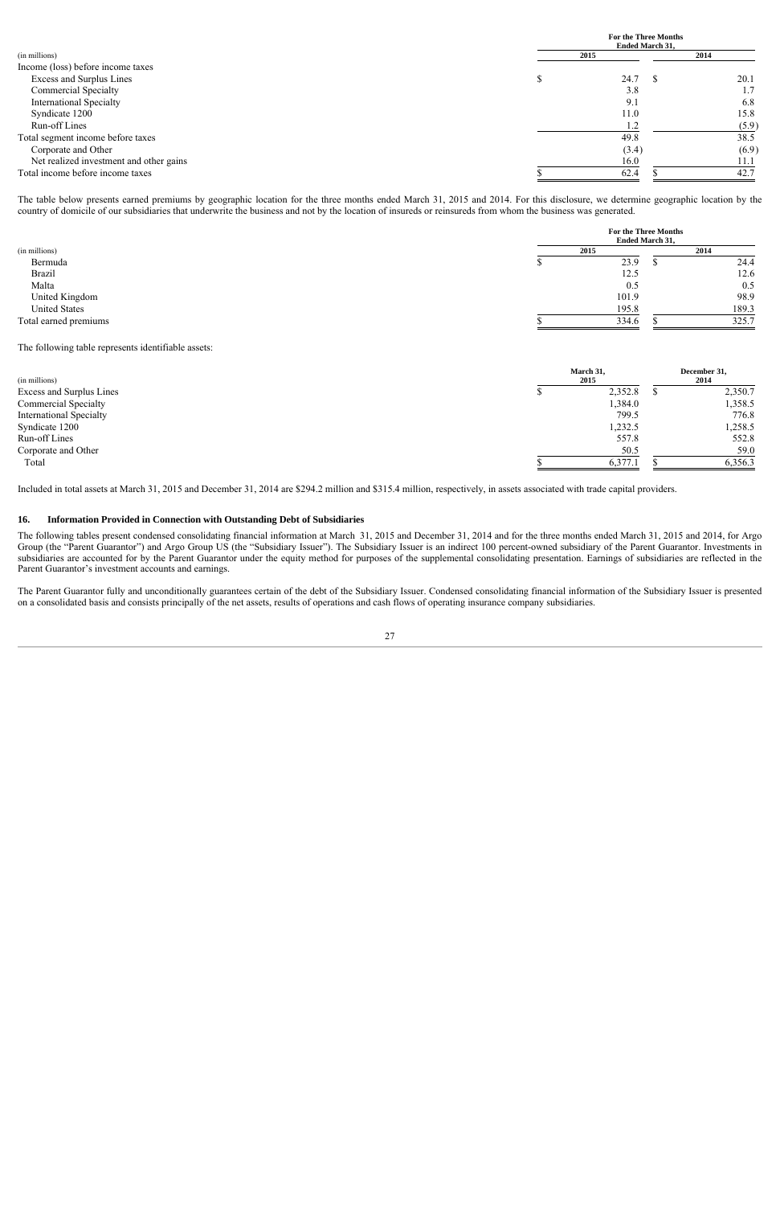| (in millions) | For the Three Months Ended March 31, | |
|---|---|---|
| | 2015 | 2014 |
| Income (loss) before income taxes | | |
| Excess and Surplus Lines | $ 24.7 | $ 20.1 |
| Commercial Specialty | 3.8 | 1.7 |
| International Specialty | 9.1 | 6.8 |
| Syndicate 1200 | 11.0 | 15.8 |
| Run-off Lines | 1.2 | (5.9) |
| Total segment income before taxes | 49.8 | 38.5 |
| Corporate and Other | (3.4) | (6.9) |
| Net realized investment and other gains | 16.0 | 11.1 |
| Total income before income taxes | $ 62.4 | $ 42.7 |

The table below presents earned premiums by geographic location for the three months ended March 31, 2015 and 2014. For this disclosure, we determine geographic location by the country of domicile of our subsidiaries that underwrite the business and not by the location of insureds or reinsureds from whom the business was generated.

| (in millions) | For the Three Months Ended March 31, | |
|---|---|---|
| | 2015 | 2014 |
| Bermuda | $ 23.9 | $ 24.4 |
| Brazil | 12.5 | 12.6 |
| Malta | 0.5 | 0.5 |
| United Kingdom | 101.9 | 98.9 |
| United States | 195.8 | 189.3 |
| Total earned premiums | $ 334.6 | $ 325.7 |

The following table represents identifiable assets:

| (in millions) | March 31, 2015 | December 31, 2014 |
|---|---|---|
| Excess and Surplus Lines | $ 2,352.8 | $ 2,350.7 |
| Commercial Specialty | 1,384.0 | 1,358.5 |
| International Specialty | 799.5 | 776.8 |
| Syndicate 1200 | 1,232.5 | 1,258.5 |
| Run-off Lines | 557.8 | 552.8 |
| Corporate and Other | 50.5 | 59.0 |
| Total | $ 6,377.1 | $ 6,356.3 |

Included in total assets at March 31, 2015 and December 31, 2014 are $294.2 million and $315.4 million, respectively, in assets associated with trade capital providers.

## 16. Information Provided in Connection with Outstanding Debt of Subsidiaries

The following tables present condensed consolidating financial information at March 31, 2015 and December 31, 2014 and for the three months ended March 31, 2015 and 2014, for Argo Group (the "Parent Guarantor") and Argo Group US (the "Subsidiary Issuer"). The Subsidiary Issuer is an indirect 100 percent-owned subsidiary of the Parent Guarantor. Investments in subsidiaries are accounted for by the Parent Guarantor under the equity method for purposes of the supplemental consolidating presentation. Earnings of subsidiaries are reflected in the Parent Guarantor's investment accounts and earnings.

The Parent Guarantor fully and unconditionally guarantees certain of the debt of the Subsidiary Issuer. Condensed consolidating financial information of the Subsidiary Issuer is presented on a consolidated basis and consists principally of the net assets, results of operations and cash flows of operating insurance company subsidiaries.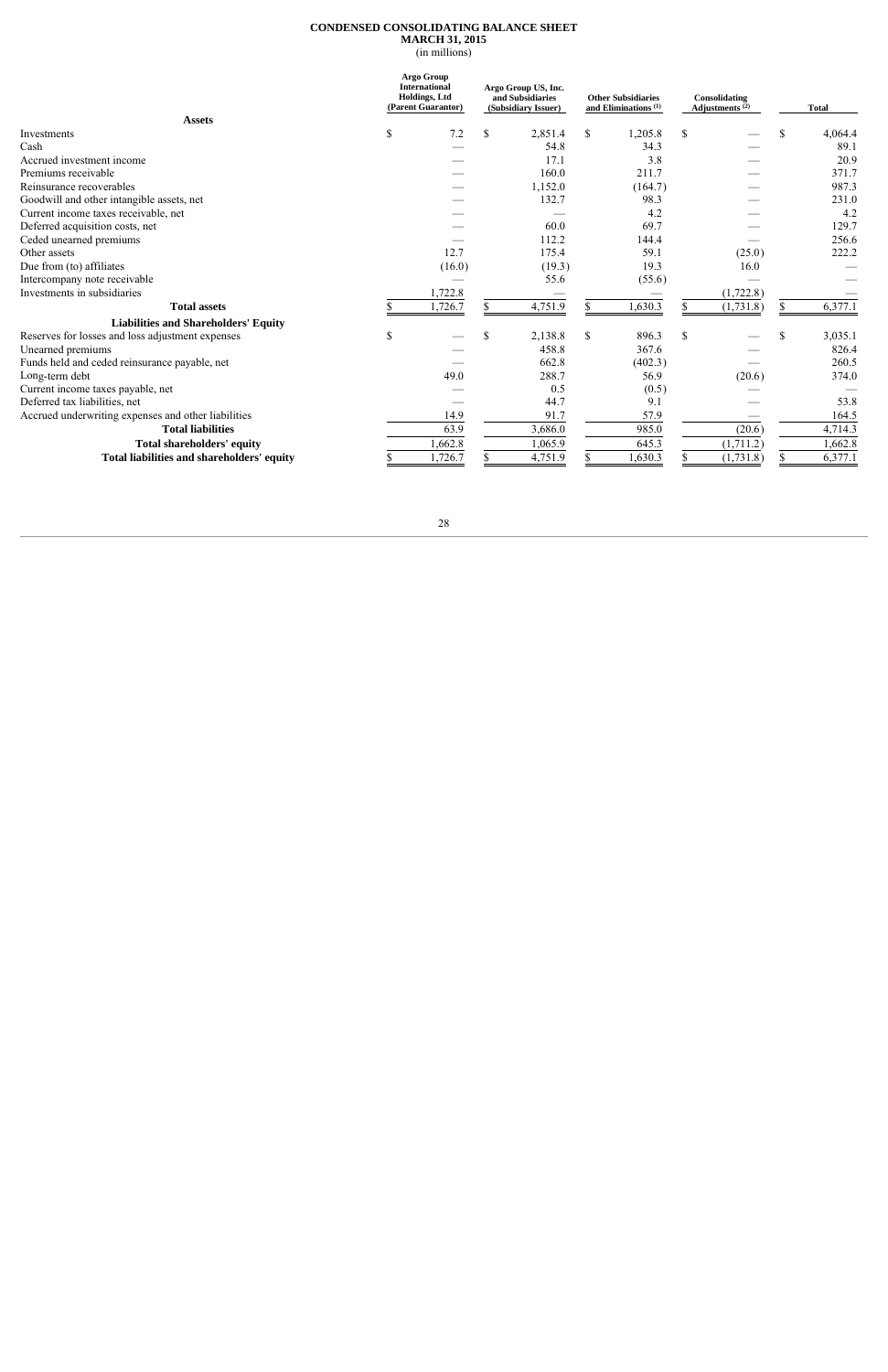**CONDENSED CONSOLIDATING BALANCE SHEET**
**MARCH 31, 2015**
(in millions)

| | Argo Group International Holdings, Ltd (Parent Guarantor) | Argo Group US, Inc. and Subsidiaries (Subsidiary Issuer) | Other Subsidiaries and Eliminations [(1)] | Consolidating Adjustments [(2)] | Total |
|---|---|---|---|---|---|
| **Assets** | | | | | |
| Investments | $ 7.2 | $ 2,851.4 | $ 1,205.8 | $ — | $ 4,064.4 |
| Cash | — | 54.8 | 34.3 | — | 89.1 |
| Accrued investment income | — | 17.1 | 3.8 | — | 20.9 |
| Premiums receivable | — | 160.0 | 211.7 | — | 371.7 |
| Reinsurance recoverables | — | 1,152.0 | (164.7) | — | 987.3 |
| Goodwill and other intangible assets, net | — | 132.7 | 98.3 | — | 231.0 |
| Current income taxes receivable, net | — | — | 4.2 | — | 4.2 |
| Deferred acquisition costs, net | — | 60.0 | 69.7 | — | 129.7 |
| Ceded unearned premiums | — | 112.2 | 144.4 | — | 256.6 |
| Other assets | 12.7 | 175.4 | 59.1 | (25.0) | 222.2 |
| Due from (to) affiliates | (16.0) | (19.3) | 19.3 | 16.0 | — |
| Intercompany note receivable | — | 55.6 | (55.6) | — | — |
| Investments in subsidiaries | 1,722.8 | — | — | (1,722.8) | — |
| **Total assets** | $ 1,726.7 | $ 4,751.9 | $ 1,630.3 | $ (1,731.8) | $ 6,377.1 |
| **Liabilities and Shareholders' Equity** | | | | | |
| Reserves for losses and loss adjustment expenses | $ — | $ 2,138.8 | $ 896.3 | $ — | $ 3,035.1 |
| Unearned premiums | — | 458.8 | 367.6 | — | 826.4 |
| Funds held and ceded reinsurance payable, net | — | 662.8 | (402.3) | — | 260.5 |
| Long-term debt | 49.0 | 288.7 | 56.9 | (20.6) | 374.0 |
| Current income taxes payable, net | — | 0.5 | (0.5) | — | — |
| Deferred tax liabilities, net | — | 44.7 | 9.1 | — | 53.8 |
| Accrued underwriting expenses and other liabilities | 14.9 | 91.7 | 57.9 | — | 164.5 |
| **Total liabilities** | 63.9 | 3,686.0 | 985.0 | (20.6) | 4,714.3 |
| **Total shareholders' equity** | 1,662.8 | 1,065.9 | 645.3 | (1,711.2) | 1,662.8 |
| **Total liabilities and shareholders' equity** | $ 1,726.7 | $ 4,751.9 | $ 1,630.3 | $ (1,731.8) | $ 6,377.1 |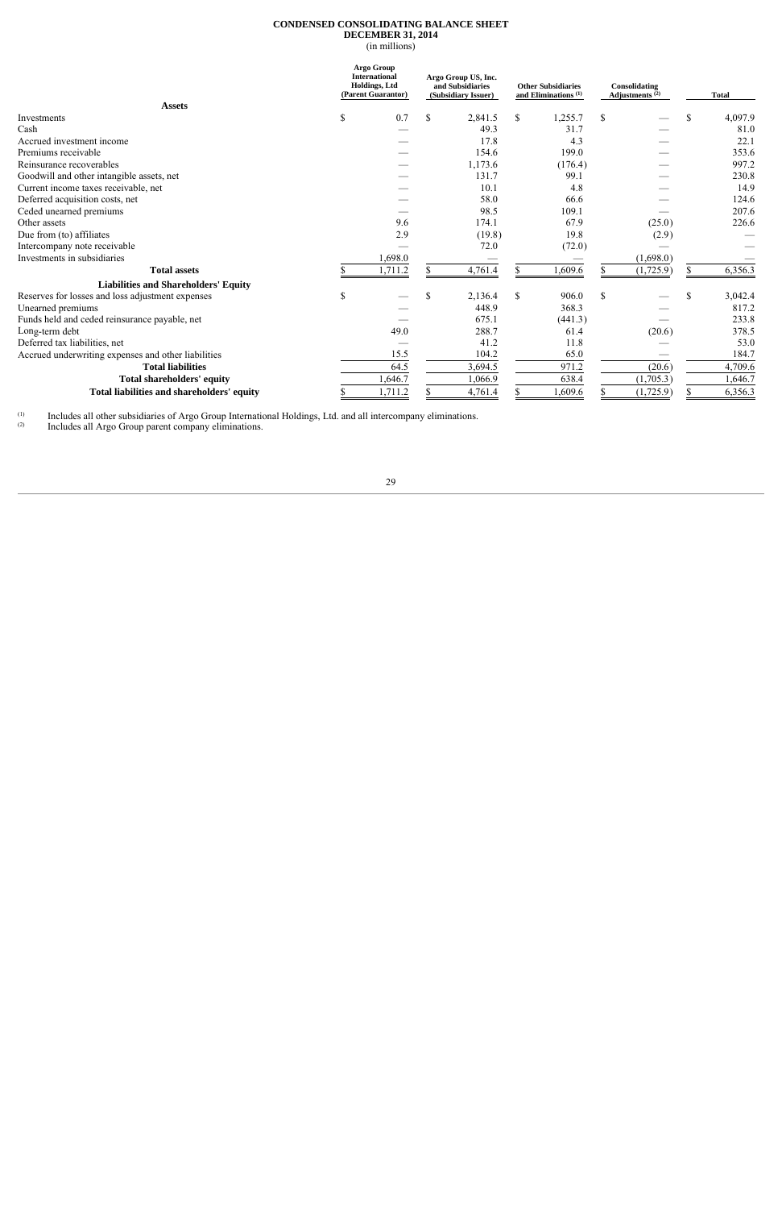**CONDENSED CONSOLIDATING BALANCE SHEET**
**DECEMBER 31, 2014**
(in millions)

| | Argo Group International Holdings, Ltd (Parent Guarantor) | Argo Group US, Inc. and Subsidiaries (Subsidiary Issuer) | Other Subsidiaries and Eliminations [(1)] | Consolidating Adjustments [(2)] | Total |
|---|---|---|---|---|---|
| **Assets** | | | | | |
| Investments | $ 0.7 | $ 2,841.5 | $ 1,255.7 | $ — | $ 4,097.9 |
| Cash | — | 49.3 | 31.7 | — | 81.0 |
| Accrued investment income | — | 17.8 | 4.3 | — | 22.1 |
| Premiums receivable | — | 154.6 | 199.0 | — | 353.6 |
| Reinsurance recoverables | — | 1,173.6 | (176.4) | — | 997.2 |
| Goodwill and other intangible assets, net | — | 131.7 | 99.1 | — | 230.8 |
| Current income taxes receivable, net | — | 10.1 | 4.8 | — | 14.9 |
| Deferred acquisition costs, net | — | 58.0 | 66.6 | — | 124.6 |
| Ceded unearned premiums | — | 98.5 | 109.1 | — | 207.6 |
| Other assets | 9.6 | 174.1 | 67.9 | (25.0) | 226.6 |
| Due from (to) affiliates | 2.9 | (19.8) | 19.8 | (2.9) | — |
| Intercompany note receivable | — | 72.0 | (72.0) | — | — |
| Investments in subsidiaries | 1,698.0 | — | — | (1,698.0) | — |
| **Total assets** | $ 1,711.2 | $ 4,761.4 | $ 1,609.6 | $ (1,725.9) | $ 6,356.3 |
| **Liabilities and Shareholders' Equity** | | | | | |
| Reserves for losses and loss adjustment expenses | $ — | $ 2,136.4 | $ 906.0 | $ — | $ 3,042.4 |
| Unearned premiums | — | 448.9 | 368.3 | — | 817.2 |
| Funds held and ceded reinsurance payable, net | — | 675.1 | (441.3) | — | 233.8 |
| Long-term debt | 49.0 | 288.7 | 61.4 | (20.6) | 378.5 |
| Deferred tax liabilities, net | — | 41.2 | 11.8 | — | 53.0 |
| Accrued underwriting expenses and other liabilities | 15.5 | 104.2 | 65.0 | — | 184.7 |
| **Total liabilities** | 64.5 | 3,694.5 | 971.2 | (20.6) | 4,709.6 |
| **Total shareholders' equity** | 1,646.7 | 1,066.9 | 638.4 | (1,705.3) | 1,646.7 |
| **Total liabilities and shareholders' equity** | $ 1,711.2 | $ 4,761.4 | $ 1,609.6 | $ (1,725.9) | $ 6,356.3 |

(1) Includes all other subsidiaries of Argo Group International Holdings, Ltd. and all intercompany eliminations.
(2) Includes all Argo Group parent company eliminations.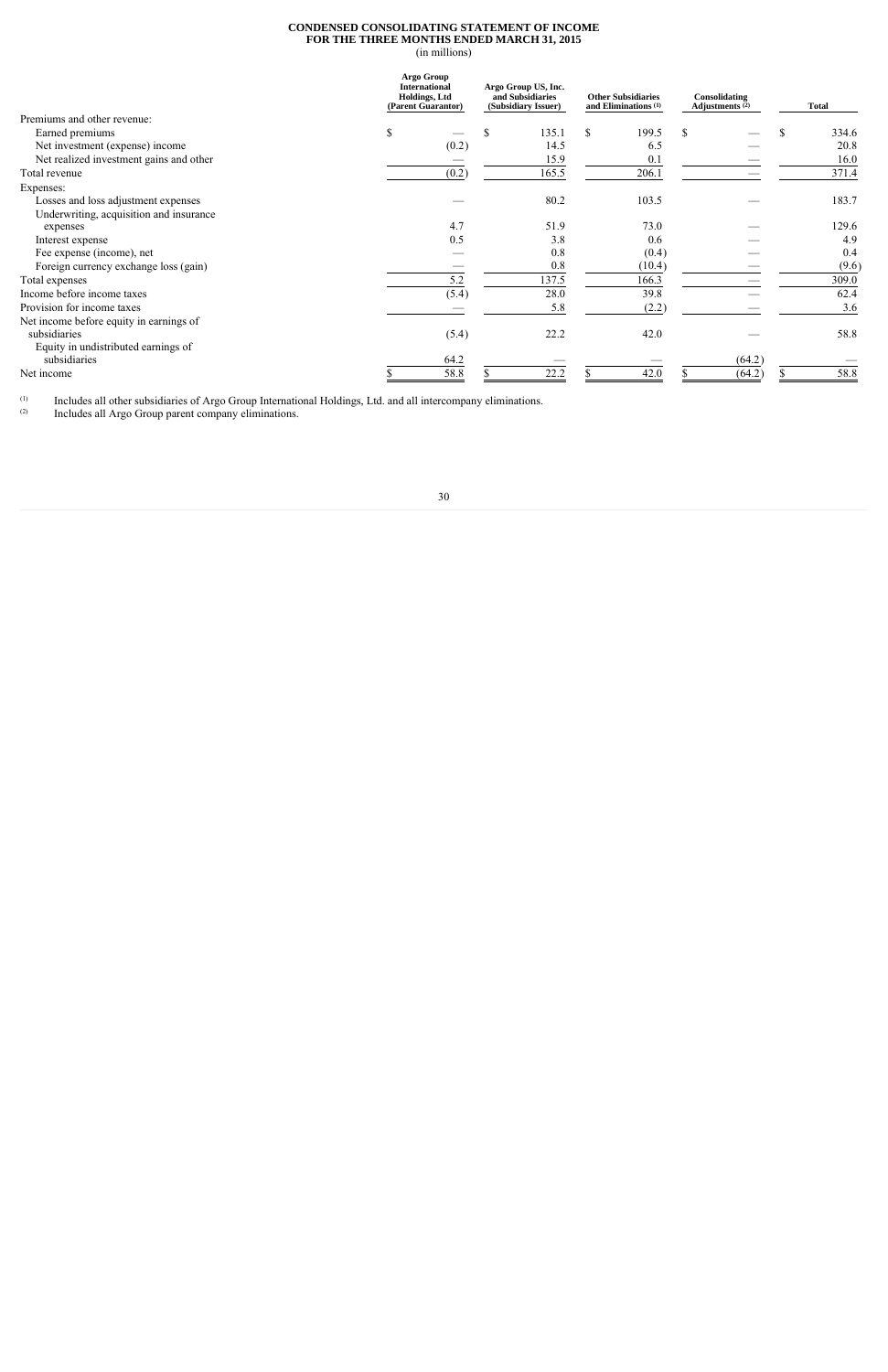**CONDENSED CONSOLIDATING STATEMENT OF INCOME**
**FOR THE THREE MONTHS ENDED MARCH 31, 2015**
(in millions)

| | Argo Group International Holdings, Ltd (Parent Guarantor) | Argo Group US, Inc. and Subsidiaries (Subsidiary Issuer) | Other Subsidiaries and Eliminations [(1)] | Consolidating Adjustments [(2)] | Total |
|---|---|---|---|---|---|
| Premiums and other revenue: | | | | | |
| Earned premiums | $ — | $ 135.1 | $ 199.5 | $ — | $ 334.6 |
| Net investment (expense) income | (0.2) | 14.5 | 6.5 | — | 20.8 |
| Net realized investment gains and other | — | 15.9 | 0.1 | — | 16.0 |
| Total revenue | (0.2) | 165.5 | 206.1 | — | 371.4 |
| Expenses: | | | | | |
| Losses and loss adjustment expenses | — | 80.2 | 103.5 | — | 183.7 |
| Underwriting, acquisition and insurance expenses | 4.7 | 51.9 | 73.0 | — | 129.6 |
| Interest expense | 0.5 | 3.8 | 0.6 | — | 4.9 |
| Fee expense (income), net | — | 0.8 | (0.4) | — | 0.4 |
| Foreign currency exchange loss (gain) | — | 0.8 | (10.4) | — | (9.6) |
| Total expenses | 5.2 | 137.5 | 166.3 | — | 309.0 |
| Income before income taxes | (5.4) | 28.0 | 39.8 | — | 62.4 |
| Provision for income taxes | — | 5.8 | (2.2) | — | 3.6 |
| Net income before equity in earnings of subsidiaries | (5.4) | 22.2 | 42.0 | — | 58.8 |
| Equity in undistributed earnings of subsidiaries | 64.2 | — | — | (64.2) | — |
| Net income | $ 58.8 | $ 22.2 | $ 42.0 | $ (64.2) | $ 58.8 |

(1) Includes all other subsidiaries of Argo Group International Holdings, Ltd. and all intercompany eliminations.

(2) Includes all Argo Group parent company eliminations.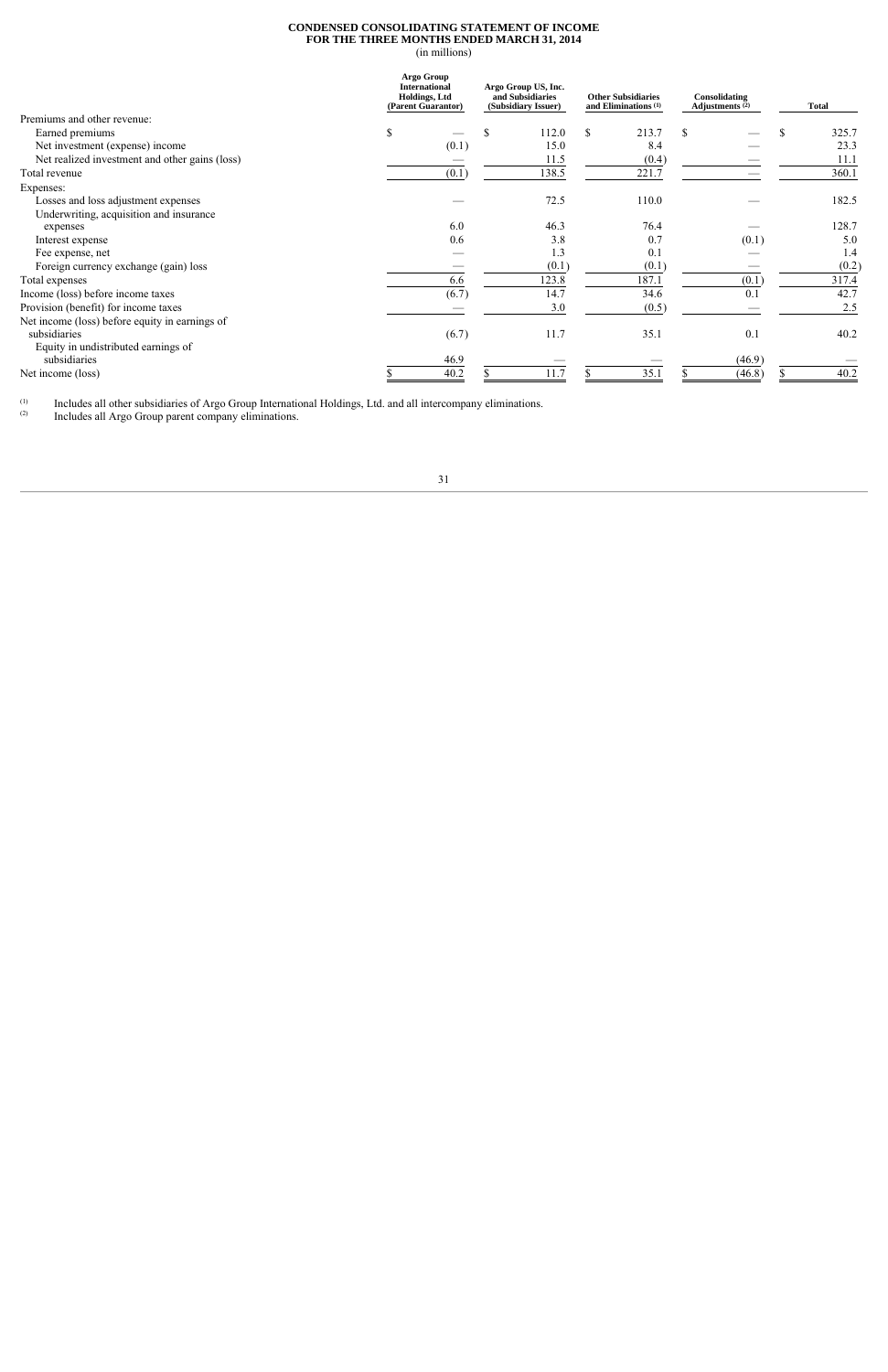**CONDENSED CONSOLIDATING STATEMENT OF INCOME**
**FOR THE THREE MONTHS ENDED MARCH 31, 2014**
(in millions)

| | Argo Group International Holdings, Ltd (Parent Guarantor) | Argo Group US, Inc. and Subsidiaries (Subsidiary Issuer) | Other Subsidiaries and Eliminations [(1)] | Consolidating Adjustments [(2)] | Total |
|---|---|---|---|---|---|
| Premiums and other revenue: | | | | | |
| Earned premiums | $ — | $ 112.0 | $ 213.7 | $ — | $ 325.7 |
| Net investment (expense) income | (0.1) | 15.0 | 8.4 | — | 23.3 |
| Net realized investment and other gains (loss) | — | 11.5 | (0.4) | — | 11.1 |
| Total revenue | (0.1) | 138.5 | 221.7 | — | 360.1 |
| Expenses: | | | | | |
| Losses and loss adjustment expenses | — | 72.5 | 110.0 | — | 182.5 |
| Underwriting, acquisition and insurance expenses | 6.0 | 46.3 | 76.4 | — | 128.7 |
| Interest expense | 0.6 | 3.8 | 0.7 | (0.1) | 5.0 |
| Fee expense, net | — | 1.3 | 0.1 | — | 1.4 |
| Foreign currency exchange (gain) loss | — | (0.1) | (0.1) | — | (0.2) |
| Total expenses | 6.6 | 123.8 | 187.1 | (0.1) | 317.4 |
| Income (loss) before income taxes | (6.7) | 14.7 | 34.6 | 0.1 | 42.7 |
| Provision (benefit) for income taxes | — | 3.0 | (0.5) | — | 2.5 |
| Net income (loss) before equity in earnings of subsidiaries | (6.7) | 11.7 | 35.1 | 0.1 | 40.2 |
| Equity in undistributed earnings of subsidiaries | 46.9 | — | — | (46.9) | — |
| Net income (loss) | $ 40.2 | $ 11.7 | $ 35.1 | $ (46.8) | $ 40.2 |

(1) Includes all other subsidiaries of Argo Group International Holdings, Ltd. and all intercompany eliminations.
(2) Includes all Argo Group parent company eliminations.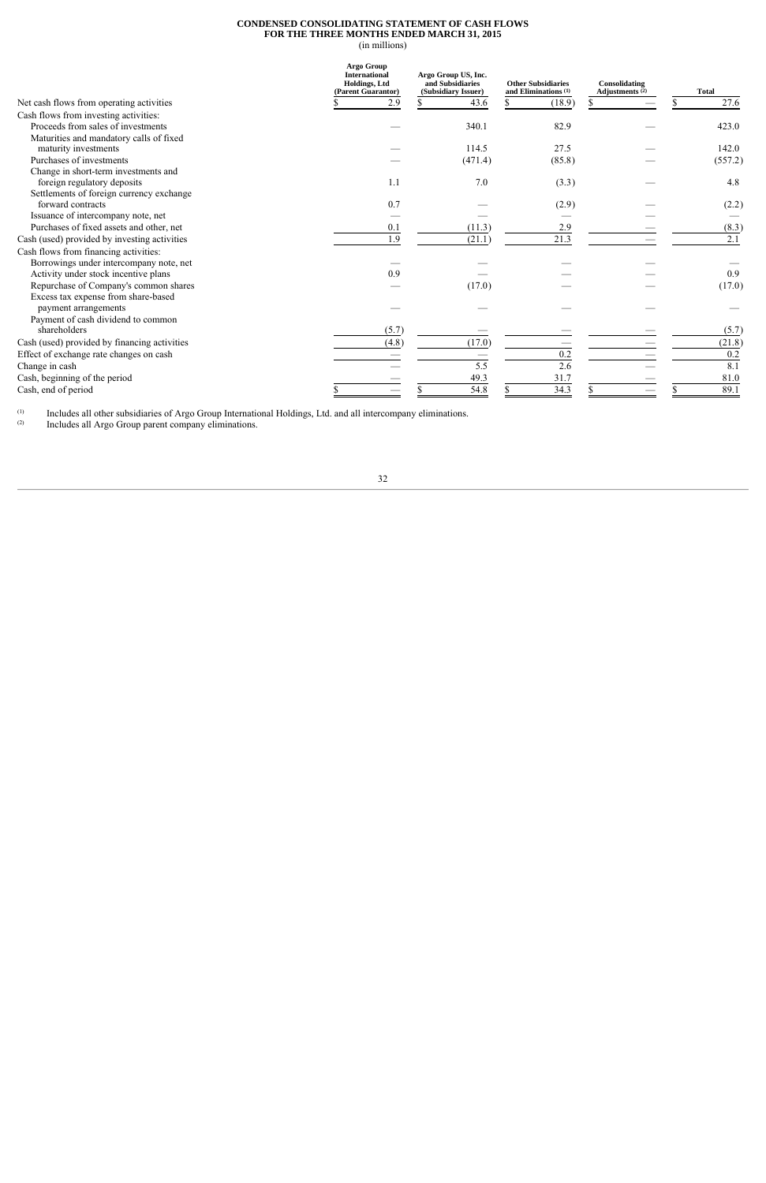**CONDENSED CONSOLIDATING STATEMENT OF CASH FLOWS**
**FOR THE THREE MONTHS ENDED MARCH 31, 2015**
(in millions)

| | Argo Group International Holdings, Ltd (Parent Guarantor) | Argo Group US, Inc. and Subsidiaries (Subsidiary Issuer) | Other Subsidiaries and Eliminations [1] | Consolidating Adjustments [2] | Total |
|---|---|---|---|---|---|
| Net cash flows from operating activities | $ 2.9 | $ 43.6 | $ (18.9) | $ — | $ 27.6 |
| Cash flows from investing activities: | | | | | |
| Proceeds from sales of investments | — | 340.1 | 82.9 | — | 423.0 |
| Maturities and mandatory calls of fixed maturity investments | — | 114.5 | 27.5 | — | 142.0 |
| Purchases of investments | — | (471.4) | (85.8) | — | (557.2) |
| Change in short-term investments and foreign regulatory deposits | 1.1 | 7.0 | (3.3) | — | 4.8 |
| Settlements of foreign currency exchange forward contracts | 0.7 | — | (2.9) | — | (2.2) |
| Issuance of intercompany note, net | — | — | — | — | — |
| Purchases of fixed assets and other, net | 0.1 | (11.3) | 2.9 | — | (8.3) |
| Cash (used) provided by investing activities | 1.9 | (21.1) | 21.3 | — | 2.1 |
| Cash flows from financing activities: | | | | | |
| Borrowings under intercompany note, net | — | — | — | — | — |
| Activity under stock incentive plans | 0.9 | — | — | — | 0.9 |
| Repurchase of Company's common shares | — | (17.0) | — | — | (17.0) |
| Excess tax expense from share-based payment arrangements | — | — | — | — | — |
| Payment of cash dividend to common shareholders | (5.7) | — | — | — | (5.7) |
| Cash (used) provided by financing activities | (4.8) | (17.0) | — | — | (21.8) |
| Effect of exchange rate changes on cash | — | — | 0.2 | — | 0.2 |
| Change in cash | — | 5.5 | 2.6 | — | 8.1 |
| Cash, beginning of the period | — | 49.3 | 31.7 | — | 81.0 |
| Cash, end of period | $ — | $ 54.8 | $ 34.3 | $ — | $ 89.1 |

[1] Includes all other subsidiaries of Argo Group International Holdings, Ltd. and all intercompany eliminations.
[2] Includes all Argo Group parent company eliminations.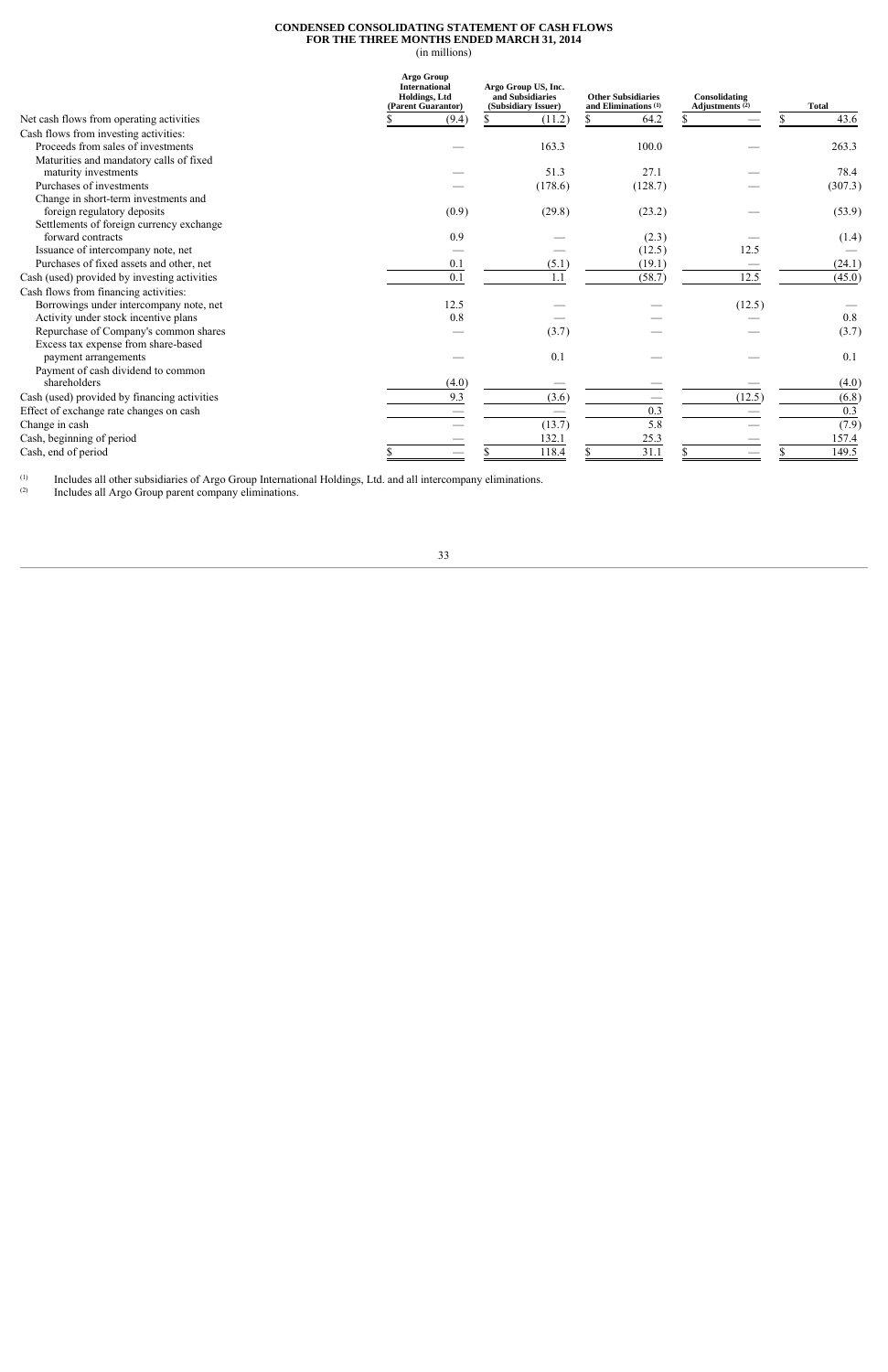**CONDENSED CONSOLIDATING STATEMENT OF CASH FLOWS**
**FOR THE THREE MONTHS ENDED MARCH 31, 2014**
(in millions)

| | Argo Group International Holdings, Ltd (Parent Guarantor) | Argo Group US, Inc. and Subsidiaries (Subsidiary Issuer) | Other Subsidiaries and Eliminations [(1)] | Consolidating Adjustments [(2)] | Total |
|---|---|---|---|---|---|
| Net cash flows from operating activities | $ (9.4) | $ (11.2) | $ 64.2 | $ — | $ 43.6 |
| Cash flows from investing activities: | | | | | |
| Proceeds from sales of investments | — | 163.3 | 100.0 | — | 263.3 |
| Maturities and mandatory calls of fixed maturity investments | — | 51.3 | 27.1 | — | 78.4 |
| Purchases of investments | — | (178.6) | (128.7) | — | (307.3) |
| Change in short-term investments and foreign regulatory deposits | (0.9) | (29.8) | (23.2) | — | (53.9) |
| Settlements of foreign currency exchange forward contracts | 0.9 | — | (2.3) | — | (1.4) |
| Issuance of intercompany note, net | — | — | (12.5) | 12.5 | — |
| Purchases of fixed assets and other, net | 0.1 | (5.1) | (19.1) | — | (24.1) |
| Cash (used) provided by investing activities | 0.1 | 1.1 | (58.7) | 12.5 | (45.0) |
| Cash flows from financing activities: | | | | | |
| Borrowings under intercompany note, net | 12.5 | — | — | (12.5) | — |
| Activity under stock incentive plans | 0.8 | — | — | — | 0.8 |
| Repurchase of Company's common shares | — | (3.7) | — | — | (3.7) |
| Excess tax expense from share-based payment arrangements | — | 0.1 | — | — | 0.1 |
| Payment of cash dividend to common shareholders | (4.0) | — | — | — | (4.0) |
| Cash (used) provided by financing activities | 9.3 | (3.6) | — | (12.5) | (6.8) |
| Effect of exchange rate changes on cash | — | — | 0.3 | — | 0.3 |
| Change in cash | — | (13.7) | 5.8 | — | (7.9) |
| Cash, beginning of period | — | 132.1 | 25.3 | — | 157.4 |
| Cash, end of period | $ — | $ 118.4 | $ 31.1 | $ — | $ 149.5 |

(1) Includes all other subsidiaries of Argo Group International Holdings, Ltd. and all intercompany eliminations.
(2) Includes all Argo Group parent company eliminations.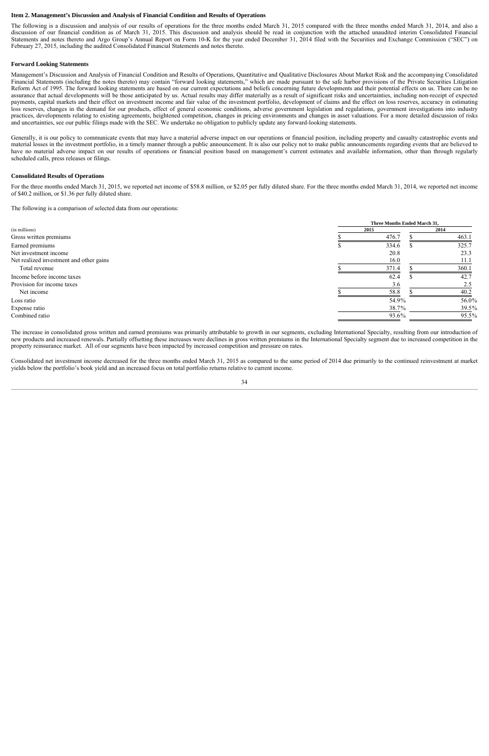### Item 2. Management's Discussion and Analysis of Financial Condition and Results of Operations

The following is a discussion and analysis of our results of operations for the three months ended March 31, 2015 compared with the three months ended March 31, 2014, and also a discussion of our financial condition as of March 31, 2015. This discussion and analysis should be read in conjunction with the attached unaudited interim Consolidated Financial Statements and notes thereto and Argo Group's Annual Report on Form 10-K for the year ended December 31, 2014 filed with the Securities and Exchange Commission ("SEC") on February 27, 2015, including the audited Consolidated Financial Statements and notes thereto.

#### Forward Looking Statements

Management's Discussion and Analysis of Financial Condition and Results of Operations, Quantitative and Qualitative Disclosures About Market Risk and the accompanying Consolidated Financial Statements (including the notes thereto) may contain "forward looking statements," which are made pursuant to the safe harbor provisions of the Private Securities Litigation Reform Act of 1995. The forward looking statements are based on our current expectations and beliefs concerning future developments and their potential effects on us. There can be no assurance that actual developments will be those anticipated by us. Actual results may differ materially as a result of significant risks and uncertainties, including non-receipt of expected payments, capital markets and their effect on investment income and fair value of the investment portfolio, development of claims and the effect on loss reserves, accuracy in estimating loss reserves, changes in the demand for our products, effect of general economic conditions, adverse government legislation and regulations, government investigations into industry practices, developments relating to existing agreements, heightened competition, changes in pricing environments and changes in asset valuations. For a more detailed discussion of risks and uncertainties, see our public filings made with the SEC. We undertake no obligation to publicly update any forward-looking statements.

Generally, it is our policy to communicate events that may have a material adverse impact on our operations or financial position, including property and casualty catastrophic events and material losses in the investment portfolio, in a timely manner through a public announcement. It is also our policy not to make public announcements regarding events that are believed to have no material adverse impact on our results of operations or financial position based on management's current estimates and available information, other than through regularly scheduled calls, press releases or filings.

#### Consolidated Results of Operations

For the three months ended March 31, 2015, we reported net income of $58.8 million, or $2.05 per fully diluted share. For the three months ended March 31, 2014, we reported net income of $40.2 million, or $1.36 per fully diluted share.

The following is a comparison of selected data from our operations:

| | Three Months Ended March 31, | |
|---|---|---|
| (in millions) | 2015 | 2014 |
| Gross written premiums | $ 476.7 | $ 463.1 |
| Earned premiums | $ 334.6 | $ 325.7 |
| Net investment income | 20.8 | 23.3 |
| Net realized investment and other gains | 16.0 | 11.1 |
| Total revenue | $ 371.4 | $ 360.1 |
| Income before income taxes | 62.4 | $ 42.7 |
| Provision for income taxes | 3.6 | 2.5 |
| Net income | $ 58.8 | $ 40.2 |
| Loss ratio | 54.9% | 56.0% |
| Expense ratio | 38.7% | 39.5% |
| Combined ratio | 93.6% | 95.5% |

The increase in consolidated gross written and earned premiums was primarily attributable to growth in our segments, excluding International Specialty, resulting from our introduction of new products and increased renewals. Partially offsetting these increases were declines in gross written premiums in the International Specialty segment due to increased competition in the property reinsurance market. All of our segments have been impacted by increased competition and pressure on rates.

Consolidated net investment income decreased for the three months ended March 31, 2015 as compared to the same period of 2014 due primarily to the continued reinvestment at market yields below the portfolio's book yield and an increased focus on total portfolio returns relative to current income.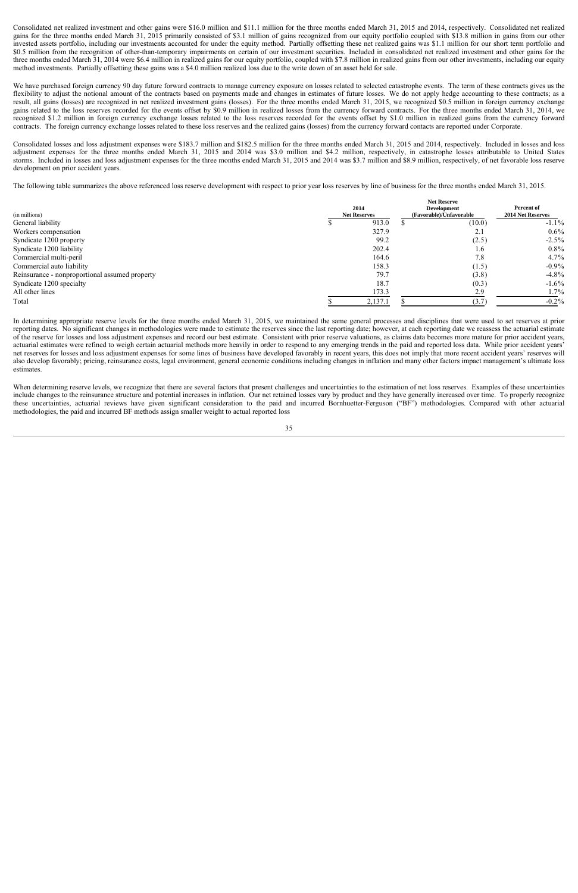Consolidated net realized investment and other gains were $16.0 million and $11.1 million for the three months ended March 31, 2015 and 2014, respectively. Consolidated net realized gains for the three months ended March 31, 2015 primarily consisted of $3.1 million of gains recognized from our equity portfolio coupled with $13.8 million in gains from our other invested assets portfolio, including our investments accounted for under the equity method. Partially offsetting these net realized gains was $1.1 million for our short term portfolio and $0.5 million from the recognition of other-than-temporary impairments on certain of our investment securities. Included in consolidated net realized investment and other gains for the three months ended March 31, 2014 were $6.4 million in realized gains for our equity portfolio, coupled with $7.8 million in realized gains from our other investments, including our equity method investments. Partially offsetting these gains was a $4.0 million realized loss due to the write down of an asset held for sale.

We have purchased foreign currency 90 day future forward contracts to manage currency exposure on losses related to selected catastrophe events. The term of these contracts gives us the flexibility to adjust the notional amount of the contracts based on payments made and changes in estimates of future losses. We do not apply hedge accounting to these contracts; as a result, all gains (losses) are recognized in net realized investment gains (losses). For the three months ended March 31, 2015, we recognized $0.5 million in foreign currency exchange gains related to the loss reserves recorded for the events offset by $0.9 million in realized losses from the currency forward contracts. For the three months ended March 31, 2014, we recognized $1.2 million in foreign currency exchange losses related to the loss reserves recorded for the events offset by $1.0 million in realized gains from the currency forward contracts. The foreign currency exchange losses related to these loss reserves and the realized gains (losses) from the currency forward contacts are reported under Corporate.

Consolidated losses and loss adjustment expenses were $183.7 million and $182.5 million for the three months ended March 31, 2015 and 2014, respectively. Included in losses and loss adjustment expenses for the three months ended March 31, 2015 and 2014 was $3.0 million and $4.2 million, respectively, in catastrophe losses attributable to United States storms. Included in losses and loss adjustment expenses for the three months ended March 31, 2015 and 2014 was $3.7 million and $8.9 million, respectively, of net favorable loss reserve development on prior accident years.

The following table summarizes the above referenced loss reserve development with respect to prior year loss reserves by line of business for the three months ended March 31, 2015.

| (in millions) | 2014 Net Reserves | Net Reserve Development (Favorable)/Unfavorable | Percent of 2014 Net Reserves |
|---|---|---|---|
| General liability | $ 913.0 | $ (10.0) | -1.1% |
| Workers compensation | 327.9 | 2.1 | 0.6% |
| Syndicate 1200 property | 99.2 | (2.5) | -2.5% |
| Syndicate 1200 liability | 202.4 | 1.6 | 0.8% |
| Commercial multi-peril | 164.6 | 7.8 | 4.7% |
| Commercial auto liability | 158.3 | (1.5) | -0.9% |
| Reinsurance - nonproportional assumed property | 79.7 | (3.8) | -4.8% |
| Syndicate 1200 specialty | 18.7 | (0.3) | -1.6% |
| All other lines | 173.3 | 2.9 | 1.7% |
| Total | $ 2,137.1 | $ (3.7) | -0.2% |

In determining appropriate reserve levels for the three months ended March 31, 2015, we maintained the same general processes and disciplines that were used to set reserves at prior reporting dates. No significant changes in methodologies were made to estimate the reserves since the last reporting date; however, at each reporting date we reassess the actuarial estimate of the reserve for losses and loss adjustment expenses and record our best estimate. Consistent with prior reserve valuations, as claims data becomes more mature for prior accident years, actuarial estimates were refined to weigh certain actuarial methods more heavily in order to respond to any emerging trends in the paid and reported loss data. While prior accident years' net reserves for losses and loss adjustment expenses for some lines of business have developed favorably in recent years, this does not imply that more recent accident years' reserves will also develop favorably; pricing, reinsurance costs, legal environment, general economic conditions including changes in inflation and many other factors impact management's ultimate loss estimates.

When determining reserve levels, we recognize that there are several factors that present challenges and uncertainties to the estimation of net loss reserves. Examples of these uncertainties include changes to the reinsurance structure and potential increases in inflation. Our net retained losses vary by product and they have generally increased over time. To properly recognize these uncertainties, actuarial reviews have given significant consideration to the paid and incurred Bornhuetter-Ferguson ("BF") methodologies. Compared with other actuarial methodologies, the paid and incurred BF methods assign smaller weight to actual reported loss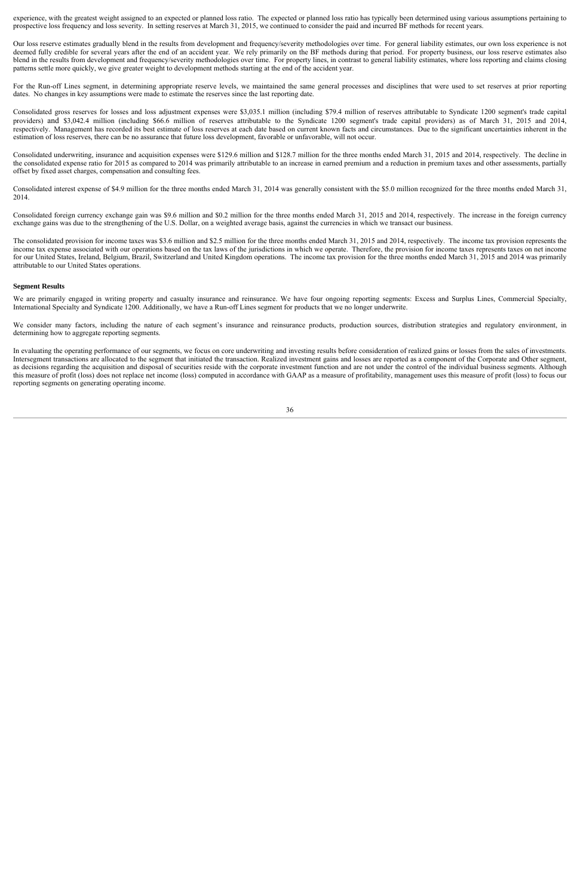experience, with the greatest weight assigned to an expected or planned loss ratio. The expected or planned loss ratio has typically been determined using various assumptions pertaining to prospective loss frequency and loss severity. In setting reserves at March 31, 2015, we continued to consider the paid and incurred BF methods for recent years.

Our loss reserve estimates gradually blend in the results from development and frequency/severity methodologies over time. For general liability estimates, our own loss experience is not deemed fully credible for several years after the end of an accident year. We rely primarily on the BF methods during that period. For property business, our loss reserve estimates also blend in the results from development and frequency/severity methodologies over time. For property lines, in contrast to general liability estimates, where loss reporting and claims closing patterns settle more quickly, we give greater weight to development methods starting at the end of the accident year.

For the Run-off Lines segment, in determining appropriate reserve levels, we maintained the same general processes and disciplines that were used to set reserves at prior reporting dates. No changes in key assumptions were made to estimate the reserves since the last reporting date.

Consolidated gross reserves for losses and loss adjustment expenses were $3,035.1 million (including $79.4 million of reserves attributable to Syndicate 1200 segment's trade capital providers) and $3,042.4 million (including $66.6 million of reserves attributable to the Syndicate 1200 segment's trade capital providers) as of March 31, 2015 and 2014, respectively. Management has recorded its best estimate of loss reserves at each date based on current known facts and circumstances. Due to the significant uncertainties inherent in the estimation of loss reserves, there can be no assurance that future loss development, favorable or unfavorable, will not occur.

Consolidated underwriting, insurance and acquisition expenses were $129.6 million and $128.7 million for the three months ended March 31, 2015 and 2014, respectively. The decline in the consolidated expense ratio for 2015 as compared to 2014 was primarily attributable to an increase in earned premium and a reduction in premium taxes and other assessments, partially offset by fixed asset charges, compensation and consulting fees.

Consolidated interest expense of $4.9 million for the three months ended March 31, 2014 was generally consistent with the $5.0 million recognized for the three months ended March 31, 2014.

Consolidated foreign currency exchange gain was $9.6 million and $0.2 million for the three months ended March 31, 2015 and 2014, respectively. The increase in the foreign currency exchange gains was due to the strengthening of the U.S. Dollar, on a weighted average basis, against the currencies in which we transact our business.

The consolidated provision for income taxes was $3.6 million and $2.5 million for the three months ended March 31, 2015 and 2014, respectively. The income tax provision represents the income tax expense associated with our operations based on the tax laws of the jurisdictions in which we operate. Therefore, the provision for income taxes represents taxes on net income for our United States, Ireland, Belgium, Brazil, Switzerland and United Kingdom operations. The income tax provision for the three months ended March 31, 2015 and 2014 was primarily attributable to our United States operations.

**Segment Results**

We are primarily engaged in writing property and casualty insurance and reinsurance. We have four ongoing reporting segments: Excess and Surplus Lines, Commercial Specialty, International Specialty and Syndicate 1200. Additionally, we have a Run-off Lines segment for products that we no longer underwrite.

We consider many factors, including the nature of each segment's insurance and reinsurance products, production sources, distribution strategies and regulatory environment, in determining how to aggregate reporting segments.

In evaluating the operating performance of our segments, we focus on core underwriting and investing results before consideration of realized gains or losses from the sales of investments. Intersegment transactions are allocated to the segment that initiated the transaction. Realized investment gains and losses are reported as a component of the Corporate and Other segment, as decisions regarding the acquisition and disposal of securities reside with the corporate investment function and are not under the control of the individual business segments. Although this measure of profit (loss) does not replace net income (loss) computed in accordance with GAAP as a measure of profitability, management uses this measure of profit (loss) to focus our reporting segments on generating operating income.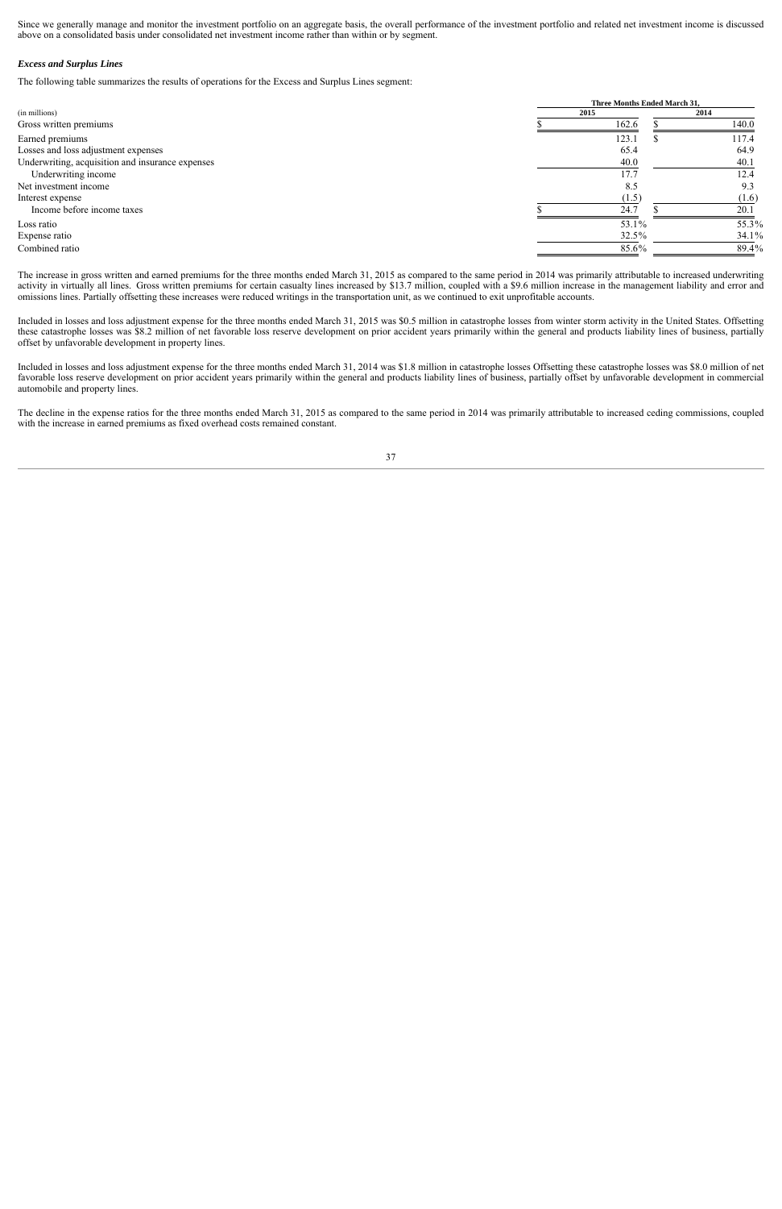Since we generally manage and monitor the investment portfolio on an aggregate basis, the overall performance of the investment portfolio and related net investment income is discussed above on a consolidated basis under consolidated net investment income rather than within or by segment.

***Excess and Surplus Lines***

The following table summarizes the results of operations for the Excess and Surplus Lines segment:

| (in millions) | Three Months Ended March 31, 2015 | 2014 |
|---|---|---|
| Gross written premiums | $ 162.6 | $ 140.0 |
| Earned premiums | 123.1 | $ 117.4 |
| Losses and loss adjustment expenses | 65.4 | 64.9 |
| Underwriting, acquisition and insurance expenses | 40.0 | 40.1 |
| Underwriting income | 17.7 | 12.4 |
| Net investment income | 8.5 | 9.3 |
| Interest expense | (1.5) | (1.6) |
| Income before income taxes | $ 24.7 | $ 20.1 |
| Loss ratio | 53.1% | 55.3% |
| Expense ratio | 32.5% | 34.1% |
| Combined ratio | 85.6% | 89.4% |

The increase in gross written and earned premiums for the three months ended March 31, 2015 as compared to the same period in 2014 was primarily attributable to increased underwriting activity in virtually all lines. Gross written premiums for certain casualty lines increased by $13.7 million, coupled with a $9.6 million increase in the management liability and error and omissions lines. Partially offsetting these increases were reduced writings in the transportation unit, as we continued to exit unprofitable accounts.

Included in losses and loss adjustment expense for the three months ended March 31, 2015 was $0.5 million in catastrophe losses from winter storm activity in the United States. Offsetting these catastrophe losses was $8.2 million of net favorable loss reserve development on prior accident years primarily within the general and products liability lines of business, partially offset by unfavorable development in property lines.

Included in losses and loss adjustment expense for the three months ended March 31, 2014 was $1.8 million in catastrophe losses Offsetting these catastrophe losses was $8.0 million of net favorable loss reserve development on prior accident years primarily within the general and products liability lines of business, partially offset by unfavorable development in commercial automobile and property lines.

The decline in the expense ratios for the three months ended March 31, 2015 as compared to the same period in 2014 was primarily attributable to increased ceding commissions, coupled with the increase in earned premiums as fixed overhead costs remained constant.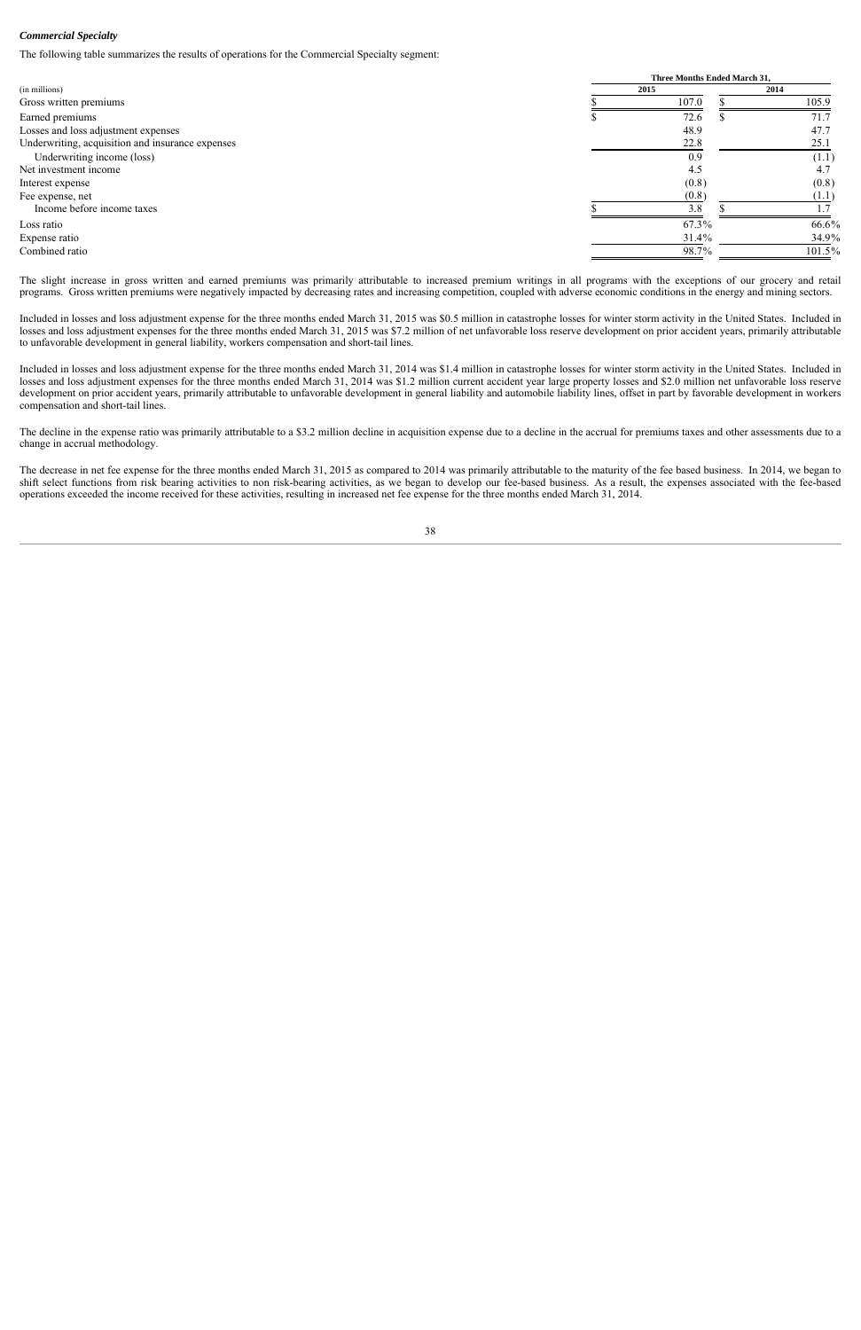***Commercial Specialty***

The following table summarizes the results of operations for the Commercial Specialty segment:

| (in millions) | Three Months Ended March 31, 2015 | 2014 |
|---|---|---|
| Gross written premiums | $ 107.0 | $ 105.9 |
| Earned premiums | $ 72.6 | $ 71.7 |
| Losses and loss adjustment expenses | 48.9 | 47.7 |
| Underwriting, acquisition and insurance expenses | 22.8 | 25.1 |
| Underwriting income (loss) | 0.9 | (1.1) |
| Net investment income | 4.5 | 4.7 |
| Interest expense | (0.8) | (0.8) |
| Fee expense, net | (0.8) | (1.1) |
| Income before income taxes | $ 3.8 | $ 1.7 |
| Loss ratio | 67.3% | 66.6% |
| Expense ratio | 31.4% | 34.9% |
| Combined ratio | 98.7% | 101.5% |

The slight increase in gross written and earned premiums was primarily attributable to increased premium writings in all programs with the exceptions of our grocery and retail programs. Gross written premiums were negatively impacted by decreasing rates and increasing competition, coupled with adverse economic conditions in the energy and mining sectors.

Included in losses and loss adjustment expense for the three months ended March 31, 2015 was $0.5 million in catastrophe losses for winter storm activity in the United States. Included in losses and loss adjustment expenses for the three months ended March 31, 2015 was $7.2 million of net unfavorable loss reserve development on prior accident years, primarily attributable to unfavorable development in general liability, workers compensation and short-tail lines.

Included in losses and loss adjustment expense for the three months ended March 31, 2014 was $1.4 million in catastrophe losses for winter storm activity in the United States. Included in losses and loss adjustment expenses for the three months ended March 31, 2014 was $1.2 million current accident year large property losses and $2.0 million net unfavorable loss reserve development on prior accident years, primarily attributable to unfavorable development in general liability and automobile liability lines, offset in part by favorable development in workers compensation and short-tail lines.

The decline in the expense ratio was primarily attributable to a $3.2 million decline in acquisition expense due to a decline in the accrual for premiums taxes and other assessments due to a change in accrual methodology.

The decrease in net fee expense for the three months ended March 31, 2015 as compared to 2014 was primarily attributable to the maturity of the fee based business. In 2014, we began to shift select functions from risk bearing activities to non risk-bearing activities, as we began to develop our fee-based business. As a result, the expenses associated with the fee-based operations exceeded the income received for these activities, resulting in increased net fee expense for the three months ended March 31, 2014.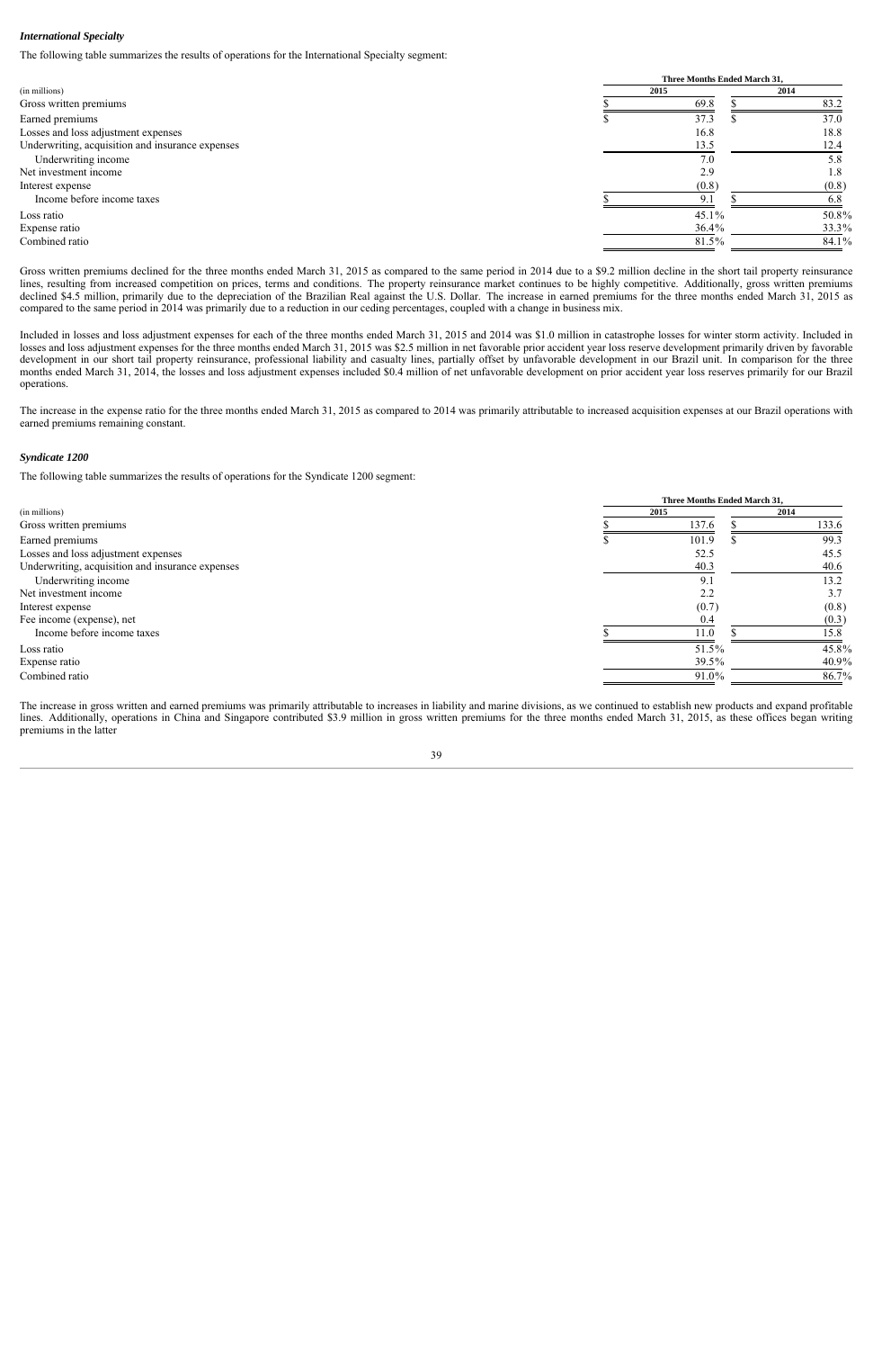### *International Specialty*

The following table summarizes the results of operations for the International Specialty segment:

| (in millions) | Three Months Ended March 31, 2015 | Three Months Ended March 31, 2014 |
|---|---|---|
| Gross written premiums | $ 69.8 | $ 83.2 |
| Earned premiums | $ 37.3 | $ 37.0 |
| Losses and loss adjustment expenses | 16.8 | 18.8 |
| Underwriting, acquisition and insurance expenses | 13.5 | 12.4 |
| Underwriting income | 7.0 | 5.8 |
| Net investment income | 2.9 | 1.8 |
| Interest expense | (0.8) | (0.8) |
| Income before income taxes | $ 9.1 | $ 6.8 |
| Loss ratio | 45.1% | 50.8% |
| Expense ratio | 36.4% | 33.3% |
| Combined ratio | 81.5% | 84.1% |

Gross written premiums declined for the three months ended March 31, 2015 as compared to the same period in 2014 due to a $9.2 million decline in the short tail property reinsurance lines, resulting from increased competition on prices, terms and conditions. The property reinsurance market continues to be highly competitive. Additionally, gross written premiums declined $4.5 million, primarily due to the depreciation of the Brazilian Real against the U.S. Dollar. The increase in earned premiums for the three months ended March 31, 2015 as compared to the same period in 2014 was primarily due to a reduction in our ceding percentages, coupled with a change in business mix.

Included in losses and loss adjustment expenses for each of the three months ended March 31, 2015 and 2014 was $1.0 million in catastrophe losses for winter storm activity. Included in losses and loss adjustment expenses for the three months ended March 31, 2015 was $2.5 million in net favorable prior accident year loss reserve development primarily driven by favorable development in our short tail property reinsurance, professional liability and casualty lines, partially offset by unfavorable development in our Brazil unit. In comparison for the three months ended March 31, 2014, the losses and loss adjustment expenses included $0.4 million of net unfavorable development on prior accident year loss reserves primarily for our Brazil operations.

The increase in the expense ratio for the three months ended March 31, 2015 as compared to 2014 was primarily attributable to increased acquisition expenses at our Brazil operations with earned premiums remaining constant.

### *Syndicate 1200*

The following table summarizes the results of operations for the Syndicate 1200 segment:

| (in millions) | Three Months Ended March 31, 2015 | Three Months Ended March 31, 2014 |
|---|---|---|
| Gross written premiums | $ 137.6 | $ 133.6 |
| Earned premiums | $ 101.9 | $ 99.3 |
| Losses and loss adjustment expenses | 52.5 | 45.5 |
| Underwriting, acquisition and insurance expenses | 40.3 | 40.6 |
| Underwriting income | 9.1 | 13.2 |
| Net investment income | 2.2 | 3.7 |
| Interest expense | (0.7) | (0.8) |
| Fee income (expense), net | 0.4 | (0.3) |
| Income before income taxes | $ 11.0 | $ 15.8 |
| Loss ratio | 51.5% | 45.8% |
| Expense ratio | 39.5% | 40.9% |
| Combined ratio | 91.0% | 86.7% |

The increase in gross written and earned premiums was primarily attributable to increases in liability and marine divisions, as we continued to establish new products and expand profitable lines. Additionally, operations in China and Singapore contributed $3.9 million in gross written premiums for the three months ended March 31, 2015, as these offices began writing premiums in the latter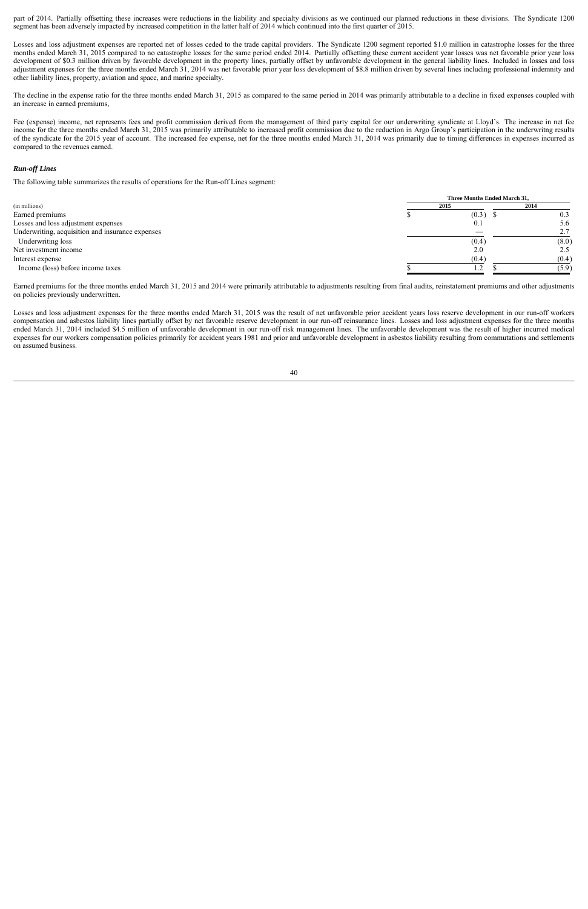part of 2014. Partially offsetting these increases were reductions in the liability and specialty divisions as we continued our planned reductions in these divisions. The Syndicate 1200 segment has been adversely impacted by increased competition in the latter half of 2014 which continued into the first quarter of 2015.

Losses and loss adjustment expenses are reported net of losses ceded to the trade capital providers. The Syndicate 1200 segment reported $1.0 million in catastrophe losses for the three months ended March 31, 2015 compared to no catastrophe losses for the same period ended 2014. Partially offsetting these current accident year losses was net favorable prior year loss development of $0.3 million driven by favorable development in the property lines, partially offset by unfavorable development in the general liability lines. Included in losses and loss adjustment expenses for the three months ended March 31, 2014 was net favorable prior year loss development of $8.8 million driven by several lines including professional indemnity and other liability lines, property, aviation and space, and marine specialty.

The decline in the expense ratio for the three months ended March 31, 2015 as compared to the same period in 2014 was primarily attributable to a decline in fixed expenses coupled with an increase in earned premiums,

Fee (expense) income, net represents fees and profit commission derived from the management of third party capital for our underwriting syndicate at Lloyd's. The increase in net fee income for the three months ended March 31, 2015 was primarily attributable to increased profit commission due to the reduction in Argo Group's participation in the underwritng results of the syndicate for the 2015 year of account. The increased fee expense, net for the three months ended March 31, 2014 was primarily due to timing differences in expenses incurred as compared to the revenues earned.

***Run-off Lines***

The following table summarizes the results of operations for the Run-off Lines segment:

| | Three Months Ended March 31, | |
|---|---|---|
| (in millions) | 2015 | 2014 |
| Earned premiums | $ (0.3) | $ 0.3 |
| Losses and loss adjustment expenses | 0.1 | 5.6 |
| Underwriting, acquisition and insurance expenses | — | 2.7 |
| Underwriting loss | (0.4) | (8.0) |
| Net investment income | 2.0 | 2.5 |
| Interest expense | (0.4) | (0.4) |
| Income (loss) before income taxes | $ 1.2 | $ (5.9) |

Earned premiums for the three months ended March 31, 2015 and 2014 were primarily attributable to adjustments resulting from final audits, reinstatement premiums and other adjustments on policies previously underwritten.

Losses and loss adjustment expenses for the three months ended March 31, 2015 was the result of net unfavorable prior accident years loss reserve development in our run-off workers compensation and asbestos liability lines partially offset by net favorable reserve development in our run-off reinsurance lines. Losses and loss adjustment expenses for the three months ended March 31, 2014 included $4.5 million of unfavorable development in our run-off risk management lines. The unfavorable development was the result of higher incurred medical expenses for our workers compensation policies primarily for accident years 1981 and prior and unfavorable development in asbestos liability resulting from commutations and settlements on assumed business.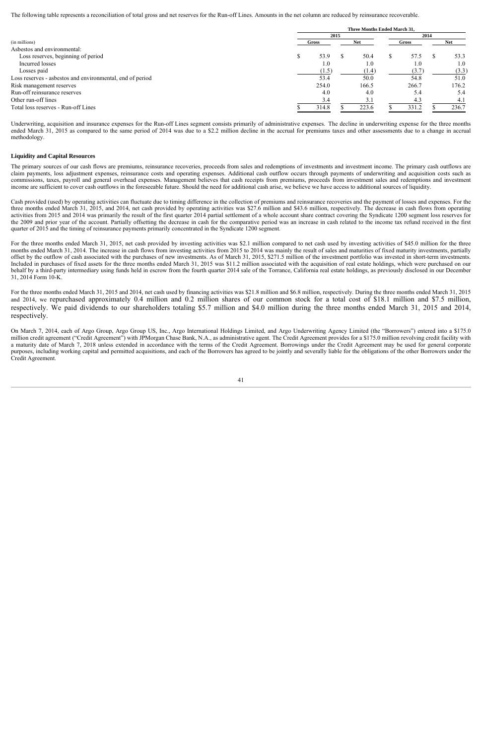The following table represents a reconciliation of total gross and net reserves for the Run-off Lines. Amounts in the net column are reduced by reinsurance recoverable.

| (in millions) | Three Months Ended March 31, 2015 Gross | 2015 Net | 2014 Gross | 2014 Net |
|---|---|---|---|---|
| Asbestos and environmental: | | | | |
| Loss reserves, beginning of period | $ 53.9 | $ 50.4 | $ 57.5 | $ 53.3 |
| Incurred losses | 1.0 | 1.0 | 1.0 | 1.0 |
| Losses paid | (1.5) | (1.4) | (3.7) | (3.3) |
| Loss reserves - asbestos and environmental, end of period | 53.4 | 50.0 | 54.8 | 51.0 |
| Risk management reserves | 254.0 | 166.5 | 266.7 | 176.2 |
| Run-off reinsurance reserves | 4.0 | 4.0 | 5.4 | 5.4 |
| Other run-off lines | 3.4 | 3.1 | 4.3 | 4.1 |
| Total loss reserves - Run-off Lines | $ 314.8 | $ 223.6 | $ 331.2 | $ 236.7 |

Underwriting, acquisition and insurance expenses for the Run-off Lines segment consists primarily of administrative expenses. The decline in underwriting expense for the three months ended March 31, 2015 as compared to the same period of 2014 was due to a $2.2 million decline in the accrual for premiums taxes and other assessments due to a change in accrual methodology.

**Liquidity and Capital Resources**

The primary sources of our cash flows are premiums, reinsurance recoveries, proceeds from sales and redemptions of investments and investment income. The primary cash outflows are claim payments, loss adjustment expenses, reinsurance costs and operating expenses. Additional cash outflow occurs through payments of underwriting and acquisition costs such as commissions, taxes, payroll and general overhead expenses. Management believes that cash receipts from premiums, proceeds from investment sales and redemptions and investment income are sufficient to cover cash outflows in the foreseeable future. Should the need for additional cash arise, we believe we have access to additional sources of liquidity.

Cash provided (used) by operating activities can fluctuate due to timing difference in the collection of premiums and reinsurance recoveries and the payment of losses and expenses. For the three months ended March 31, 2015, and 2014, net cash provided by operating activities was $27.6 million and $43.6 million, respectively. The decrease in cash flows from operating activities from 2015 and 2014 was primarily the result of the first quarter 2014 partial settlement of a whole account share contract covering the Syndicate 1200 segment loss reserves for the 2009 and prior year of the account. Partially offsetting the decrease in cash for the comparative period was an increase in cash related to the income tax refund received in the first quarter of 2015 and the timing of reinsurance payments primarily concentrated in the Syndicate 1200 segment.

For the three months ended March 31, 2015, net cash provided by investing activities was $2.1 million compared to net cash used by investing activities of $45.0 million for the three months ended March 31, 2014. The increase in cash flows from investing activities from 2015 to 2014 was mainly the result of sales and maturities of fixed maturity investments, partially offset by the outflow of cash associated with the purchases of new investments. As of March 31, 2015, $271.5 million of the investment portfolio was invested in short-term investments. Included in purchases of fixed assets for the three months ended March 31, 2015 was $11.2 million associated with the acquisition of real estate holdings, which were purchased on our behalf by a third-party intermediary using funds held in escrow from the fourth quarter 2014 sale of the Torrance, California real estate holdings, as previously disclosed in our December 31, 2014 Form 10-K.

For the three months ended March 31, 2015 and 2014, net cash used by financing activities was $21.8 million and $6.8 million, respectively. During the three months ended March 31, 2015 and 2014, we repurchased approximately 0.4 million and 0.2 million shares of our common stock for a total cost of $18.1 million and $7.5 million, respectively. We paid dividends to our shareholders totaling $5.7 million and $4.0 million during the three months ended March 31, 2015 and 2014, respectively.

On March 7, 2014, each of Argo Group, Argo Group US, Inc., Argo International Holdings Limited, and Argo Underwriting Agency Limited (the "Borrowers") entered into a $175.0 million credit agreement ("Credit Agreement") with JPMorgan Chase Bank, N.A., as administrative agent. The Credit Agreement provides for a $175.0 million revolving credit facility with a maturity date of March 7, 2018 unless extended in accordance with the terms of the Credit Agreement. Borrowings under the Credit Agreement may be used for general corporate purposes, including working capital and permitted acquisitions, and each of the Borrowers has agreed to be jointly and severally liable for the obligations of the other Borrowers under the Credit Agreement.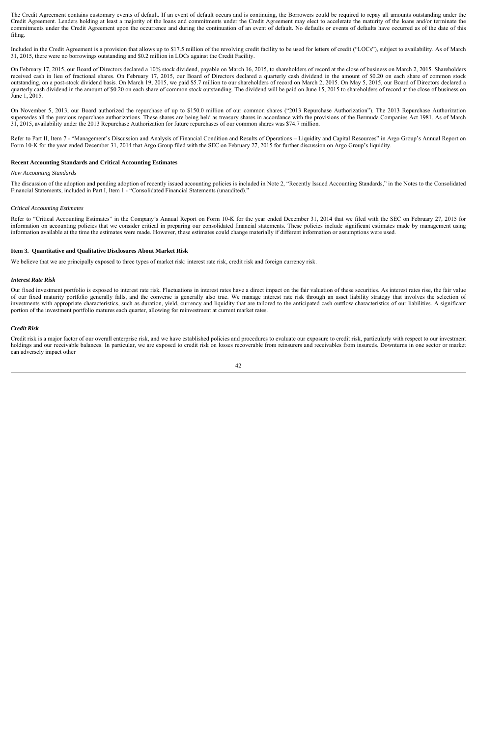The Credit Agreement contains customary events of default. If an event of default occurs and is continuing, the Borrowers could be required to repay all amounts outstanding under the Credit Agreement. Lenders holding at least a majority of the loans and commitments under the Credit Agreement may elect to accelerate the maturity of the loans and/or terminate the commitments under the Credit Agreement upon the occurrence and during the continuation of an event of default. No defaults or events of defaults have occurred as of the date of this filing.

Included in the Credit Agreement is a provision that allows up to $17.5 million of the revolving credit facility to be used for letters of credit ("LOCs"), subject to availability. As of March 31, 2015, there were no borrowings outstanding and $0.2 million in LOCs against the Credit Facility.

On February 17, 2015, our Board of Directors declared a 10% stock dividend, payable on March 16, 2015, to shareholders of record at the close of business on March 2, 2015. Shareholders received cash in lieu of fractional shares. On February 17, 2015, our Board of Directors declared a quarterly cash dividend in the amount of $0.20 on each share of common stock outstanding, on a post-stock dividend basis. On March 19, 2015, we paid $5.7 million to our shareholders of record on March 2, 2015. On May 5, 2015, our Board of Directors declared a quarterly cash dividend in the amount of $0.20 on each share of common stock outstanding. The dividend will be paid on June 15, 2015 to shareholders of record at the close of business on June 1, 2015.

On November 5, 2013, our Board authorized the repurchase of up to $150.0 million of our common shares ("2013 Repurchase Authorization"). The 2013 Repurchase Authorization supersedes all the previous repurchase authorizations. These shares are being held as treasury shares in accordance with the provisions of the Bermuda Companies Act 1981. As of March 31, 2015, availability under the 2013 Repurchase Authorization for future repurchases of our common shares was $74.7 million.

Refer to Part II, Item 7 - "Management's Discussion and Analysis of Financial Condition and Results of Operations – Liquidity and Capital Resources" in Argo Group's Annual Report on Form 10-K for the year ended December 31, 2014 that Argo Group filed with the SEC on February 27, 2015 for further discussion on Argo Group's liquidity.

**Recent Accounting Standards and Critical Accounting Estimates**

*New Accounting Standards*

The discussion of the adoption and pending adoption of recently issued accounting policies is included in Note 2, "Recently Issued Accounting Standards," in the Notes to the Consolidated Financial Statements, included in Part I, Item 1 - "Consolidated Financial Statements (unaudited)."

*Critical Accounting Estimates*

Refer to "Critical Accounting Estimates" in the Company's Annual Report on Form 10-K for the year ended December 31, 2014 that we filed with the SEC on February 27, 2015 for information on accounting policies that we consider critical in preparing our consolidated financial statements. These policies include significant estimates made by management using information available at the time the estimates were made. However, these estimates could change materially if different information or assumptions were used.

**Item 3. Quantitative and Qualitative Disclosures About Market Risk**

We believe that we are principally exposed to three types of market risk: interest rate risk, credit risk and foreign currency risk.

***Interest Rate Risk***

Our fixed investment portfolio is exposed to interest rate risk. Fluctuations in interest rates have a direct impact on the fair valuation of these securities. As interest rates rise, the fair value of our fixed maturity portfolio generally falls, and the converse is generally also true. We manage interest rate risk through an asset liability strategy that involves the selection of investments with appropriate characteristics, such as duration, yield, currency and liquidity that are tailored to the anticipated cash outflow characteristics of our liabilities. A significant portion of the investment portfolio matures each quarter, allowing for reinvestment at current market rates.

***Credit Risk***

Credit risk is a major factor of our overall enterprise risk, and we have established policies and procedures to evaluate our exposure to credit risk, particularly with respect to our investment holdings and our receivable balances. In particular, we are exposed to credit risk on losses recoverable from reinsurers and receivables from insureds. Downturns in one sector or market can adversely impact other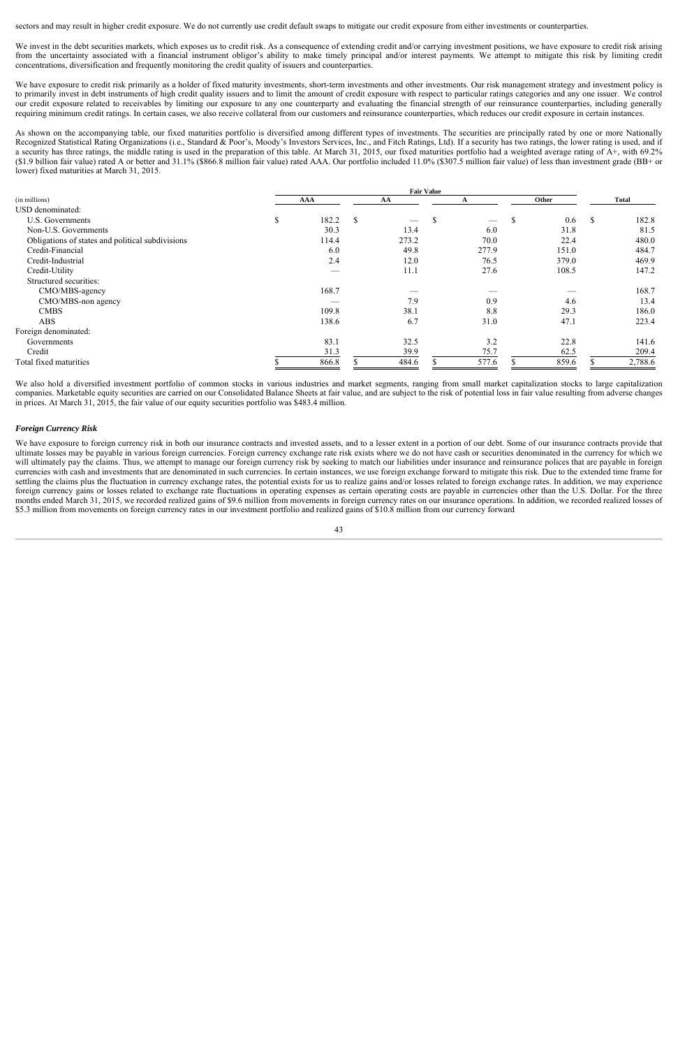sectors and may result in higher credit exposure. We do not currently use credit default swaps to mitigate our credit exposure from either investments or counterparties.

We invest in the debt securities markets, which exposes us to credit risk. As a consequence of extending credit and/or carrying investment positions, we have exposure to credit risk arising from the uncertainty associated with a financial instrument obligor's ability to make timely principal and/or interest payments. We attempt to mitigate this risk by limiting credit concentrations, diversification and frequently monitoring the credit quality of issuers and counterparties.

We have exposure to credit risk primarily as a holder of fixed maturity investments, short-term investments and other investments. Our risk management strategy and investment policy is to primarily invest in debt instruments of high credit quality issuers and to limit the amount of credit exposure with respect to particular ratings categories and any one issuer. We control our credit exposure related to receivables by limiting our exposure to any one counterparty and evaluating the financial strength of our reinsurance counterparties, including generally requiring minimum credit ratings. In certain cases, we also receive collateral from our customers and reinsurance counterparties, which reduces our credit exposure in certain instances.

As shown on the accompanying table, our fixed maturities portfolio is diversified among different types of investments. The securities are principally rated by one or more Nationally Recognized Statistical Rating Organizations (i.e., Standard & Poor's, Moody's Investors Services, Inc., and Fitch Ratings, Ltd). If a security has two ratings, the lower rating is used, and if a security has three ratings, the middle rating is used in the preparation of this table. At March 31, 2015, our fixed maturities portfolio had a weighted average rating of A+, with 69.2% ($1.9 billion fair value) rated A or better and 31.1% ($866.8 million fair value) rated AAA. Our portfolio included 11.0% ($307.5 million fair value) of less than investment grade (BB+ or lower) fixed maturities at March 31, 2015.

| | Fair Value | | | | |
|---|---|---|---|---|---|
| (in millions) | AAA | AA | A | Other | Total |
| USD denominated: | | | | | |
| U.S. Governments | $ 182.2 | $ — | $ — | $ 0.6 | $ 182.8 |
| Non-U.S. Governments | 30.3 | 13.4 | 6.0 | 31.8 | 81.5 |
| Obligations of states and political subdivisions | 114.4 | 273.2 | 70.0 | 22.4 | 480.0 |
| Credit-Financial | 6.0 | 49.8 | 277.9 | 151.0 | 484.7 |
| Credit-Industrial | 2.4 | 12.0 | 76.5 | 379.0 | 469.9 |
| Credit-Utility | — | 11.1 | 27.6 | 108.5 | 147.2 |
| Structured securities: | | | | | |
| CMO/MBS-agency | 168.7 | — | — | — | 168.7 |
| CMO/MBS-non agency | — | 7.9 | 0.9 | 4.6 | 13.4 |
| CMBS | 109.8 | 38.1 | 8.8 | 29.3 | 186.0 |
| ABS | 138.6 | 6.7 | 31.0 | 47.1 | 223.4 |
| Foreign denominated: | | | | | |
| Governments | 83.1 | 32.5 | 3.2 | 22.8 | 141.6 |
| Credit | 31.3 | 39.9 | 75.7 | 62.5 | 209.4 |
| Total fixed maturities | $ 866.8 | $ 484.6 | $ 577.6 | $ 859.6 | $ 2,788.6 |

We also hold a diversified investment portfolio of common stocks in various industries and market segments, ranging from small market capitalization stocks to large capitalization companies. Marketable equity securities are carried on our Consolidated Balance Sheets at fair value, and are subject to the risk of potential loss in fair value resulting from adverse changes in prices. At March 31, 2015, the fair value of our equity securities portfolio was $483.4 million.

### *Foreign Currency Risk*

We have exposure to foreign currency risk in both our insurance contracts and invested assets, and to a lesser extent in a portion of our debt. Some of our insurance contracts provide that ultimate losses may be payable in various foreign currencies. Foreign currency exchange rate risk exists where we do not have cash or securities denominated in the currency for which we will ultimately pay the claims. Thus, we attempt to manage our foreign currency risk by seeking to match our liabilities under insurance and reinsurance polices that are payable in foreign currencies with cash and investments that are denominated in such currencies. In certain instances, we use foreign exchange forward to mitigate this risk. Due to the extended time frame for settling the claims plus the fluctuation in currency exchange rates, the potential exists for us to realize gains and/or losses related to foreign exchange rates. In addition, we may experience foreign currency gains or losses related to exchange rate fluctuations in operating expenses as certain operating costs are payable in currencies other than the U.S. Dollar. For the three months ended March 31, 2015, we recorded realized gains of $9.6 million from movements in foreign currency rates on our insurance operations. In addition, we recorded realized losses of $5.3 million from movements on foreign currency rates in our investment portfolio and realized gains of $10.8 million from our currency forward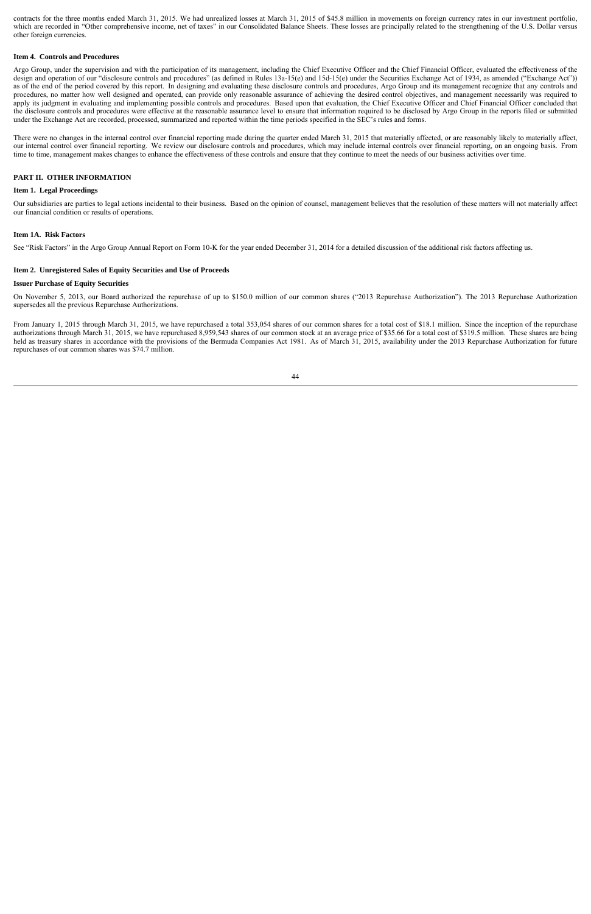contracts for the three months ended March 31, 2015. We had unrealized losses at March 31, 2015 of $45.8 million in movements on foreign currency rates in our investment portfolio, which are recorded in "Other comprehensive income, net of taxes" in our Consolidated Balance Sheets. These losses are principally related to the strengthening of the U.S. Dollar versus other foreign currencies.

### Item 4. Controls and Procedures

Argo Group, under the supervision and with the participation of its management, including the Chief Executive Officer and the Chief Financial Officer, evaluated the effectiveness of the design and operation of our "disclosure controls and procedures" (as defined in Rules 13a-15(e) and 15d-15(e) under the Securities Exchange Act of 1934, as amended ("Exchange Act")) as of the end of the period covered by this report. In designing and evaluating these disclosure controls and procedures, Argo Group and its management recognize that any controls and procedures, no matter how well designed and operated, can provide only reasonable assurance of achieving the desired control objectives, and management necessarily was required to apply its judgment in evaluating and implementing possible controls and procedures. Based upon that evaluation, the Chief Executive Officer and Chief Financial Officer concluded that the disclosure controls and procedures were effective at the reasonable assurance level to ensure that information required to be disclosed by Argo Group in the reports filed or submitted under the Exchange Act are recorded, processed, summarized and reported within the time periods specified in the SEC's rules and forms.

There were no changes in the internal control over financial reporting made during the quarter ended March 31, 2015 that materially affected, or are reasonably likely to materially affect, our internal control over financial reporting. We review our disclosure controls and procedures, which may include internal controls over financial reporting, on an ongoing basis. From time to time, management makes changes to enhance the effectiveness of these controls and ensure that they continue to meet the needs of our business activities over time.

## PART II. OTHER INFORMATION

### Item 1. Legal Proceedings

Our subsidiaries are parties to legal actions incidental to their business. Based on the opinion of counsel, management believes that the resolution of these matters will not materially affect our financial condition or results of operations.

### Item 1A. Risk Factors

See "Risk Factors" in the Argo Group Annual Report on Form 10-K for the year ended December 31, 2014 for a detailed discussion of the additional risk factors affecting us.

### Item 2. Unregistered Sales of Equity Securities and Use of Proceeds

**Issuer Purchase of Equity Securities**

On November 5, 2013, our Board authorized the repurchase of up to $150.0 million of our common shares ("2013 Repurchase Authorization"). The 2013 Repurchase Authorization supersedes all the previous Repurchase Authorizations.

From January 1, 2015 through March 31, 2015, we have repurchased a total 353,054 shares of our common shares for a total cost of $18.1 million. Since the inception of the repurchase authorizations through March 31, 2015, we have repurchased 8,959,543 shares of our common stock at an average price of $35.66 for a total cost of $319.5 million. These shares are being held as treasury shares in accordance with the provisions of the Bermuda Companies Act 1981. As of March 31, 2015, availability under the 2013 Repurchase Authorization for future repurchases of our common shares was $74.7 million.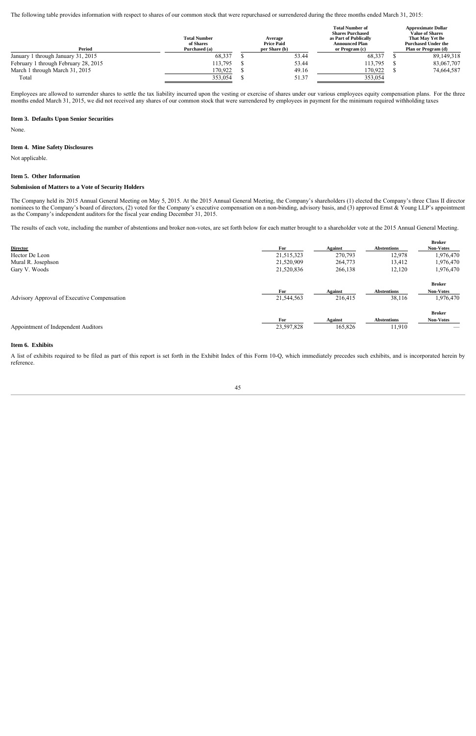The following table provides information with respect to shares of our common stock that were repurchased or surrendered during the three months ended March 31, 2015:

| Period | Total Number of Shares Purchased (a) | Average Price Paid per Share (b) | Total Number of Shares Purchased as Part of Publically Announced Plan or Program (c) | Approximate Dollar Value of Shares That May Yet Be Purchased Under the Plan or Program (d) |
|---|---|---|---|---|
| January 1 through January 31, 2015 | 68,337 | $ 53.44 | 68,337 | $ 89,149,318 |
| February 1 through February 28, 2015 | 113,795 | $ 53.44 | 113,795 | $ 83,067,707 |
| March 1 through March 31, 2015 | 170,922 | $ 49.16 | 170,922 | $ 74,664,587 |
| Total | 353,054 | $ 51.37 | 353,054 | |

Employees are allowed to surrender shares to settle the tax liability incurred upon the vesting or exercise of shares under our various employees equity compensation plans. For the three months ended March 31, 2015, we did not received any shares of our common stock that were surrendered by employees in payment for the minimum required withholding taxes

**Item 3. Defaults Upon Senior Securities**

None.

**Item 4. Mine Safety Disclosures**

Not applicable.

**Item 5. Other Information**

**Submission of Matters to a Vote of Security Holders**

The Company held its 2015 Annual General Meeting on May 5, 2015. At the 2015 Annual General Meeting, the Company's shareholders (1) elected the Company's three Class II director nominees to the Company's board of directors, (2) voted for the Company's executive compensation on a non-binding, advisory basis, and (3) approved Ernst & Young LLP's appointment as the Company's independent auditors for the fiscal year ending December 31, 2015.

The results of each vote, including the number of abstentions and broker non-votes, are set forth below for each matter brought to a shareholder vote at the 2015 Annual General Meeting.

| Director | For | Against | Abstentions | Broker Non-Votes |
|---|---|---|---|---|
| Hector De Leon | 21,515,323 | 270,793 | 12,978 | 1,976,470 |
| Mural R. Josephson | 21,520,909 | 264,773 | 13,412 | 1,976,470 |
| Gary V. Woods | 21,520,836 | 266,138 | 12,120 | 1,976,470 |

| | For | Against | Abstentions | Broker Non-Votes |
|---|---|---|---|---|
| Advisory Approval of Executive Compensation | 21,544,563 | 216,415 | 38,116 | 1,976,470 |

| | For | Against | Abstentions | Broker Non-Votes |
|---|---|---|---|---|
| Appointment of Independent Auditors | 23,597,828 | 165,826 | 11,910 | — |

**Item 6. Exhibits**

A list of exhibits required to be filed as part of this report is set forth in the Exhibit Index of this Form 10-Q, which immediately precedes such exhibits, and is incorporated herein by reference.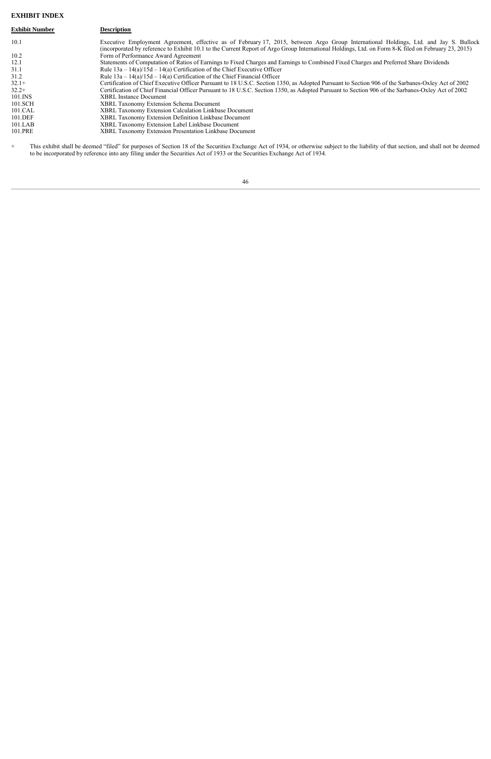**EXHIBIT INDEX**

| Exhibit Number | Description |
|---|---|
| 10.1 | Executive Employment Agreement, effective as of February 17, 2015, between Argo Group International Holdings, Ltd. and Jay S. Bullock (incorporated by reference to Exhibit 10.1 to the Current Report of Argo Group International Holdings, Ltd. on Form 8-K filed on February 23, 2015) |
| 10.2 | Form of Performance Award Agreement |
| 12.1 | Statements of Computation of Ratios of Earnings to Fixed Charges and Earnings to Combined Fixed Charges and Preferred Share Dividends |
| 31.1 | Rule 13a – 14(a)/15d – 14(a) Certification of the Chief Executive Officer |
| 31.2 | Rule 13a – 14(a)/15d – 14(a) Certification of the Chief Financial Officer |
| 32.1+ | Certification of Chief Executive Officer Pursuant to 18 U.S.C. Section 1350, as Adopted Pursuant to Section 906 of the Sarbanes-Oxley Act of 2002 |
| 32.2+ | Certification of Chief Financial Officer Pursuant to 18 U.S.C. Section 1350, as Adopted Pursuant to Section 906 of the Sarbanes-Oxley Act of 2002 |
| 101.INS | XBRL Instance Document |
| 101.SCH | XBRL Taxonomy Extension Schema Document |
| 101.CAL | XBRL Taxonomy Extension Calculation Linkbase Document |
| 101.DEF | XBRL Taxonomy Extension Definition Linkbase Document |
| 101.LAB | XBRL Taxonomy Extension Label Linkbase Document |
| 101.PRE | XBRL Taxonomy Extension Presentation Linkbase Document |

+ This exhibit shall be deemed "filed" for purposes of Section 18 of the Securities Exchange Act of 1934, or otherwise subject to the liability of that section, and shall not be deemed to be incorporated by reference into any filing under the Securities Act of 1933 or the Securities Exchange Act of 1934.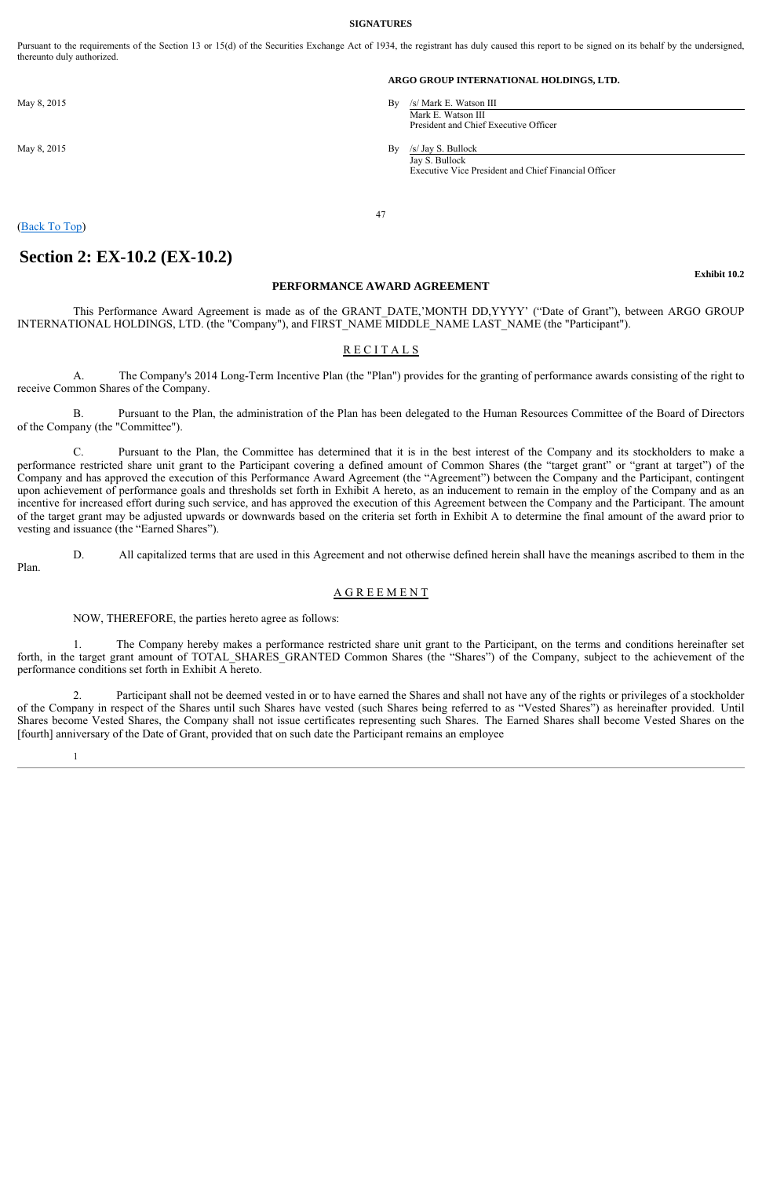**SIGNATURES**

Pursuant to the requirements of the Section 13 or 15(d) of the Securities Exchange Act of 1934, the registrant has duly caused this report to be signed on its behalf by the undersigned, thereunto duly authorized.

**ARGO GROUP INTERNATIONAL HOLDINGS, LTD.**

| | |
|---|---|
| May 8, 2015 | By /s/ Mark E. Watson III<br>Mark E. Watson III<br>President and Chief Executive Officer |
| May 8, 2015 | By /s/ Jay S. Bullock<br>Jay S. Bullock<br>Executive Vice President and Chief Financial Officer |

(Back To Top)

# Section 2: EX-10.2 (EX-10.2)

**Exhibit 10.2**

**PERFORMANCE AWARD AGREEMENT**

This Performance Award Agreement is made as of the GRANT_DATE,'MONTH DD,YYYY' ("Date of Grant"), between ARGO GROUP INTERNATIONAL HOLDINGS, LTD. (the "Company"), and FIRST_NAME MIDDLE_NAME LAST_NAME (the "Participant").

R E C I T A L S

A. The Company's 2014 Long-Term Incentive Plan (the "Plan") provides for the granting of performance awards consisting of the right to receive Common Shares of the Company.

B. Pursuant to the Plan, the administration of the Plan has been delegated to the Human Resources Committee of the Board of Directors of the Company (the "Committee").

C. Pursuant to the Plan, the Committee has determined that it is in the best interest of the Company and its stockholders to make a performance restricted share unit grant to the Participant covering a defined amount of Common Shares (the "target grant" or "grant at target") of the Company and has approved the execution of this Performance Award Agreement (the "Agreement") between the Company and the Participant, contingent upon achievement of performance goals and thresholds set forth in Exhibit A hereto, as an inducement to remain in the employ of the Company and as an incentive for increased effort during such service, and has approved the execution of this Agreement between the Company and the Participant. The amount of the target grant may be adjusted upwards or downwards based on the criteria set forth in Exhibit A to determine the final amount of the award prior to vesting and issuance (the "Earned Shares").

D. All capitalized terms that are used in this Agreement and not otherwise defined herein shall have the meanings ascribed to them in the Plan.

A G R E E M E N T

NOW, THEREFORE, the parties hereto agree as follows:

1. The Company hereby makes a performance restricted share unit grant to the Participant, on the terms and conditions hereinafter set forth, in the target grant amount of TOTAL_SHARES_GRANTED Common Shares (the "Shares") of the Company, subject to the achievement of the performance conditions set forth in Exhibit A hereto.

2. Participant shall not be deemed vested in or to have earned the Shares and shall not have any of the rights or privileges of a stockholder of the Company in respect of the Shares until such Shares have vested (such Shares being referred to as "Vested Shares") as hereinafter provided. Until Shares become Vested Shares, the Company shall not issue certificates representing such Shares. The Earned Shares shall become Vested Shares on the [fourth] anniversary of the Date of Grant, provided that on such date the Participant remains an employee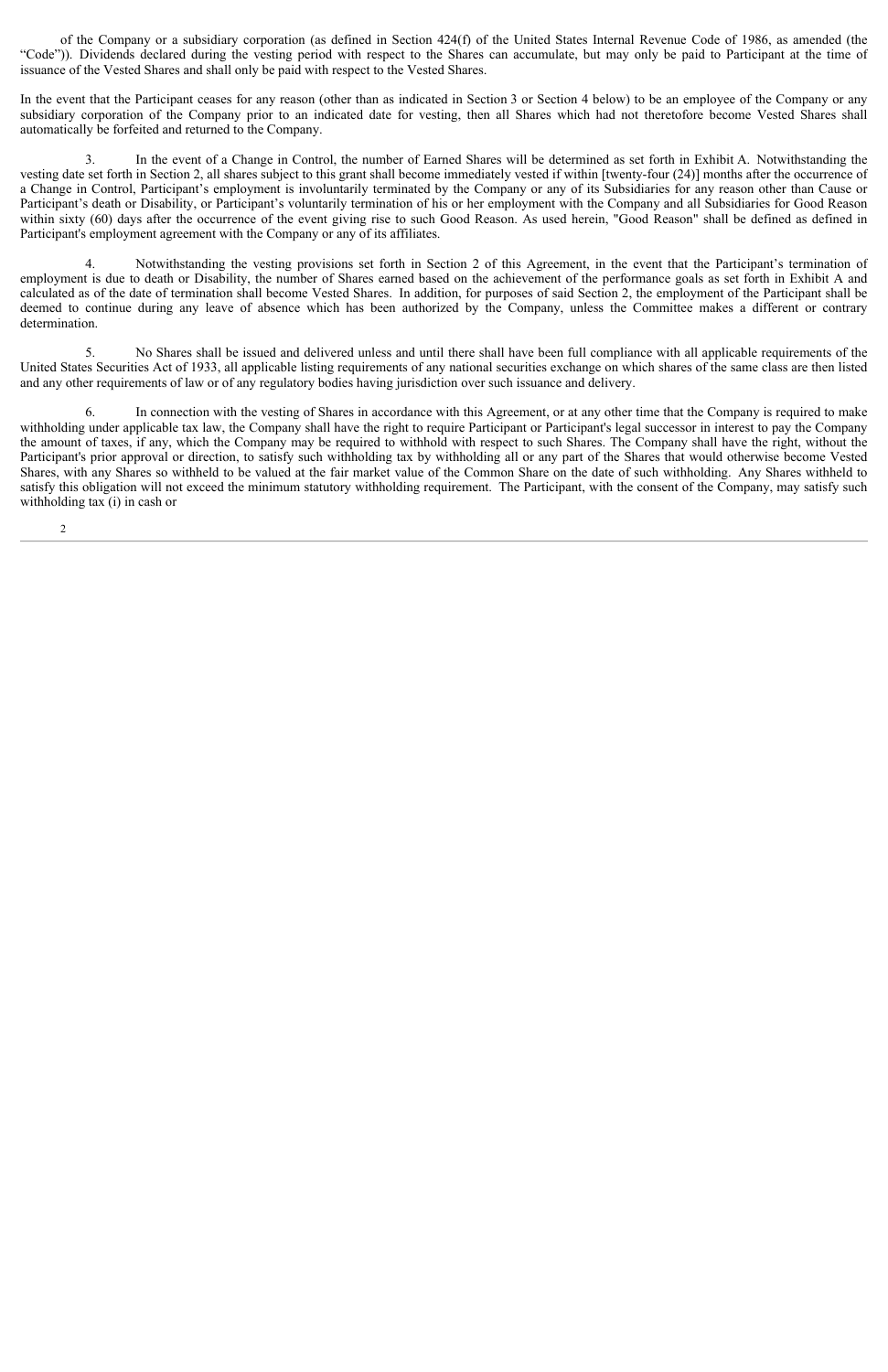of the Company or a subsidiary corporation (as defined in Section 424(f) of the United States Internal Revenue Code of 1986, as amended (the "Code")). Dividends declared during the vesting period with respect to the Shares can accumulate, but may only be paid to Participant at the time of issuance of the Vested Shares and shall only be paid with respect to the Vested Shares.

In the event that the Participant ceases for any reason (other than as indicated in Section 3 or Section 4 below) to be an employee of the Company or any subsidiary corporation of the Company prior to an indicated date for vesting, then all Shares which had not theretofore become Vested Shares shall automatically be forfeited and returned to the Company.

3. In the event of a Change in Control, the number of Earned Shares will be determined as set forth in Exhibit A. Notwithstanding the vesting date set forth in Section 2, all shares subject to this grant shall become immediately vested if within [twenty-four (24)] months after the occurrence of a Change in Control, Participant's employment is involuntarily terminated by the Company or any of its Subsidiaries for any reason other than Cause or Participant's death or Disability, or Participant's voluntarily termination of his or her employment with the Company and all Subsidiaries for Good Reason within sixty (60) days after the occurrence of the event giving rise to such Good Reason. As used herein, "Good Reason" shall be defined as defined in Participant's employment agreement with the Company or any of its affiliates.

4. Notwithstanding the vesting provisions set forth in Section 2 of this Agreement, in the event that the Participant's termination of employment is due to death or Disability, the number of Shares earned based on the achievement of the performance goals as set forth in Exhibit A and calculated as of the date of termination shall become Vested Shares. In addition, for purposes of said Section 2, the employment of the Participant shall be deemed to continue during any leave of absence which has been authorized by the Company, unless the Committee makes a different or contrary determination.

5. No Shares shall be issued and delivered unless and until there shall have been full compliance with all applicable requirements of the United States Securities Act of 1933, all applicable listing requirements of any national securities exchange on which shares of the same class are then listed and any other requirements of law or of any regulatory bodies having jurisdiction over such issuance and delivery.

6. In connection with the vesting of Shares in accordance with this Agreement, or at any other time that the Company is required to make withholding under applicable tax law, the Company shall have the right to require Participant or Participant's legal successor in interest to pay the Company the amount of taxes, if any, which the Company may be required to withhold with respect to such Shares. The Company shall have the right, without the Participant's prior approval or direction, to satisfy such withholding tax by withholding all or any part of the Shares that would otherwise become Vested Shares, with any Shares so withheld to be valued at the fair market value of the Common Share on the date of such withholding. Any Shares withheld to satisfy this obligation will not exceed the minimum statutory withholding requirement. The Participant, with the consent of the Company, may satisfy such withholding tax (i) in cash or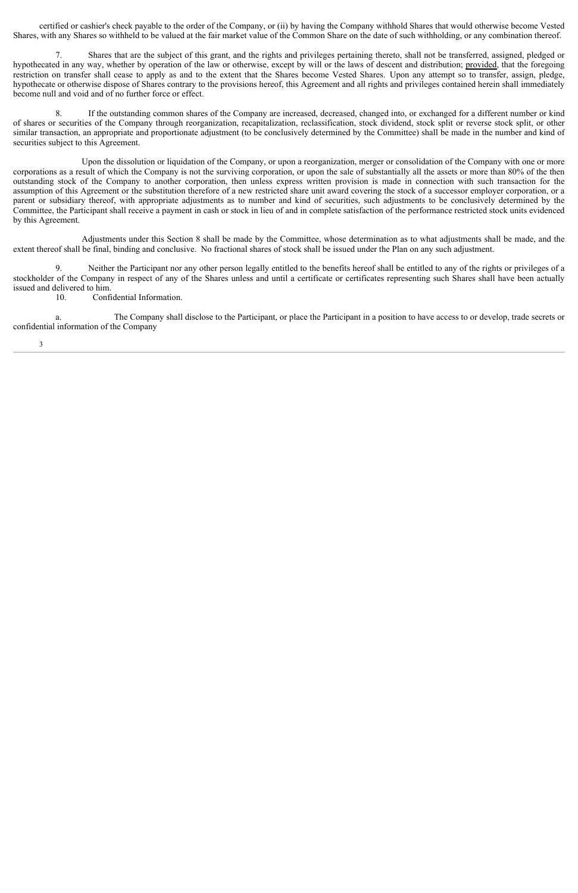certified or cashier's check payable to the order of the Company, or (ii) by having the Company withhold Shares that would otherwise become Vested Shares, with any Shares so withheld to be valued at the fair market value of the Common Share on the date of such withholding, or any combination thereof.

7. Shares that are the subject of this grant, and the rights and privileges pertaining thereto, shall not be transferred, assigned, pledged or hypothecated in any way, whether by operation of the law or otherwise, except by will or the laws of descent and distribution; provided, that the foregoing restriction on transfer shall cease to apply as and to the extent that the Shares become Vested Shares. Upon any attempt so to transfer, assign, pledge, hypothecate or otherwise dispose of Shares contrary to the provisions hereof, this Agreement and all rights and privileges contained herein shall immediately become null and void and of no further force or effect.

8. If the outstanding common shares of the Company are increased, decreased, changed into, or exchanged for a different number or kind of shares or securities of the Company through reorganization, recapitalization, reclassification, stock dividend, stock split or reverse stock split, or other similar transaction, an appropriate and proportionate adjustment (to be conclusively determined by the Committee) shall be made in the number and kind of securities subject to this Agreement.

Upon the dissolution or liquidation of the Company, or upon a reorganization, merger or consolidation of the Company with one or more corporations as a result of which the Company is not the surviving corporation, or upon the sale of substantially all the assets or more than 80% of the then outstanding stock of the Company to another corporation, then unless express written provision is made in connection with such transaction for the assumption of this Agreement or the substitution therefore of a new restricted share unit award covering the stock of a successor employer corporation, or a parent or subsidiary thereof, with appropriate adjustments as to number and kind of securities, such adjustments to be conclusively determined by the Committee, the Participant shall receive a payment in cash or stock in lieu of and in complete satisfaction of the performance restricted stock units evidenced by this Agreement.

Adjustments under this Section 8 shall be made by the Committee, whose determination as to what adjustments shall be made, and the extent thereof shall be final, binding and conclusive. No fractional shares of stock shall be issued under the Plan on any such adjustment.

9. Neither the Participant nor any other person legally entitled to the benefits hereof shall be entitled to any of the rights or privileges of a stockholder of the Company in respect of any of the Shares unless and until a certificate or certificates representing such Shares shall have been actually issued and delivered to him.

10. Confidential Information.

a. The Company shall disclose to the Participant, or place the Participant in a position to have access to or develop, trade secrets or confidential information of the Company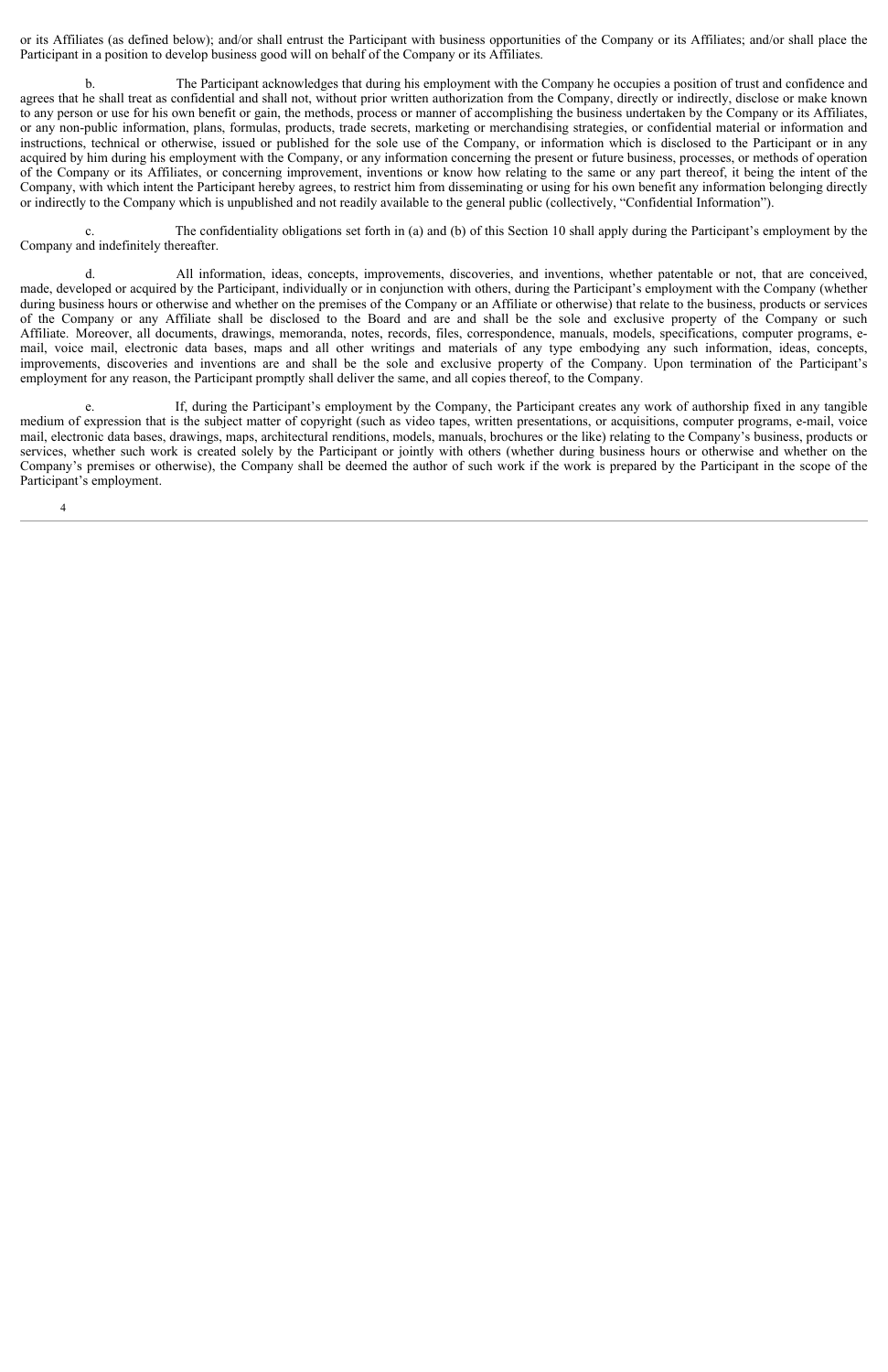or its Affiliates (as defined below); and/or shall entrust the Participant with business opportunities of the Company or its Affiliates; and/or shall place the Participant in a position to develop business good will on behalf of the Company or its Affiliates.

b. The Participant acknowledges that during his employment with the Company he occupies a position of trust and confidence and agrees that he shall treat as confidential and shall not, without prior written authorization from the Company, directly or indirectly, disclose or make known to any person or use for his own benefit or gain, the methods, process or manner of accomplishing the business undertaken by the Company or its Affiliates, or any non-public information, plans, formulas, products, trade secrets, marketing or merchandising strategies, or confidential material or information and instructions, technical or otherwise, issued or published for the sole use of the Company, or information which is disclosed to the Participant or in any acquired by him during his employment with the Company, or any information concerning the present or future business, processes, or methods of operation of the Company or its Affiliates, or concerning improvement, inventions or know how relating to the same or any part thereof, it being the intent of the Company, with which intent the Participant hereby agrees, to restrict him from disseminating or using for his own benefit any information belonging directly or indirectly to the Company which is unpublished and not readily available to the general public (collectively, "Confidential Information").

c. The confidentiality obligations set forth in (a) and (b) of this Section 10 shall apply during the Participant's employment by the Company and indefinitely thereafter.

d. All information, ideas, concepts, improvements, discoveries, and inventions, whether patentable or not, that are conceived, made, developed or acquired by the Participant, individually or in conjunction with others, during the Participant's employment with the Company (whether during business hours or otherwise and whether on the premises of the Company or an Affiliate or otherwise) that relate to the business, products or services of the Company or any Affiliate shall be disclosed to the Board and are and shall be the sole and exclusive property of the Company or such Affiliate. Moreover, all documents, drawings, memoranda, notes, records, files, correspondence, manuals, models, specifications, computer programs, e-mail, voice mail, electronic data bases, maps and all other writings and materials of any type embodying any such information, ideas, concepts, improvements, discoveries and inventions are and shall be the sole and exclusive property of the Company. Upon termination of the Participant's employment for any reason, the Participant promptly shall deliver the same, and all copies thereof, to the Company.

e. If, during the Participant's employment by the Company, the Participant creates any work of authorship fixed in any tangible medium of expression that is the subject matter of copyright (such as video tapes, written presentations, or acquisitions, computer programs, e-mail, voice mail, electronic data bases, drawings, maps, architectural renditions, models, manuals, brochures or the like) relating to the Company's business, products or services, whether such work is created solely by the Participant or jointly with others (whether during business hours or otherwise and whether on the Company's premises or otherwise), the Company shall be deemed the author of such work if the work is prepared by the Participant in the scope of the Participant's employment.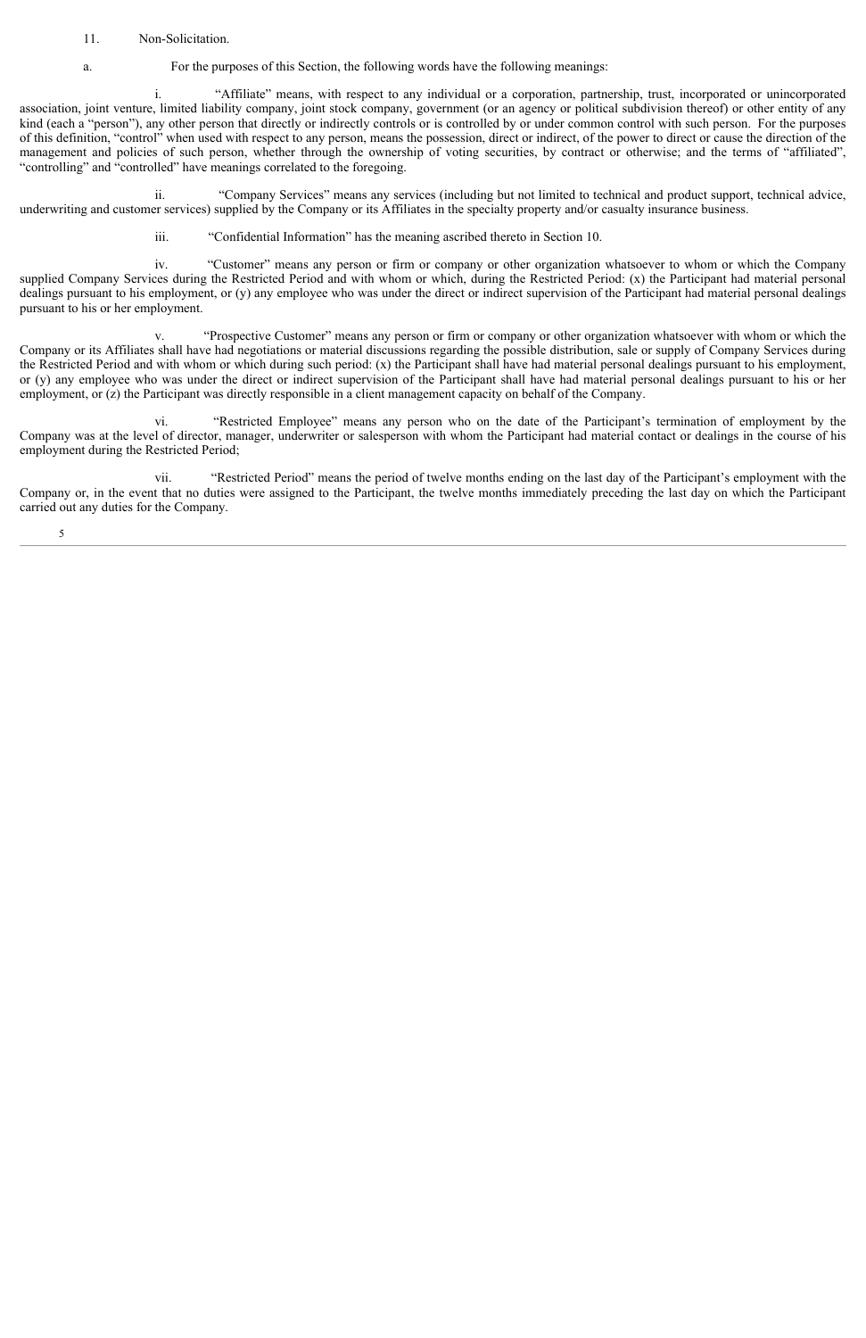11. Non-Solicitation.

a. For the purposes of this Section, the following words have the following meanings:

i. "Affiliate" means, with respect to any individual or a corporation, partnership, trust, incorporated or unincorporated association, joint venture, limited liability company, joint stock company, government (or an agency or political subdivision thereof) or other entity of any kind (each a "person"), any other person that directly or indirectly controls or is controlled by or under common control with such person. For the purposes of this definition, "control" when used with respect to any person, means the possession, direct or indirect, of the power to direct or cause the direction of the management and policies of such person, whether through the ownership of voting securities, by contract or otherwise; and the terms of "affiliated", "controlling" and "controlled" have meanings correlated to the foregoing.

ii. "Company Services" means any services (including but not limited to technical and product support, technical advice, underwriting and customer services) supplied by the Company or its Affiliates in the specialty property and/or casualty insurance business.

iii. "Confidential Information" has the meaning ascribed thereto in Section 10.

iv. "Customer" means any person or firm or company or other organization whatsoever to whom or which the Company supplied Company Services during the Restricted Period and with whom or which, during the Restricted Period: (x) the Participant had material personal dealings pursuant to his employment, or (y) any employee who was under the direct or indirect supervision of the Participant had material personal dealings pursuant to his or her employment.

v. "Prospective Customer" means any person or firm or company or other organization whatsoever with whom or which the Company or its Affiliates shall have had negotiations or material discussions regarding the possible distribution, sale or supply of Company Services during the Restricted Period and with whom or which during such period: (x) the Participant shall have had material personal dealings pursuant to his employment, or (y) any employee who was under the direct or indirect supervision of the Participant shall have had material personal dealings pursuant to his or her employment, or (z) the Participant was directly responsible in a client management capacity on behalf of the Company.

vi. "Restricted Employee" means any person who on the date of the Participant's termination of employment by the Company was at the level of director, manager, underwriter or salesperson with whom the Participant had material contact or dealings in the course of his employment during the Restricted Period;

vii. "Restricted Period" means the period of twelve months ending on the last day of the Participant's employment with the Company or, in the event that no duties were assigned to the Participant, the twelve months immediately preceding the last day on which the Participant carried out any duties for the Company.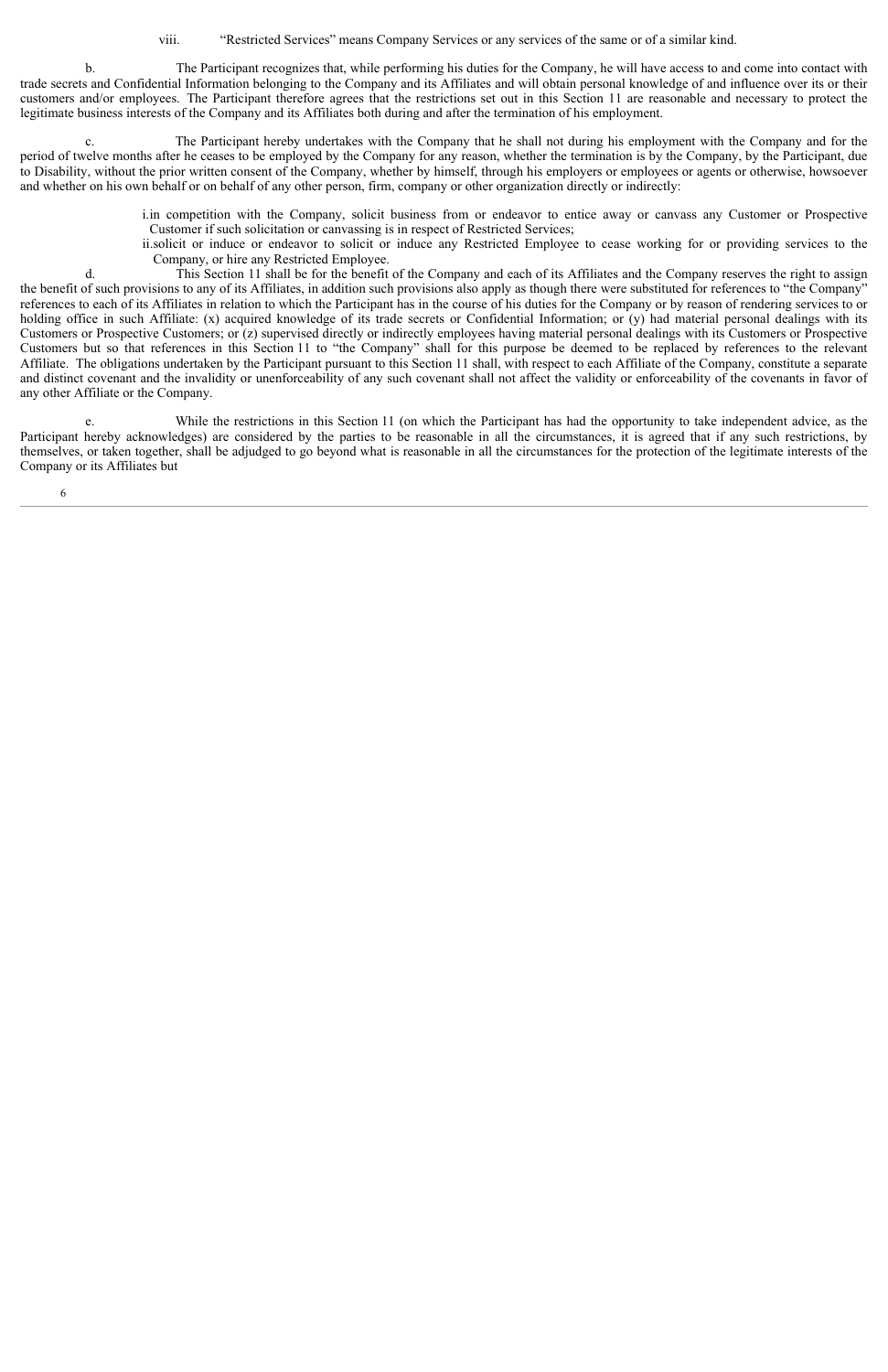viii. “Restricted Services” means Company Services or any services of the same or of a similar kind.

b. The Participant recognizes that, while performing his duties for the Company, he will have access to and come into contact with trade secrets and Confidential Information belonging to the Company and its Affiliates and will obtain personal knowledge of and influence over its or their customers and/or employees. The Participant therefore agrees that the restrictions set out in this Section 11 are reasonable and necessary to protect the legitimate business interests of the Company and its Affiliates both during and after the termination of his employment.

c. The Participant hereby undertakes with the Company that he shall not during his employment with the Company and for the period of twelve months after he ceases to be employed by the Company for any reason, whether the termination is by the Company, by the Participant, due to Disability, without the prior written consent of the Company, whether by himself, through his employers or employees or agents or otherwise, howsoever and whether on his own behalf or on behalf of any other person, firm, company or other organization directly or indirectly:

i. in competition with the Company, solicit business from or endeavor to entice away or canvass any Customer or Prospective Customer if such solicitation or canvassing is in respect of Restricted Services;

ii. solicit or induce or endeavor to solicit or induce any Restricted Employee to cease working for or providing services to the Company, or hire any Restricted Employee.

d. This Section 11 shall be for the benefit of the Company and each of its Affiliates and the Company reserves the right to assign the benefit of such provisions to any of its Affiliates, in addition such provisions also apply as though there were substituted for references to “the Company” references to each of its Affiliates in relation to which the Participant has in the course of his duties for the Company or by reason of rendering services to or holding office in such Affiliate: (x) acquired knowledge of its trade secrets or Confidential Information; or (y) had material personal dealings with its Customers or Prospective Customers; or (z) supervised directly or indirectly employees having material personal dealings with its Customers or Prospective Customers but so that references in this Section 11 to “the Company” shall for this purpose be deemed to be replaced by references to the relevant Affiliate. The obligations undertaken by the Participant pursuant to this Section 11 shall, with respect to each Affiliate of the Company, constitute a separate and distinct covenant and the invalidity or unenforceability of any such covenant shall not affect the validity or enforceability of the covenants in favor of any other Affiliate or the Company.

e. While the restrictions in this Section 11 (on which the Participant has had the opportunity to take independent advice, as the Participant hereby acknowledges) are considered by the parties to be reasonable in all the circumstances, it is agreed that if any such restrictions, by themselves, or taken together, shall be adjudged to go beyond what is reasonable in all the circumstances for the protection of the legitimate interests of the Company or its Affiliates but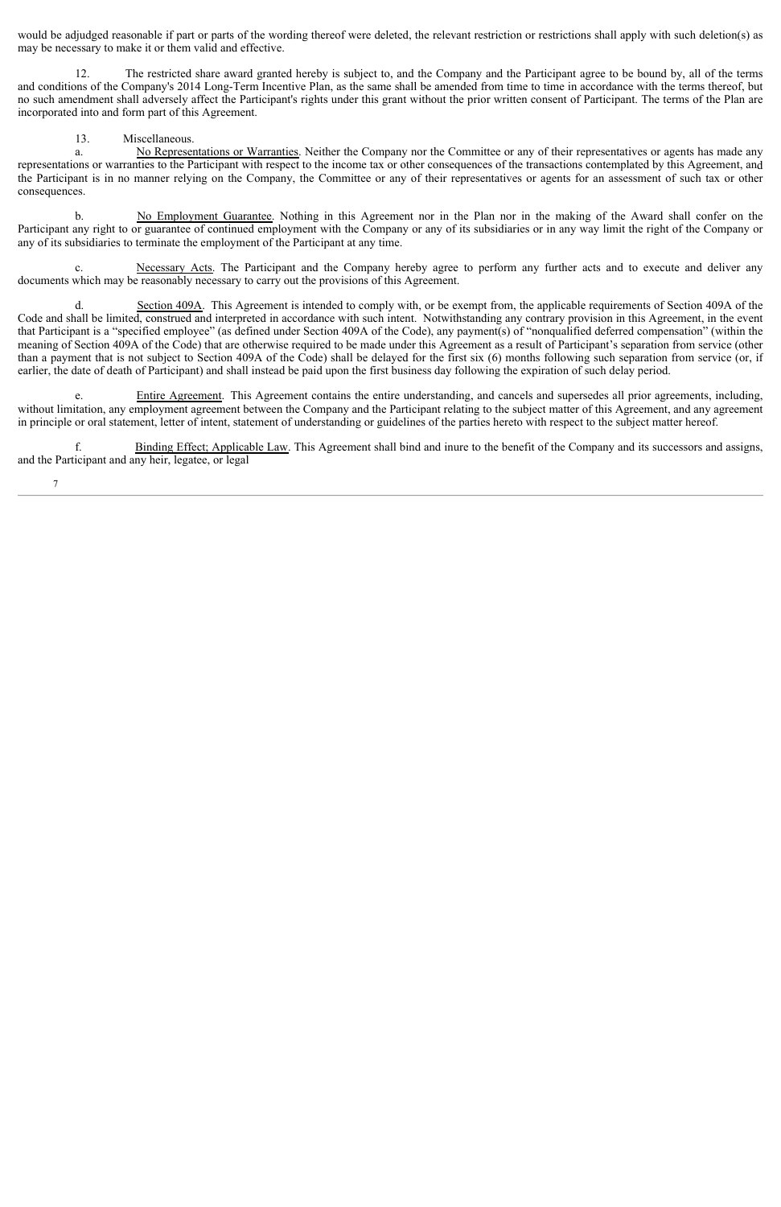would be adjudged reasonable if part or parts of the wording thereof were deleted, the relevant restriction or restrictions shall apply with such deletion(s) as may be necessary to make it or them valid and effective.

12. The restricted share award granted hereby is subject to, and the Company and the Participant agree to be bound by, all of the terms and conditions of the Company's 2014 Long-Term Incentive Plan, as the same shall be amended from time to time in accordance with the terms thereof, but no such amendment shall adversely affect the Participant's rights under this grant without the prior written consent of Participant. The terms of the Plan are incorporated into and form part of this Agreement.

13. Miscellaneous.

a. No Representations or Warranties. Neither the Company nor the Committee or any of their representatives or agents has made any representations or warranties to the Participant with respect to the income tax or other consequences of the transactions contemplated by this Agreement, and the Participant is in no manner relying on the Company, the Committee or any of their representatives or agents for an assessment of such tax or other consequences.

b. No Employment Guarantee. Nothing in this Agreement nor in the Plan nor in the making of the Award shall confer on the Participant any right to or guarantee of continued employment with the Company or any of its subsidiaries or in any way limit the right of the Company or any of its subsidiaries to terminate the employment of the Participant at any time.

c. Necessary Acts. The Participant and the Company hereby agree to perform any further acts and to execute and deliver any documents which may be reasonably necessary to carry out the provisions of this Agreement.

d. Section 409A. This Agreement is intended to comply with, or be exempt from, the applicable requirements of Section 409A of the Code and shall be limited, construed and interpreted in accordance with such intent. Notwithstanding any contrary provision in this Agreement, in the event that Participant is a "specified employee" (as defined under Section 409A of the Code), any payment(s) of "nonqualified deferred compensation" (within the meaning of Section 409A of the Code) that are otherwise required to be made under this Agreement as a result of Participant's separation from service (other than a payment that is not subject to Section 409A of the Code) shall be delayed for the first six (6) months following such separation from service (or, if earlier, the date of death of Participant) and shall instead be paid upon the first business day following the expiration of such delay period.

e. Entire Agreement. This Agreement contains the entire understanding, and cancels and supersedes all prior agreements, including, without limitation, any employment agreement between the Company and the Participant relating to the subject matter of this Agreement, and any agreement in principle or oral statement, letter of intent, statement of understanding or guidelines of the parties hereto with respect to the subject matter hereof.

f. Binding Effect; Applicable Law. This Agreement shall bind and inure to the benefit of the Company and its successors and assigns, and the Participant and any heir, legatee, or legal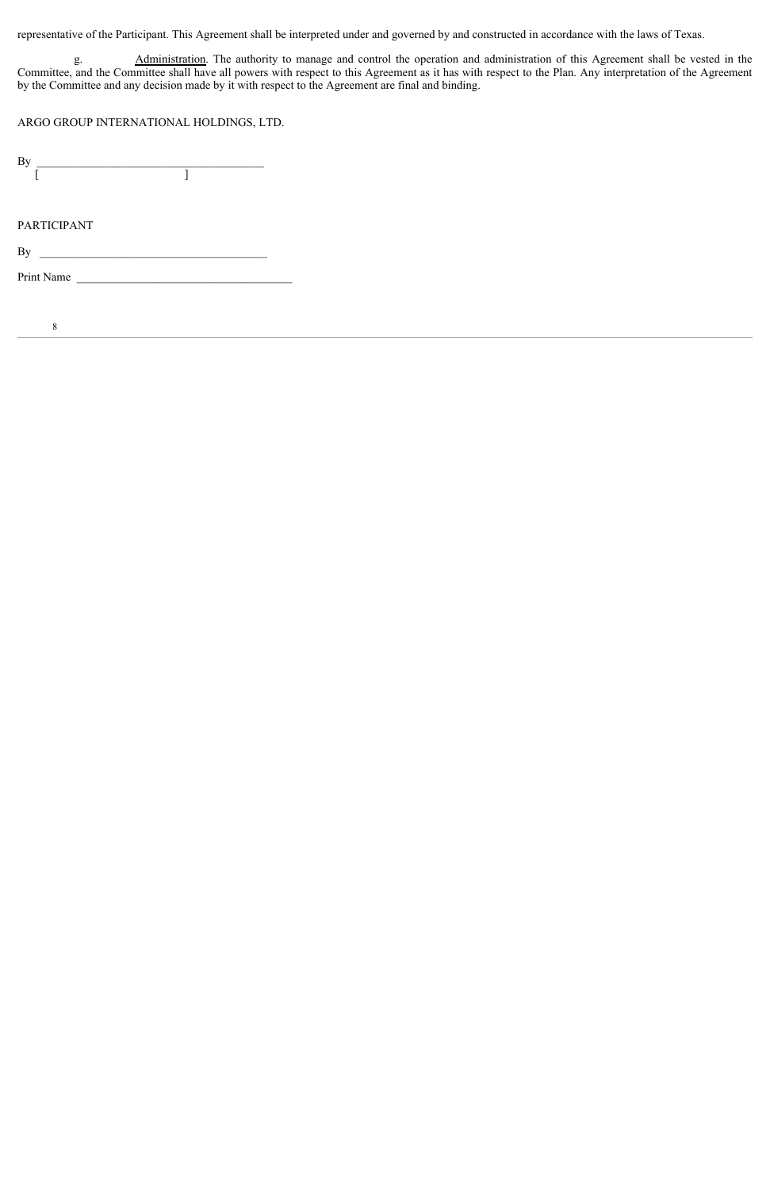representative of the Participant. This Agreement shall be interpreted under and governed by and constructed in accordance with the laws of Texas.

g. Administration. The authority to manage and control the operation and administration of this Agreement shall be vested in the Committee, and the Committee shall have all powers with respect to this Agreement as it has with respect to the Plan. Any interpretation of the Agreement by the Committee and any decision made by it with respect to the Agreement are final and binding.

ARGO GROUP INTERNATIONAL HOLDINGS, LTD.

By \_\_\_\_\_\_\_\_\_\_\_\_\_\_\_\_\_\_\_\_\_\_\_\_\_\_\_\_\_\_\_\_\_\_\_\_\_\_\_
[ ]

PARTICIPANT

By \_\_\_\_\_\_\_\_\_\_\_\_\_\_\_\_\_\_\_\_\_\_\_\_\_\_\_\_\_\_\_\_\_\_\_\_\_\_\_

Print Name \_\_\_\_\_\_\_\_\_\_\_\_\_\_\_\_\_\_\_\_\_\_\_\_\_\_\_\_\_\_\_\_\_\_\_\_\_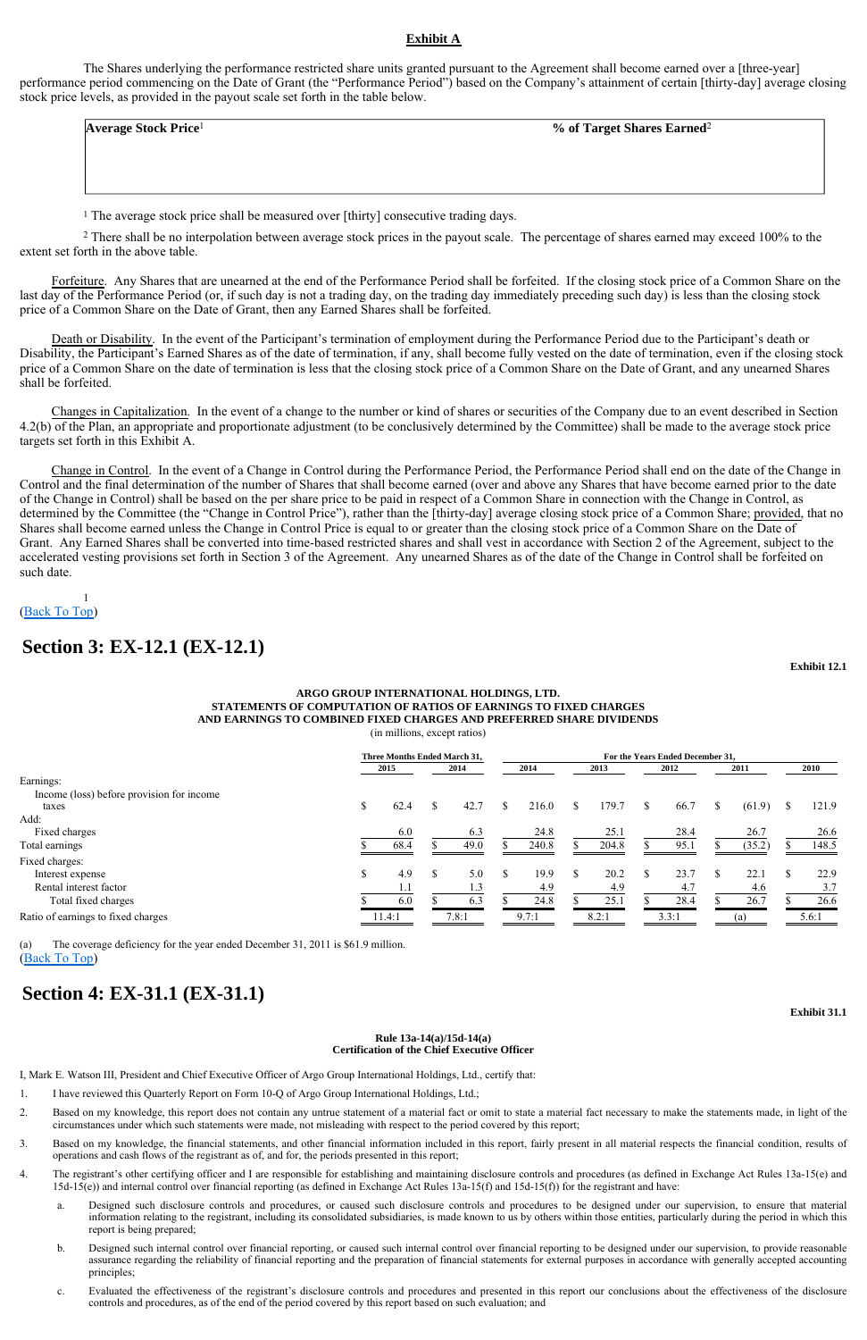**Exhibit A**

The Shares underlying the performance restricted share units granted pursuant to the Agreement shall become earned over a [three-year] performance period commencing on the Date of Grant (the "Performance Period") based on the Company's attainment of certain [thirty-day] average closing stock price levels, as provided in the payout scale set forth in the table below.

| Average Stock Price[1] | % of Target Shares Earned[2] |
|---|---|
| | |

[1] The average stock price shall be measured over [thirty] consecutive trading days.

[2] There shall be no interpolation between average stock prices in the payout scale. The percentage of shares earned may exceed 100% to the extent set forth in the above table.

Forfeiture. Any Shares that are unearned at the end of the Performance Period shall be forfeited. If the closing stock price of a Common Share on the last day of the Performance Period (or, if such day is not a trading day, on the trading day immediately preceding such day) is less than the closing stock price of a Common Share on the Date of Grant, then any Earned Shares shall be forfeited.

Death or Disability. In the event of the Participant's termination of employment during the Performance Period due to the Participant's death or Disability, the Participant's Earned Shares as of the date of termination, if any, shall become fully vested on the date of termination, even if the closing stock price of a Common Share on the date of termination is less that the closing stock price of a Common Share on the Date of Grant, and any unearned Shares shall be forfeited.

Changes in Capitalization. In the event of a change to the number or kind of shares or securities of the Company due to an event described in Section 4.2(b) of the Plan, an appropriate and proportionate adjustment (to be conclusively determined by the Committee) shall be made to the average stock price targets set forth in this Exhibit A.

Change in Control. In the event of a Change in Control during the Performance Period, the Performance Period shall end on the date of the Change in Control and the final determination of the number of Shares that shall become earned (over and above any Shares that have become earned prior to the date of the Change in Control) shall be based on the per share price to be paid in respect of a Common Share in connection with the Change in Control, as determined by the Committee (the "Change in Control Price"), rather than the [thirty-day] average closing stock price of a Common Share; provided, that no Shares shall become earned unless the Change in Control Price is equal to or greater than the closing stock price of a Common Share on the Date of Grant. Any Earned Shares shall be converted into time-based restricted shares and shall vest in accordance with Section 2 of the Agreement, subject to the accelerated vesting provisions set forth in Section 3 of the Agreement. Any unearned Shares as of the date of the Change in Control shall be forfeited on such date.

(Back To Top)

# Section 3: EX-12.1 (EX-12.1)

**Exhibit 12.1**

**ARGO GROUP INTERNATIONAL HOLDINGS, LTD.**
**STATEMENTS OF COMPUTATION OF RATIOS OF EARNINGS TO FIXED CHARGES AND EARNINGS TO COMBINED FIXED CHARGES AND PREFERRED SHARE DIVIDENDS**
(in millions, except ratios)

| | Three Months Ended March 31, 2015 | Three Months Ended March 31, 2014 | For the Years Ended December 31, 2014 | 2013 | 2012 | 2011 | 2010 |
|---|---|---|---|---|---|---|---|
| Earnings: | | | | | | | |
| Income (loss) before provision for income taxes | $ 62.4 | $ 42.7 | $ 216.0 | $ 179.7 | $ 66.7 | $ (61.9) | $ 121.9 |
| Add: | | | | | | | |
| Fixed charges | 6.0 | 6.3 | 24.8 | 25.1 | 28.4 | 26.7 | 26.6 |
| Total earnings | $ 68.4 | $ 49.0 | $ 240.8 | $ 204.8 | $ 95.1 | $ (35.2) | $ 148.5 |
| Fixed charges: | | | | | | | |
| Interest expense | $ 4.9 | $ 5.0 | $ 19.9 | $ 20.2 | $ 23.7 | $ 22.1 | $ 22.9 |
| Rental interest factor | 1.1 | 1.3 | 4.9 | 4.9 | 4.7 | 4.6 | 3.7 |
| Total fixed charges | $ 6.0 | $ 6.3 | $ 24.8 | $ 25.1 | $ 28.4 | $ 26.7 | $ 26.6 |
| Ratio of earnings to fixed charges | 11.4:1 | 7.8:1 | 9.7:1 | 8.2:1 | 3.3:1 | (a) | 5.6:1 |

(a) The coverage deficiency for the year ended December 31, 2011 is $61.9 million.

(Back To Top)

# Section 4: EX-31.1 (EX-31.1)

**Exhibit 31.1**

**Rule 13a-14(a)/15d-14(a)**
**Certification of the Chief Executive Officer**

I, Mark E. Watson III, President and Chief Executive Officer of Argo Group International Holdings, Ltd., certify that:

1. I have reviewed this Quarterly Report on Form 10-Q of Argo Group International Holdings, Ltd.;
2. Based on my knowledge, this report does not contain any untrue statement of a material fact or omit to state a material fact necessary to make the statements made, in light of the circumstances under which such statements were made, not misleading with respect to the period covered by this report;
3. Based on my knowledge, the financial statements, and other financial information included in this report, fairly present in all material respects the financial condition, results of operations and cash flows of the registrant as of, and for, the periods presented in this report;
4. The registrant's other certifying officer and I are responsible for establishing and maintaining disclosure controls and procedures (as defined in Exchange Act Rules 13a-15(e) and 15d-15(e)) and internal control over financial reporting (as defined in Exchange Act Rules 13a-15(f) and 15d-15(f)) for the registrant and have:
   a. Designed such disclosure controls and procedures, or caused such disclosure controls and procedures to be designed under our supervision, to ensure that material information relating to the registrant, including its consolidated subsidiaries, is made known to us by others within those entities, particularly during the period in which this report is being prepared;
   b. Designed such internal control over financial reporting, or caused such internal control over financial reporting to be designed under our supervision, to provide reasonable assurance regarding the reliability of financial reporting and the preparation of financial statements for external purposes in accordance with generally accepted accounting principles;
   c. Evaluated the effectiveness of the registrant's disclosure controls and procedures and presented in this report our conclusions about the effectiveness of the disclosure controls and procedures, as of the end of the period covered by this report based on such evaluation; and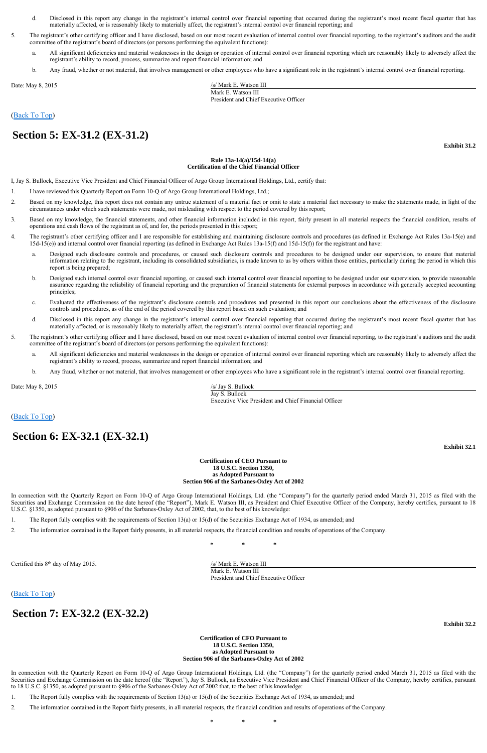d. Disclosed in this report any change in the registrant's internal control over financial reporting that occurred during the registrant's most recent fiscal quarter that has materially affected, or is reasonably likely to materially affect, the registrant's internal control over financial reporting; and

5. The registrant's other certifying officer and I have disclosed, based on our most recent evaluation of internal control over financial reporting, to the registrant's auditors and the audit committee of the registrant's board of directors (or persons performing the equivalent functions):

   a. All significant deficiencies and material weaknesses in the design or operation of internal control over financial reporting which are reasonably likely to adversely affect the registrant's ability to record, process, summarize and report financial information; and

   b. Any fraud, whether or not material, that involves management or other employees who have a significant role in the registrant's internal control over financial reporting.

Date: May 8, 2015

/s/ Mark E. Watson III
Mark E. Watson III
President and Chief Executive Officer

(Back To Top)

# Section 5: EX-31.2 (EX-31.2)

**Exhibit 31.2**

**Rule 13a-14(a)/15d-14(a)**
**Certification of the Chief Financial Officer**

I, Jay S. Bullock, Executive Vice President and Chief Financial Officer of Argo Group International Holdings, Ltd., certify that:

1. I have reviewed this Quarterly Report on Form 10-Q of Argo Group International Holdings, Ltd.;

2. Based on my knowledge, this report does not contain any untrue statement of a material fact or omit to state a material fact necessary to make the statements made, in light of the circumstances under which such statements were made, not misleading with respect to the period covered by this report;

3. Based on my knowledge, the financial statements, and other financial information included in this report, fairly present in all material respects the financial condition, results of operations and cash flows of the registrant as of, and for, the periods presented in this report;

4. The registrant's other certifying officer and I are responsible for establishing and maintaining disclosure controls and procedures (as defined in Exchange Act Rules 13a-15(e) and 15d-15(e)) and internal control over financial reporting (as defined in Exchange Act Rules 13a-15(f) and 15d-15(f)) for the registrant and have:

   a. Designed such disclosure controls and procedures, or caused such disclosure controls and procedures to be designed under our supervision, to ensure that material information relating to the registrant, including its consolidated subsidiaries, is made known to us by others within those entities, particularly during the period in which this report is being prepared;

   b. Designed such internal control over financial reporting, or caused such internal control over financial reporting to be designed under our supervision, to provide reasonable assurance regarding the reliability of financial reporting and the preparation of financial statements for external purposes in accordance with generally accepted accounting principles;

   c. Evaluated the effectiveness of the registrant's disclosure controls and procedures and presented in this report our conclusions about the effectiveness of the disclosure controls and procedures, as of the end of the period covered by this report based on such evaluation; and

   d. Disclosed in this report any change in the registrant's internal control over financial reporting that occurred during the registrant's most recent fiscal quarter that has materially affected, or is reasonably likely to materially affect, the registrant's internal control over financial reporting; and

5. The registrant's other certifying officer and I have disclosed, based on our most recent evaluation of internal control over financial reporting, to the registrant's auditors and the audit committee of the registrant's board of directors (or persons performing the equivalent functions):

   a. All significant deficiencies and material weaknesses in the design or operation of internal control over financial reporting which are reasonably likely to adversely affect the registrant's ability to record, process, summarize and report financial information; and

   b. Any fraud, whether or not material, that involves management or other employees who have a significant role in the registrant's internal control over financial reporting.

Date: May 8, 2015

/s/ Jay S. Bullock
Jay S. Bullock
Executive Vice President and Chief Financial Officer

(Back To Top)

# Section 6: EX-32.1 (EX-32.1)

**Exhibit 32.1**

**Certification of CEO Pursuant to**
**18 U.S.C. Section 1350,**
**as Adopted Pursuant to**
**Section 906 of the Sarbanes-Oxley Act of 2002**

In connection with the Quarterly Report on Form 10-Q of Argo Group International Holdings, Ltd. (the "Company") for the quarterly period ended March 31, 2015 as filed with the Securities and Exchange Commission on the date hereof (the "Report"), Mark E. Watson III, as President and Chief Executive Officer of the Company, hereby certifies, pursuant to 18 U.S.C. §1350, as adopted pursuant to §906 of the Sarbanes-Oxley Act of 2002, that, to the best of his knowledge:

1. The Report fully complies with the requirements of Section 13(a) or 15(d) of the Securities Exchange Act of 1934, as amended; and

2. The information contained in the Report fairly presents, in all material respects, the financial condition and results of operations of the Company.

\* \* \*

Certified this 8th day of May 2015.

/s/ Mark E. Watson III
Mark E. Watson III
President and Chief Executive Officer

(Back To Top)

# Section 7: EX-32.2 (EX-32.2)

**Exhibit 32.2**

**Certification of CFO Pursuant to**
**18 U.S.C. Section 1350,**
**as Adopted Pursuant to**
**Section 906 of the Sarbanes-Oxley Act of 2002**

In connection with the Quarterly Report on Form 10-Q of Argo Group International Holdings, Ltd. (the "Company") for the quarterly period ended March 31, 2015 as filed with the Securities and Exchange Commission on the date hereof (the "Report"), Jay S. Bullock, as Executive Vice President and Chief Financial Officer of the Company, hereby certifies, pursuant to 18 U.S.C. §1350, as adopted pursuant to §906 of the Sarbanes-Oxley Act of 2002 that, to the best of his knowledge:

1. The Report fully complies with the requirements of Section 13(a) or 15(d) of the Securities Exchange Act of 1934, as amended; and

2. The information contained in the Report fairly presents, in all material respects, the financial condition and results of operations of the Company.

\* \* \*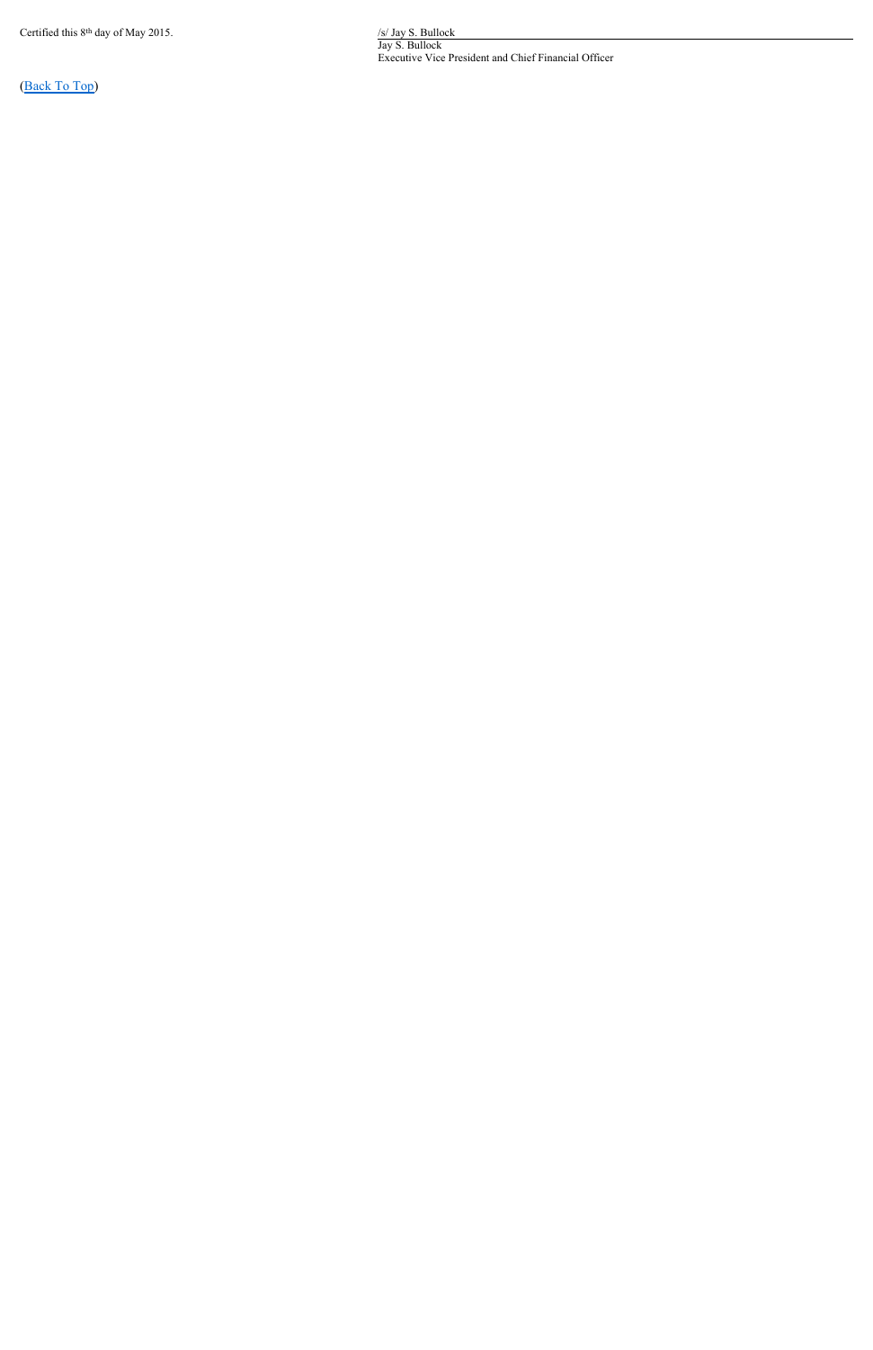Certified this 8th day of May 2015.

/s/ Jay S. Bullock
Jay S. Bullock
Executive Vice President and Chief Financial Officer

(Back To Top)